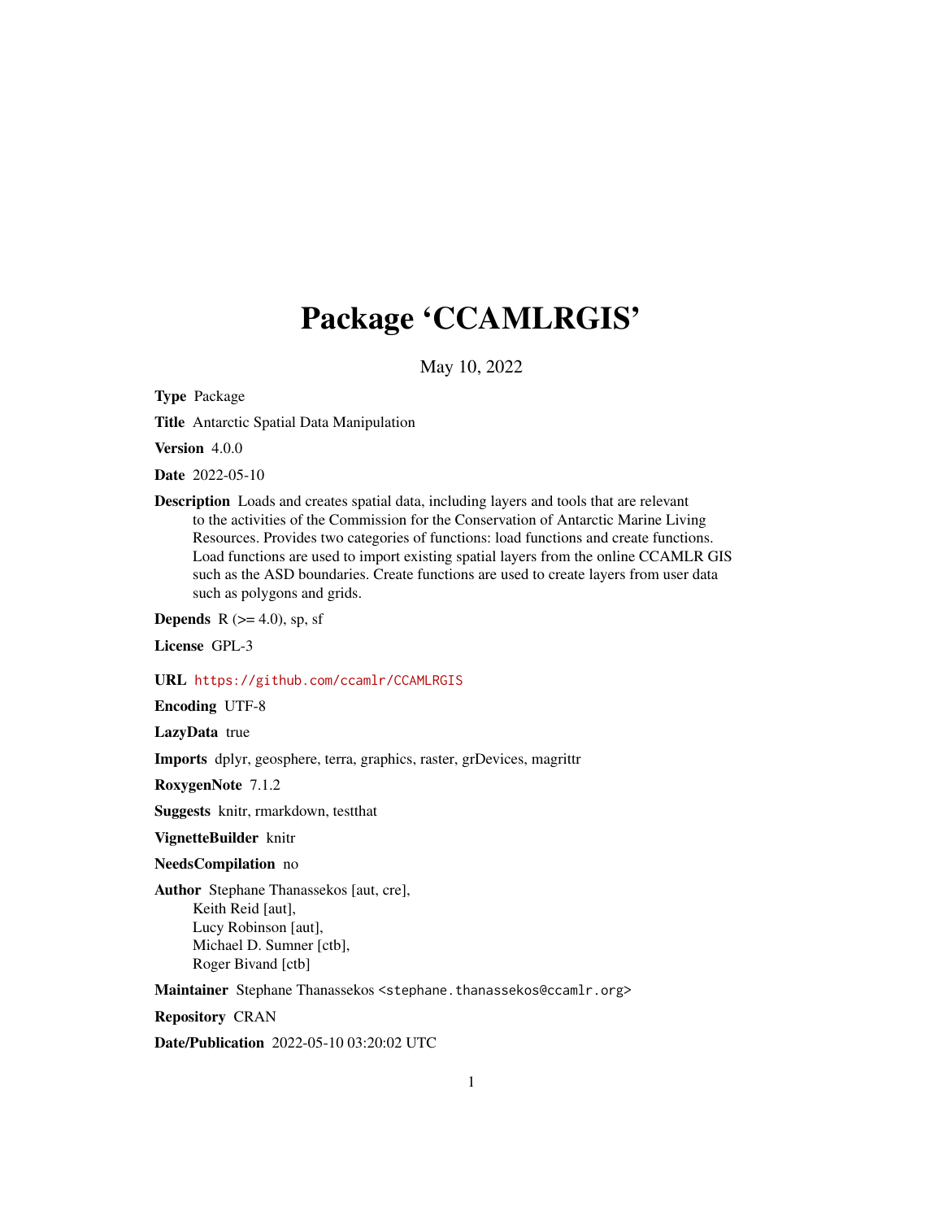# Package 'CCAMLRGIS'

May 10, 2022

**Type** Package

**Title** Antarctic Spatial Data Manipulation

**Version** 4.0.0

**Date** 2022-05-10

**Description** Loads and creates spatial data, including layers and tools that are relevant to the activities of the Commission for the Conservation of Antarctic Marine Living Resources. Provides two categories of functions: load functions and create functions. Load functions are used to import existing spatial layers from the online CCAMLR GIS such as the ASD boundaries. Create functions are used to create layers from user data such as polygons and grids.

**Depends** R (>= 4.0), sp, sf

**License** GPL-3

**URL** https://github.com/ccamlr/CCAMLRGIS

**Encoding** UTF-8

**LazyData** true

**Imports** dplyr, geosphere, terra, graphics, raster, grDevices, magrittr

**RoxygenNote** 7.1.2

**Suggests** knitr, rmarkdown, testthat

**VignetteBuilder** knitr

**NeedsCompilation** no

**Author** Stephane Thanassekos [aut, cre],
Keith Reid [aut],
Lucy Robinson [aut],
Michael D. Sumner [ctb],
Roger Bivand [ctb]

**Maintainer** Stephane Thanassekos <stephane.thanassekos@ccamlr.org>

**Repository** CRAN

**Date/Publication** 2022-05-10 03:20:02 UTC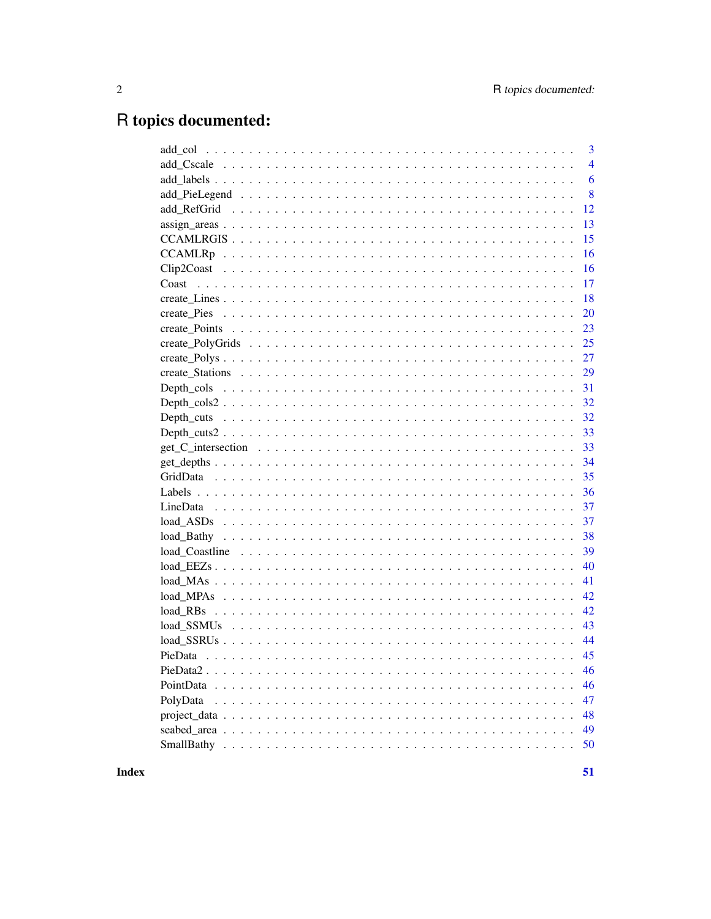# R topics documented:

| | |
|---|---|
| add_col | 3 |
| add_Cscale | 4 |
| add_labels | 6 |
| add_PieLegend | 8 |
| add_RefGrid | 12 |
| assign_areas | 13 |
| CCAMLRGIS | 15 |
| CCAMLRp | 16 |
| Clip2Coast | 16 |
| Coast | 17 |
| create_Lines | 18 |
| create_Pies | 20 |
| create_Points | 23 |
| create_PolyGrids | 25 |
| create_Polys | 27 |
| create_Stations | 29 |
| Depth_cols | 31 |
| Depth_cols2 | 32 |
| Depth_cuts | 32 |
| Depth_cuts2 | 33 |
| get_C_intersection | 33 |
| get_depths | 34 |
| GridData | 35 |
| Labels | 36 |
| LineData | 37 |
| load_ASDs | 37 |
| load_Bathy | 38 |
| load_Coastline | 39 |
| load_EEZs | 40 |
| load_MAs | 41 |
| load_MPAs | 42 |
| load_RBs | 42 |
| load_SSMUs | 43 |
| load_SSRUs | 44 |
| PieData | 45 |
| PieData2 | 46 |
| PointData | 46 |
| PolyData | 47 |
| project_data | 48 |
| seabed_area | 49 |
| SmallBathy | 50 |
| **Index** | **51** |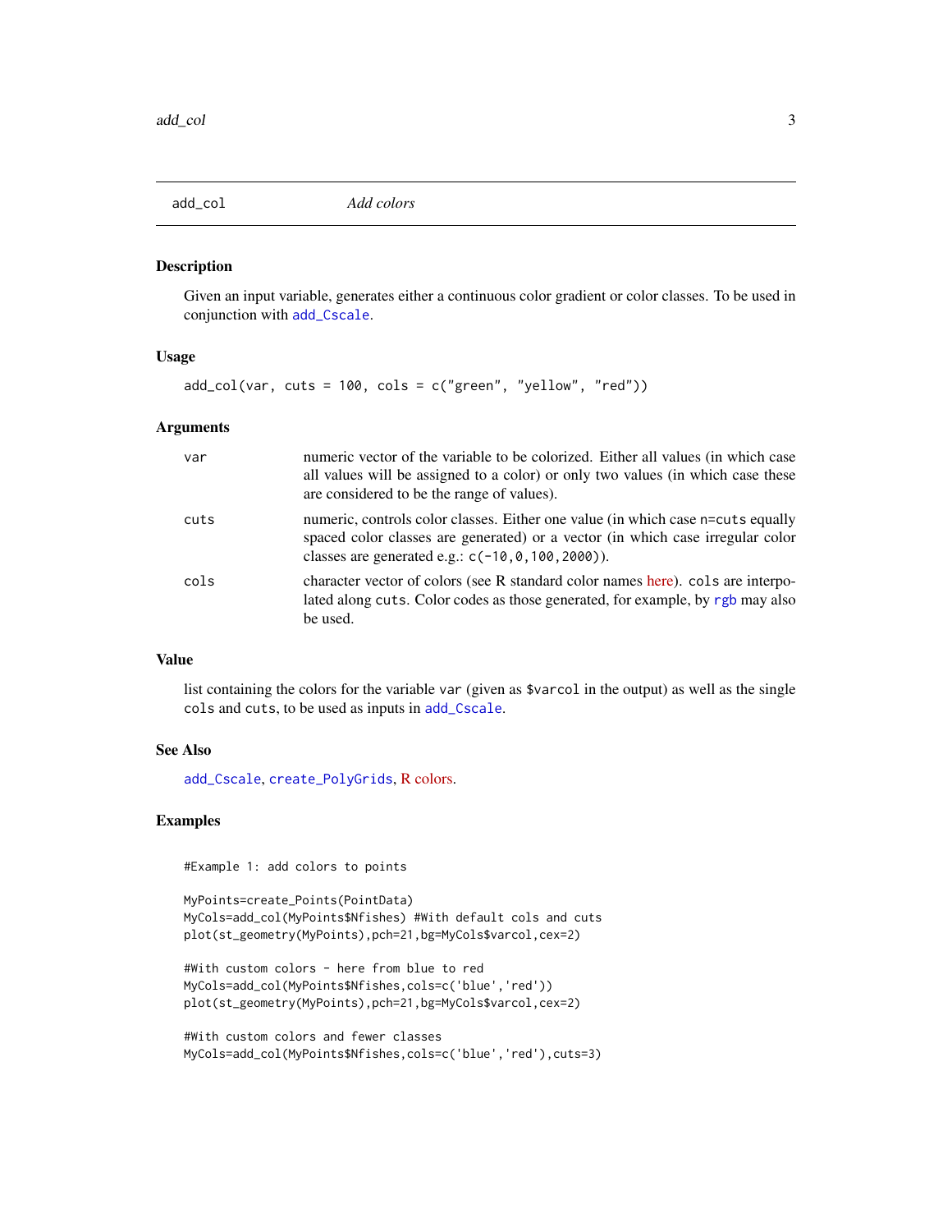## add_col — *Add colors*

### Description

Given an input variable, generates either a continuous color gradient or color classes. To be used in conjunction with `add_Cscale`.

### Usage

```
add_col(var, cuts = 100, cols = c("green", "yellow", "red"))
```

### Arguments

| | |
|---|---|
| `var` | numeric vector of the variable to be colorized. Either all values (in which case all values will be assigned to a color) or only two values (in which case these are considered to be the range of values). |
| `cuts` | numeric, controls color classes. Either one value (in which case n=`cuts` equally spaced color classes are generated) or a vector (in which case irregular color classes are generated e.g.: `c(-10,0,100,2000)`). |
| `cols` | character vector of colors (see R standard color names here). `cols` are interpolated along `cuts`. Color codes as those generated, for example, by `rgb` may also be used. |

### Value

list containing the colors for the variable `var` (given as `$varcol` in the output) as well as the single `cols` and `cuts`, to be used as inputs in `add_Cscale`.

### See Also

`add_Cscale`, `create_PolyGrids`, R colors.

### Examples

```
#Example 1: add colors to points

MyPoints=create_Points(PointData)
MyCols=add_col(MyPoints$Nfishes) #With default cols and cuts
plot(st_geometry(MyPoints),pch=21,bg=MyCols$varcol,cex=2)

#With custom colors - here from blue to red
MyCols=add_col(MyPoints$Nfishes,cols=c('blue','red'))
plot(st_geometry(MyPoints),pch=21,bg=MyCols$varcol,cex=2)

#With custom colors and fewer classes
MyCols=add_col(MyPoints$Nfishes,cols=c('blue','red'),cuts=3)
```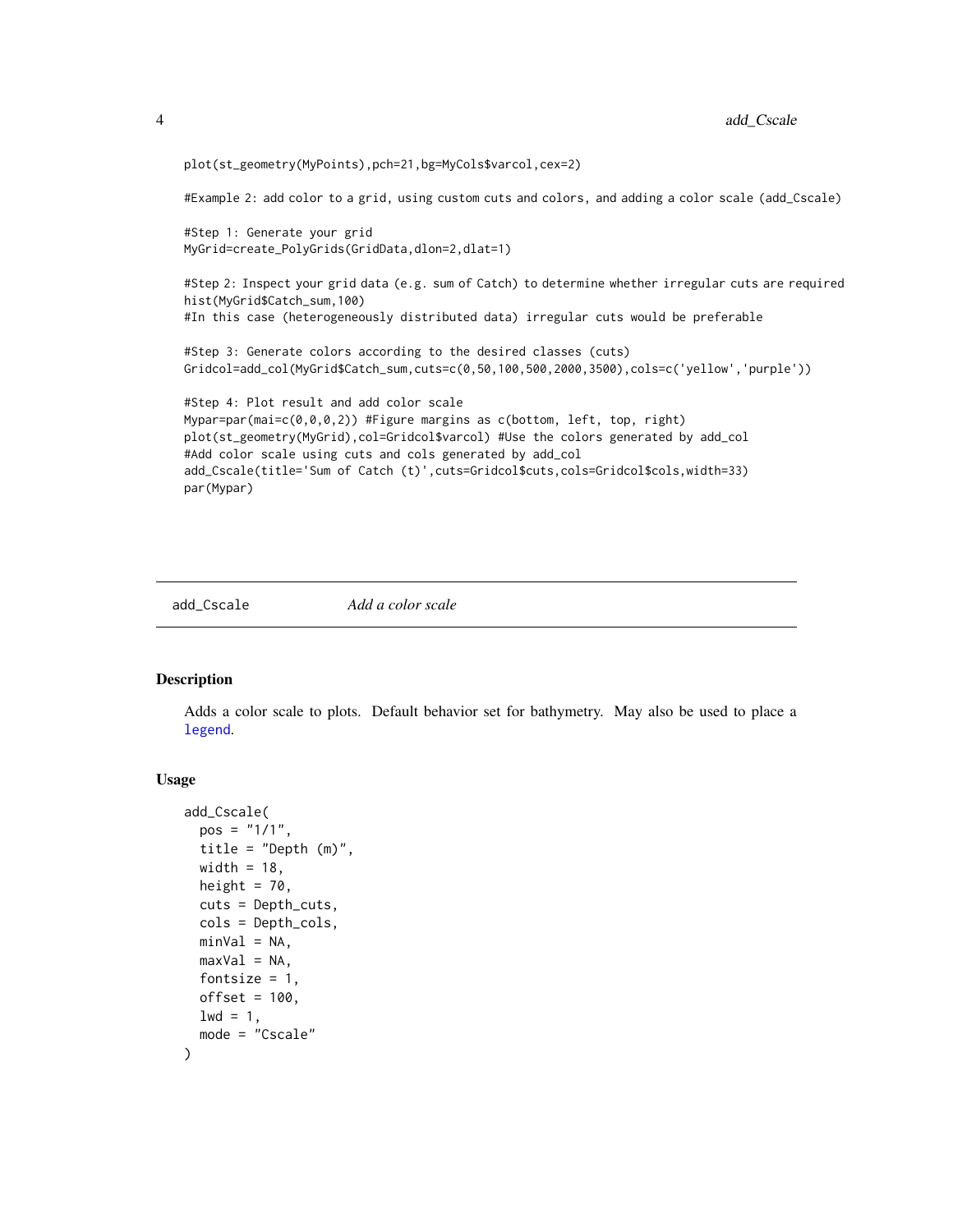```
plot(st_geometry(MyPoints),pch=21,bg=MyCols$varcol,cex=2)

#Example 2: add color to a grid, using custom cuts and colors, and adding a color scale (add_Cscale)

#Step 1: Generate your grid
MyGrid=create_PolyGrids(GridData,dlon=2,dlat=1)

#Step 2: Inspect your grid data (e.g. sum of Catch) to determine whether irregular cuts are required
hist(MyGrid$Catch_sum,100)
#In this case (heterogeneously distributed data) irregular cuts would be preferable

#Step 3: Generate colors according to the desired classes (cuts)
Gridcol=add_col(MyGrid$Catch_sum,cuts=c(0,50,100,500,2000,3500),cols=c('yellow','purple'))

#Step 4: Plot result and add color scale
Mypar=par(mai=c(0,0,0,2)) #Figure margins as c(bottom, left, top, right)
plot(st_geometry(MyGrid),col=Gridcol$varcol) #Use the colors generated by add_col
#Add color scale using cuts and cols generated by add_col
add_Cscale(title='Sum of Catch (t)',cuts=Gridcol$cuts,cols=Gridcol$cols,width=33)
par(Mypar)
```

---

`add_Cscale` *Add a color scale*

---

## Description

Adds a color scale to plots. Default behavior set for bathymetry. May also be used to place a `legend`.

## Usage

```
add_Cscale(
  pos = "1/1",
  title = "Depth (m)",
  width = 18,
  height = 70,
  cuts = Depth_cuts,
  cols = Depth_cols,
  minVal = NA,
  maxVal = NA,
  fontsize = 1,
  offset = 100,
  lwd = 1,
  mode = "Cscale"
)
```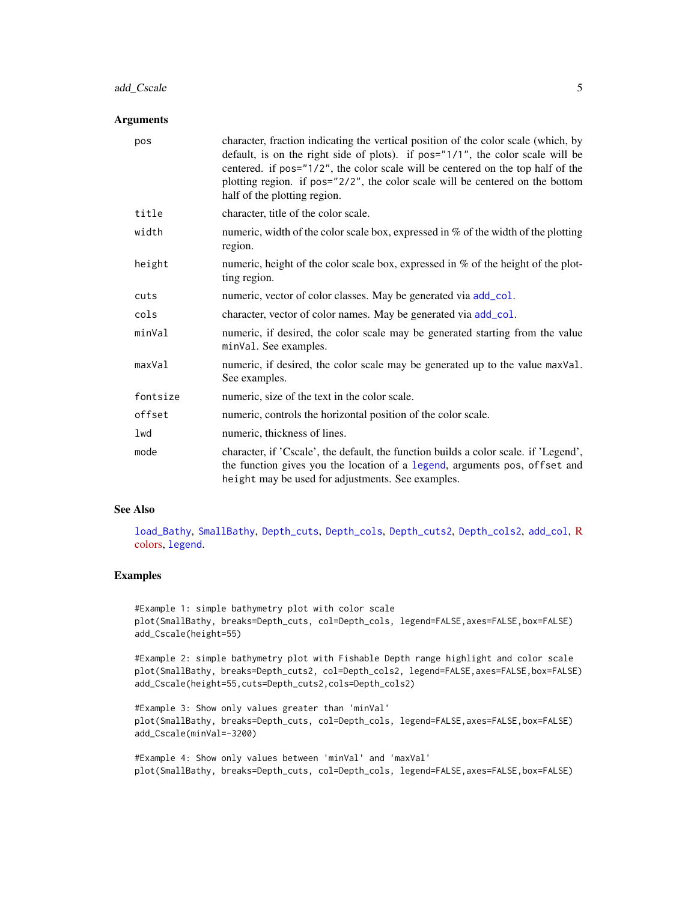### Arguments

| | |
|---|---|
| `pos` | character, fraction indicating the vertical position of the color scale (which, by default, is on the right side of plots). if `pos="1/1"`, the color scale will be centered. if `pos="1/2"`, the color scale will be centered on the top half of the plotting region. if `pos="2/2"`, the color scale will be centered on the bottom half of the plotting region. |
| `title` | character, title of the color scale. |
| `width` | numeric, width of the color scale box, expressed in % of the width of the plotting region. |
| `height` | numeric, height of the color scale box, expressed in % of the height of the plotting region. |
| `cuts` | numeric, vector of color classes. May be generated via `add_col`. |
| `cols` | character, vector of color names. May be generated via `add_col`. |
| `minVal` | numeric, if desired, the color scale may be generated starting from the value `minVal`. See examples. |
| `maxVal` | numeric, if desired, the color scale may be generated up to the value `maxVal`. See examples. |
| `fontsize` | numeric, size of the text in the color scale. |
| `offset` | numeric, controls the horizontal position of the color scale. |
| `lwd` | numeric, thickness of lines. |
| `mode` | character, if 'Cscale', the default, the function builds a color scale. if 'Legend', the function gives you the location of a `legend`, arguments `pos`, `offset` and `height` may be used for adjustments. See examples. |

### See Also

`load_Bathy`, `SmallBathy`, `Depth_cuts`, `Depth_cols`, `Depth_cuts2`, `Depth_cols2`, `add_col`, R colors, `legend`.

### Examples

```
#Example 1: simple bathymetry plot with color scale
plot(SmallBathy, breaks=Depth_cuts, col=Depth_cols, legend=FALSE,axes=FALSE,box=FALSE)
add_Cscale(height=55)

#Example 2: simple bathymetry plot with Fishable Depth range highlight and color scale
plot(SmallBathy, breaks=Depth_cuts2, col=Depth_cols2, legend=FALSE,axes=FALSE,box=FALSE)
add_Cscale(height=55,cuts=Depth_cuts2,cols=Depth_cols2)

#Example 3: Show only values greater than 'minVal'
plot(SmallBathy, breaks=Depth_cuts, col=Depth_cols, legend=FALSE,axes=FALSE,box=FALSE)
add_Cscale(minVal=-3200)

#Example 4: Show only values between 'minVal' and 'maxVal'
plot(SmallBathy, breaks=Depth_cuts, col=Depth_cols, legend=FALSE,axes=FALSE,box=FALSE)
```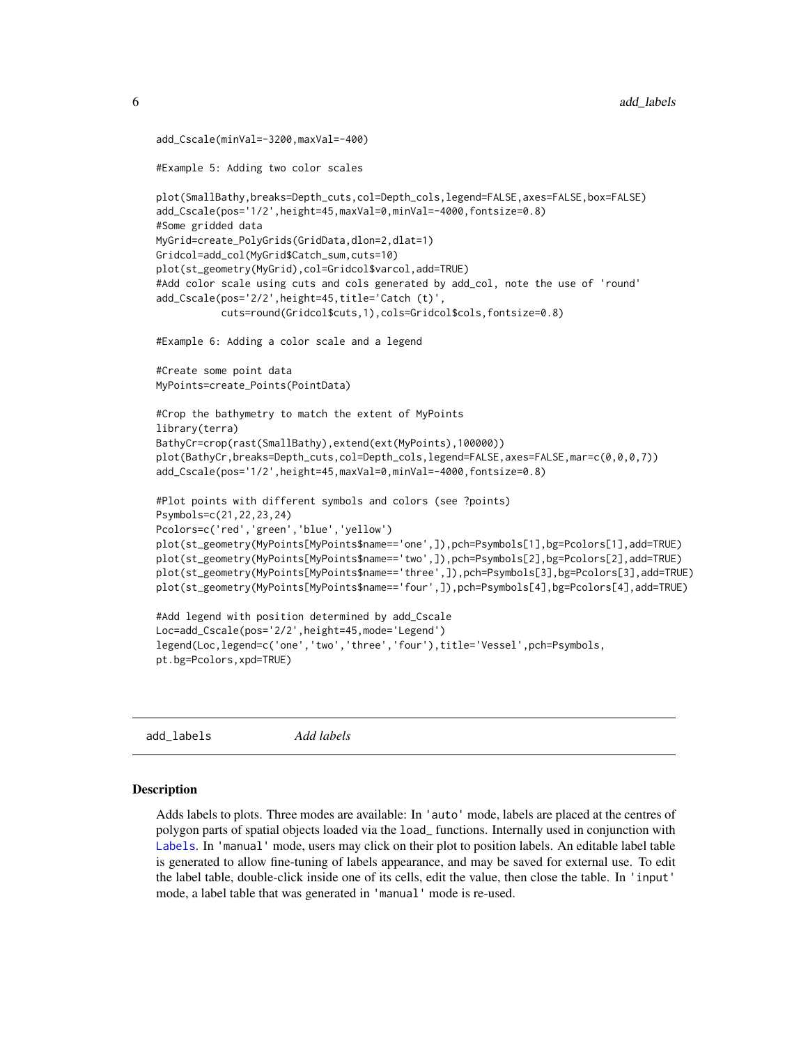```
add_Cscale(minVal=-3200,maxVal=-400)

#Example 5: Adding two color scales

plot(SmallBathy,breaks=Depth_cuts,col=Depth_cols,legend=FALSE,axes=FALSE,box=FALSE)
add_Cscale(pos='1/2',height=45,maxVal=0,minVal=-4000,fontsize=0.8)
#Some gridded data
MyGrid=create_PolyGrids(GridData,dlon=2,dlat=1)
Gridcol=add_col(MyGrid$Catch_sum,cuts=10)
plot(st_geometry(MyGrid),col=Gridcol$varcol,add=TRUE)
#Add color scale using cuts and cols generated by add_col, note the use of 'round'
add_Cscale(pos='2/2',height=45,title='Catch (t)',
           cuts=round(Gridcol$cuts,1),cols=Gridcol$cols,fontsize=0.8)

#Example 6: Adding a color scale and a legend

#Create some point data
MyPoints=create_Points(PointData)

#Crop the bathymetry to match the extent of MyPoints
library(terra)
BathyCr=crop(rast(SmallBathy),extend(ext(MyPoints),100000))
plot(BathyCr,breaks=Depth_cuts,col=Depth_cols,legend=FALSE,axes=FALSE,mar=c(0,0,0,7))
add_Cscale(pos='1/2',height=45,maxVal=0,minVal=-4000,fontsize=0.8)

#Plot points with different symbols and colors (see ?points)
Psymbols=c(21,22,23,24)
Pcolors=c('red','green','blue','yellow')
plot(st_geometry(MyPoints[MyPoints$name=='one',]),pch=Psymbols[1],bg=Pcolors[1],add=TRUE)
plot(st_geometry(MyPoints[MyPoints$name=='two',]),pch=Psymbols[2],bg=Pcolors[2],add=TRUE)
plot(st_geometry(MyPoints[MyPoints$name=='three',]),pch=Psymbols[3],bg=Pcolors[3],add=TRUE)
plot(st_geometry(MyPoints[MyPoints$name=='four',]),pch=Psymbols[4],bg=Pcolors[4],add=TRUE)

#Add legend with position determined by add_Cscale
Loc=add_Cscale(pos='2/2',height=45,mode='Legend')
legend(Loc,legend=c('one','two','three','four'),title='Vessel',pch=Psymbols,
pt.bg=Pcolors,xpd=TRUE)
```

## add_labels *Add labels*

### Description

Adds labels to plots. Three modes are available: In 'auto' mode, labels are placed at the centres of polygon parts of spatial objects loaded via the load_ functions. Internally used in conjunction with Labels. In 'manual' mode, users may click on their plot to position labels. An editable label table is generated to allow fine-tuning of labels appearance, and may be saved for external use. To edit the label table, double-click inside one of its cells, edit the value, then close the table. In 'input' mode, a label table that was generated in 'manual' mode is re-used.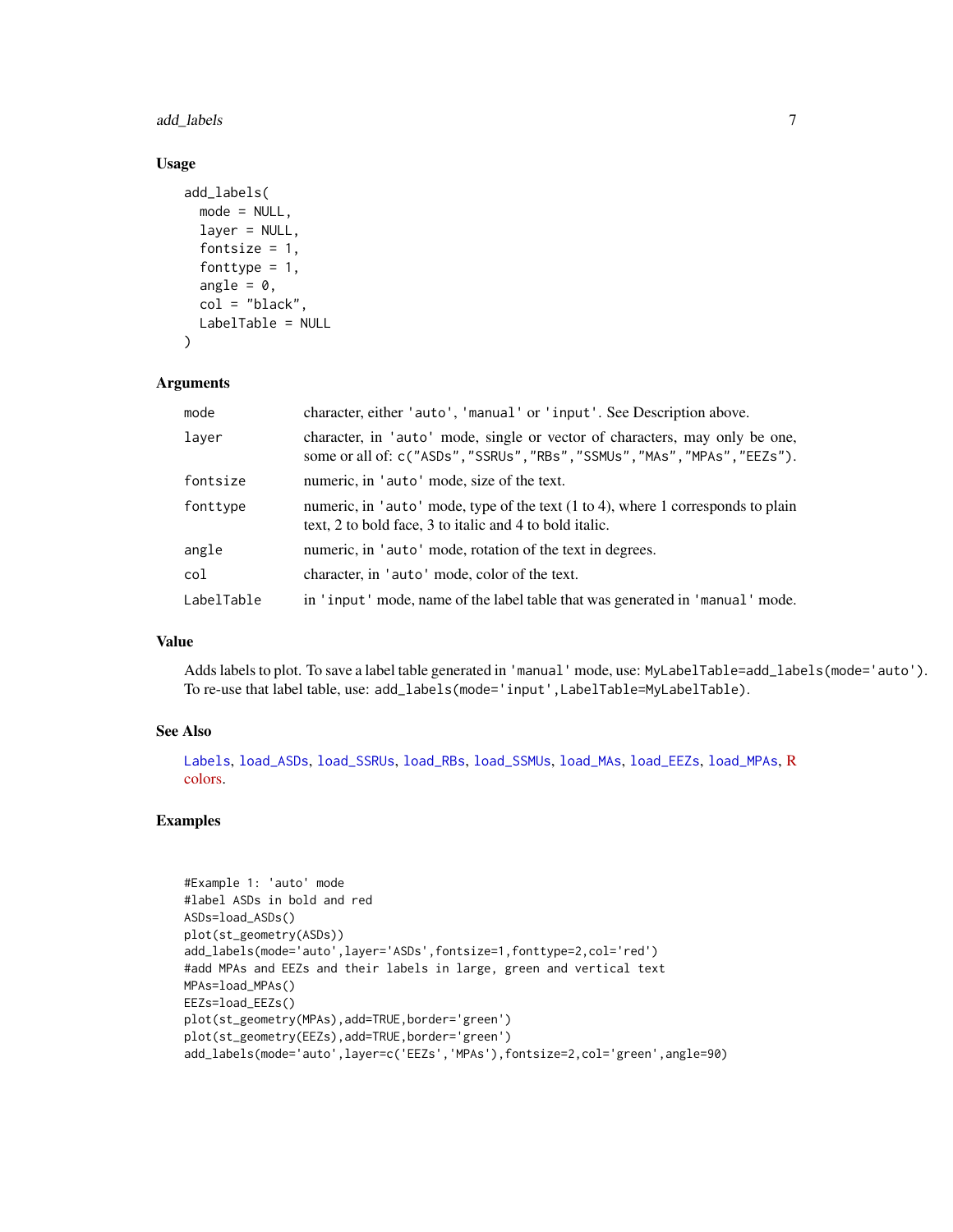### Usage

```
add_labels(
  mode = NULL,
  layer = NULL,
  fontsize = 1,
  fonttype = 1,
  angle = 0,
  col = "black",
  LabelTable = NULL
)
```

### Arguments

| | |
|---|---|
| mode | character, either 'auto', 'manual' or 'input'. See Description above. |
| layer | character, in 'auto' mode, single or vector of characters, may only be one, some or all of: c("ASDs","SSRUs","RBs","SSMUs","MAs","MPAs","EEZs"). |
| fontsize | numeric, in 'auto' mode, size of the text. |
| fonttype | numeric, in 'auto' mode, type of the text (1 to 4), where 1 corresponds to plain text, 2 to bold face, 3 to italic and 4 to bold italic. |
| angle | numeric, in 'auto' mode, rotation of the text in degrees. |
| col | character, in 'auto' mode, color of the text. |
| LabelTable | in 'input' mode, name of the label table that was generated in 'manual' mode. |

### Value

Adds labels to plot. To save a label table generated in 'manual' mode, use: `MyLabelTable=add_labels(mode='auto')`. To re-use that label table, use: `add_labels(mode='input',LabelTable=MyLabelTable)`.

### See Also

Labels, load_ASDs, load_SSRUs, load_RBs, load_SSMUs, load_MAs, load_EEZs, load_MPAs, R colors.

### Examples

```
#Example 1: 'auto' mode
#label ASDs in bold and red
ASDs=load_ASDs()
plot(st_geometry(ASDs))
add_labels(mode='auto',layer='ASDs',fontsize=1,fonttype=2,col='red')
#add MPAs and EEZs and their labels in large, green and vertical text
MPAs=load_MPAs()
EEZs=load_EEZs()
plot(st_geometry(MPAs),add=TRUE,border='green')
plot(st_geometry(EEZs),add=TRUE,border='green')
add_labels(mode='auto',layer=c('EEZs','MPAs'),fontsize=2,col='green',angle=90)
```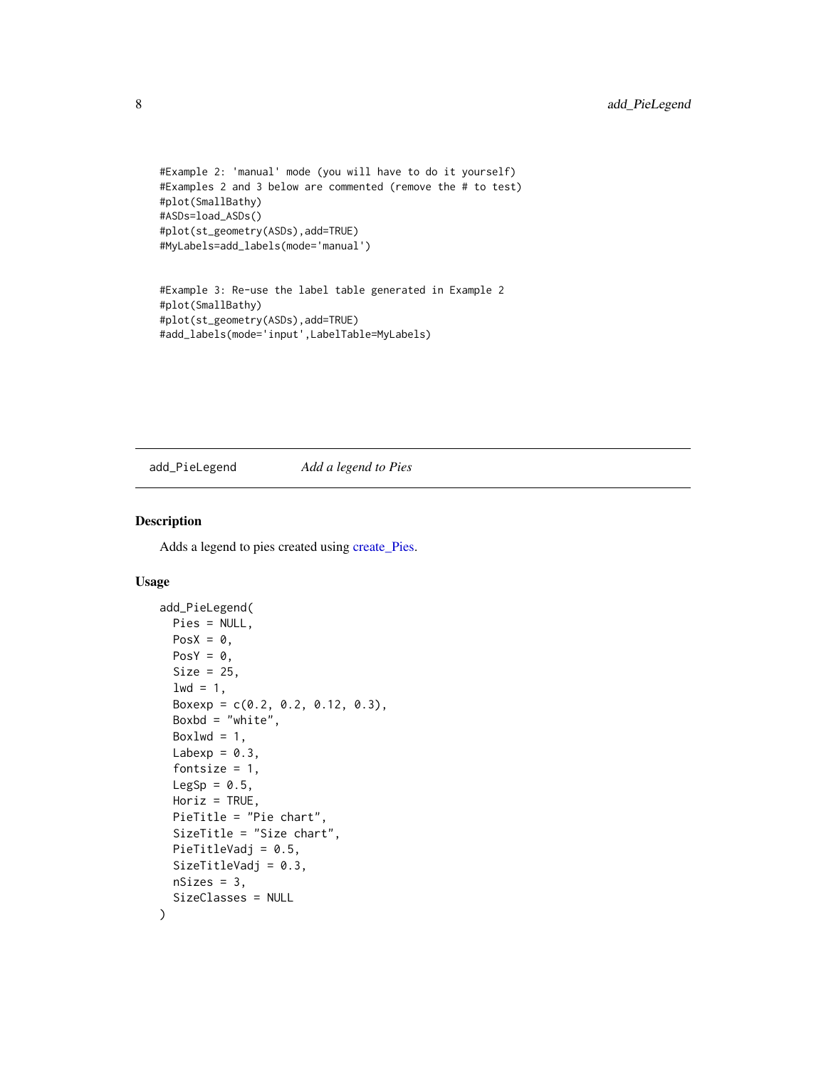```
#Example 2: 'manual' mode (you will have to do it yourself)
#Examples 2 and 3 below are commented (remove the # to test)
#plot(SmallBathy)
#ASDs=load_ASDs()
#plot(st_geometry(ASDs),add=TRUE)
#MyLabels=add_labels(mode='manual')


#Example 3: Re-use the label table generated in Example 2
#plot(SmallBathy)
#plot(st_geometry(ASDs),add=TRUE)
#add_labels(mode='input',LabelTable=MyLabels)
```

## add_PieLegend *Add a legend to Pies*

### Description

Adds a legend to pies created using create_Pies.

### Usage

```
add_PieLegend(
  Pies = NULL,
  PosX = 0,
  PosY = 0,
  Size = 25,
  lwd = 1,
  Boxexp = c(0.2, 0.2, 0.12, 0.3),
  Boxbd = "white",
  Boxlwd = 1,
  Labexp = 0.3,
  fontsize = 1,
  LegSp = 0.5,
  Horiz = TRUE,
  PieTitle = "Pie chart",
  SizeTitle = "Size chart",
  PieTitleVadj = 0.5,
  SizeTitleVadj = 0.3,
  nSizes = 3,
  SizeClasses = NULL
)
```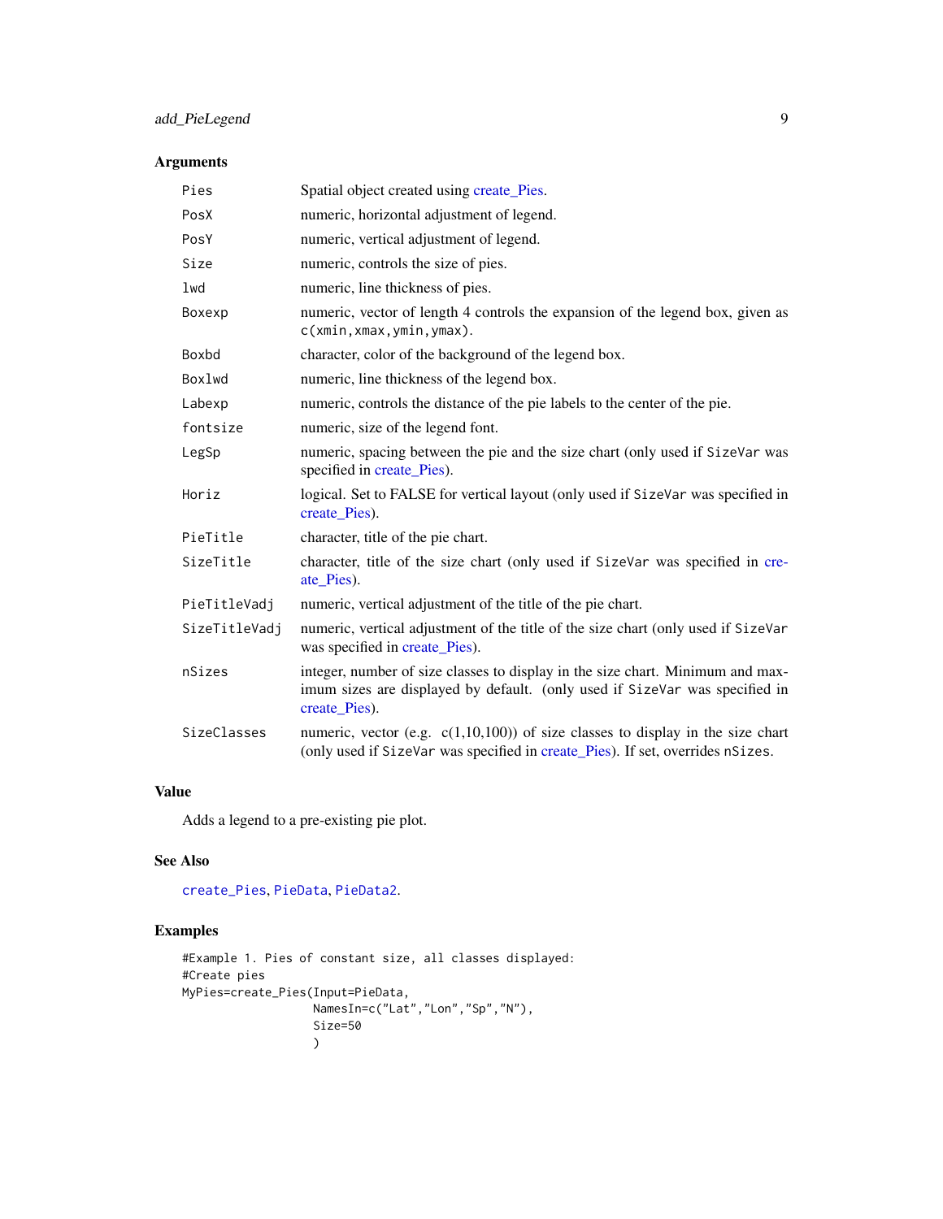## Arguments

| | |
|---|---|
| `Pies` | Spatial object created using create_Pies. |
| `PosX` | numeric, horizontal adjustment of legend. |
| `PosY` | numeric, vertical adjustment of legend. |
| `Size` | numeric, controls the size of pies. |
| `lwd` | numeric, line thickness of pies. |
| `Boxexp` | numeric, vector of length 4 controls the expansion of the legend box, given as `c(xmin,xmax,ymin,ymax)`. |
| `Boxbd` | character, color of the background of the legend box. |
| `Boxlwd` | numeric, line thickness of the legend box. |
| `Labexp` | numeric, controls the distance of the pie labels to the center of the pie. |
| `fontsize` | numeric, size of the legend font. |
| `LegSp` | numeric, spacing between the pie and the size chart (only used if `SizeVar` was specified in create_Pies). |
| `Horiz` | logical. Set to FALSE for vertical layout (only used if `SizeVar` was specified in create_Pies). |
| `PieTitle` | character, title of the pie chart. |
| `SizeTitle` | character, title of the size chart (only used if `SizeVar` was specified in create_Pies). |
| `PieTitleVadj` | numeric, vertical adjustment of the title of the pie chart. |
| `SizeTitleVadj` | numeric, vertical adjustment of the title of the size chart (only used if `SizeVar` was specified in create_Pies). |
| `nSizes` | integer, number of size classes to display in the size chart. Minimum and maximum sizes are displayed by default. (only used if `SizeVar` was specified in create_Pies). |
| `SizeClasses` | numeric, vector (e.g. c(1,10,100)) of size classes to display in the size chart (only used if `SizeVar` was specified in create_Pies). If set, overrides `nSizes`. |

## Value

Adds a legend to a pre-existing pie plot.

## See Also

`create_Pies`, `PieData`, `PieData2`.

## Examples

```
#Example 1. Pies of constant size, all classes displayed:
#Create pies
MyPies=create_Pies(Input=PieData,
                   NamesIn=c("Lat","Lon","Sp","N"),
                   Size=50
                   )
```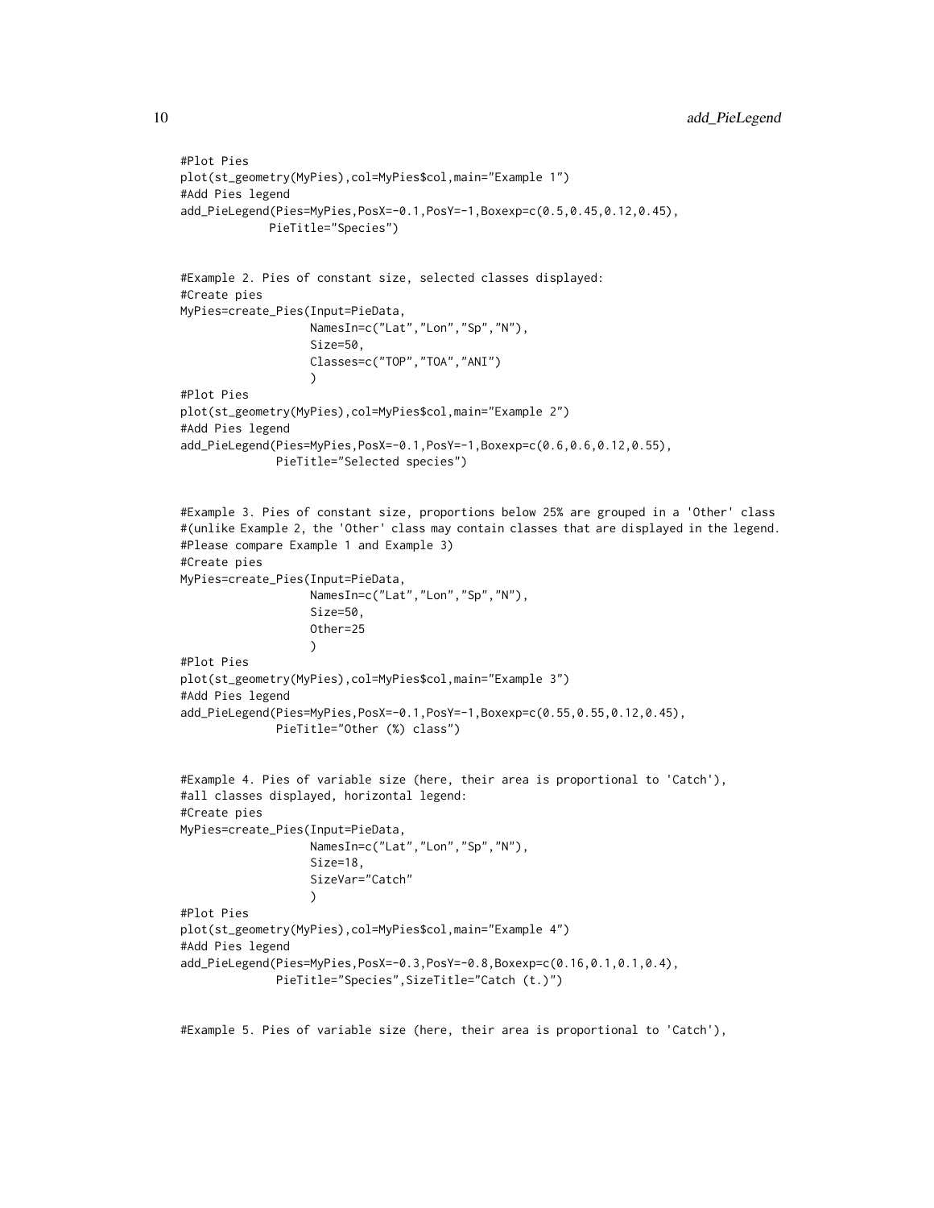```
#Plot Pies
plot(st_geometry(MyPies),col=MyPies$col,main="Example 1")
#Add Pies legend
add_PieLegend(Pies=MyPies,PosX=-0.1,PosY=-1,Boxexp=c(0.5,0.45,0.12,0.45),
            PieTitle="Species")


#Example 2. Pies of constant size, selected classes displayed:
#Create pies
MyPies=create_Pies(Input=PieData,
                   NamesIn=c("Lat","Lon","Sp","N"),
                   Size=50,
                   Classes=c("TOP","TOA","ANI")
                   )
#Plot Pies
plot(st_geometry(MyPies),col=MyPies$col,main="Example 2")
#Add Pies legend
add_PieLegend(Pies=MyPies,PosX=-0.1,PosY=-1,Boxexp=c(0.6,0.6,0.12,0.55),
             PieTitle="Selected species")


#Example 3. Pies of constant size, proportions below 25% are grouped in a 'Other' class
#(unlike Example 2, the 'Other' class may contain classes that are displayed in the legend.
#Please compare Example 1 and Example 3)
#Create pies
MyPies=create_Pies(Input=PieData,
                   NamesIn=c("Lat","Lon","Sp","N"),
                   Size=50,
                   Other=25
                   )
#Plot Pies
plot(st_geometry(MyPies),col=MyPies$col,main="Example 3")
#Add Pies legend
add_PieLegend(Pies=MyPies,PosX=-0.1,PosY=-1,Boxexp=c(0.55,0.55,0.12,0.45),
             PieTitle="Other (%) class")


#Example 4. Pies of variable size (here, their area is proportional to 'Catch'),
#all classes displayed, horizontal legend:
#Create pies
MyPies=create_Pies(Input=PieData,
                   NamesIn=c("Lat","Lon","Sp","N"),
                   Size=18,
                   SizeVar="Catch"
                   )
#Plot Pies
plot(st_geometry(MyPies),col=MyPies$col,main="Example 4")
#Add Pies legend
add_PieLegend(Pies=MyPies,PosX=-0.3,PosY=-0.8,Boxexp=c(0.16,0.1,0.1,0.4),
             PieTitle="Species",SizeTitle="Catch (t.)")


#Example 5. Pies of variable size (here, their area is proportional to 'Catch'),
```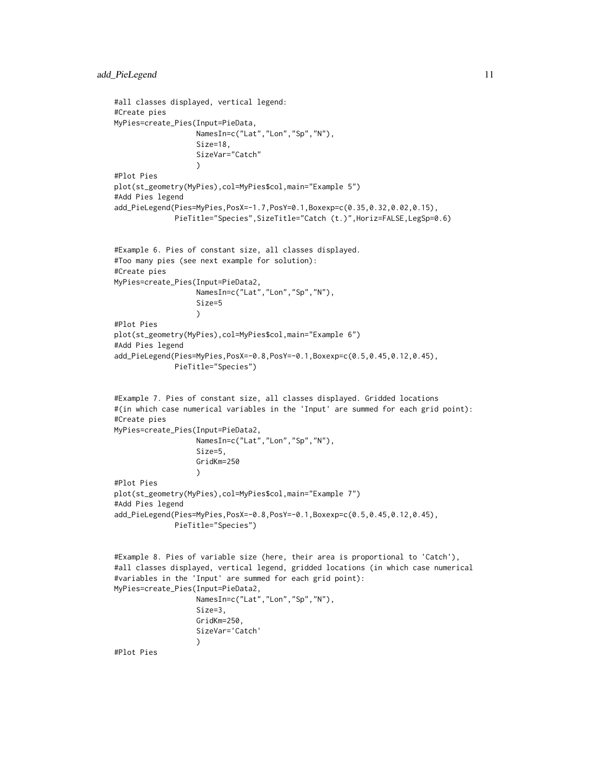```
#all classes displayed, vertical legend:
#Create pies
MyPies=create_Pies(Input=PieData,
                   NamesIn=c("Lat","Lon","Sp","N"),
                   Size=18,
                   SizeVar="Catch"
                   )
#Plot Pies
plot(st_geometry(MyPies),col=MyPies$col,main="Example 5")
#Add Pies legend
add_PieLegend(Pies=MyPies,PosX=-1.7,PosY=0.1,Boxexp=c(0.35,0.32,0.02,0.15),
              PieTitle="Species",SizeTitle="Catch (t.)",Horiz=FALSE,LegSp=0.6)


#Example 6. Pies of constant size, all classes displayed.
#Too many pies (see next example for solution):
#Create pies
MyPies=create_Pies(Input=PieData2,
                   NamesIn=c("Lat","Lon","Sp","N"),
                   Size=5
                   )
#Plot Pies
plot(st_geometry(MyPies),col=MyPies$col,main="Example 6")
#Add Pies legend
add_PieLegend(Pies=MyPies,PosX=-0.8,PosY=-0.1,Boxexp=c(0.5,0.45,0.12,0.45),
              PieTitle="Species")


#Example 7. Pies of constant size, all classes displayed. Gridded locations
#(in which case numerical variables in the 'Input' are summed for each grid point):
#Create pies
MyPies=create_Pies(Input=PieData2,
                   NamesIn=c("Lat","Lon","Sp","N"),
                   Size=5,
                   GridKm=250
                   )
#Plot Pies
plot(st_geometry(MyPies),col=MyPies$col,main="Example 7")
#Add Pies legend
add_PieLegend(Pies=MyPies,PosX=-0.8,PosY=-0.1,Boxexp=c(0.5,0.45,0.12,0.45),
              PieTitle="Species")


#Example 8. Pies of variable size (here, their area is proportional to 'Catch'),
#all classes displayed, vertical legend, gridded locations (in which case numerical
#variables in the 'Input' are summed for each grid point):
MyPies=create_Pies(Input=PieData2,
                   NamesIn=c("Lat","Lon","Sp","N"),
                   Size=3,
                   GridKm=250,
                   SizeVar='Catch'
                   )
#Plot Pies
```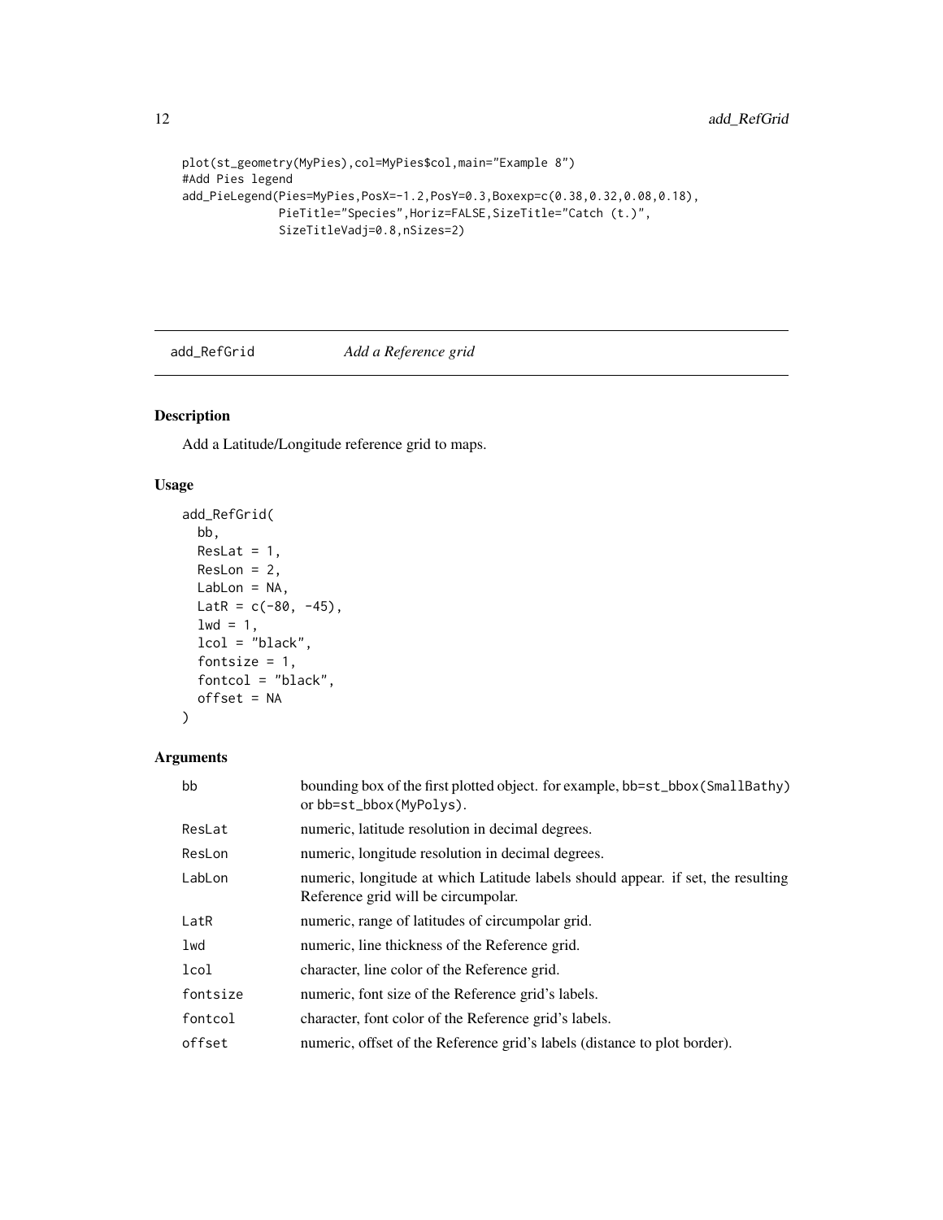```
plot(st_geometry(MyPies),col=MyPies$col,main="Example 8")
#Add Pies legend
add_PieLegend(Pies=MyPies,PosX=-1.2,PosY=0.3,Boxexp=c(0.38,0.32,0.08,0.18),
              PieTitle="Species",Horiz=FALSE,SizeTitle="Catch (t.)",
              SizeTitleVadj=0.8,nSizes=2)
```

## add_RefGrid — *Add a Reference grid*

### Description

Add a Latitude/Longitude reference grid to maps.

### Usage

```
add_RefGrid(
  bb,
  ResLat = 1,
  ResLon = 2,
  LabLon = NA,
  LatR = c(-80, -45),
  lwd = 1,
  lcol = "black",
  fontsize = 1,
  fontcol = "black",
  offset = NA
)
```

### Arguments

| Argument | Description |
|---|---|
| bb | bounding box of the first plotted object. for example, bb=st_bbox(SmallBathy) or bb=st_bbox(MyPolys). |
| ResLat | numeric, latitude resolution in decimal degrees. |
| ResLon | numeric, longitude resolution in decimal degrees. |
| LabLon | numeric, longitude at which Latitude labels should appear. if set, the resulting Reference grid will be circumpolar. |
| LatR | numeric, range of latitudes of circumpolar grid. |
| lwd | numeric, line thickness of the Reference grid. |
| lcol | character, line color of the Reference grid. |
| fontsize | numeric, font size of the Reference grid's labels. |
| fontcol | character, font color of the Reference grid's labels. |
| offset | numeric, offset of the Reference grid's labels (distance to plot border). |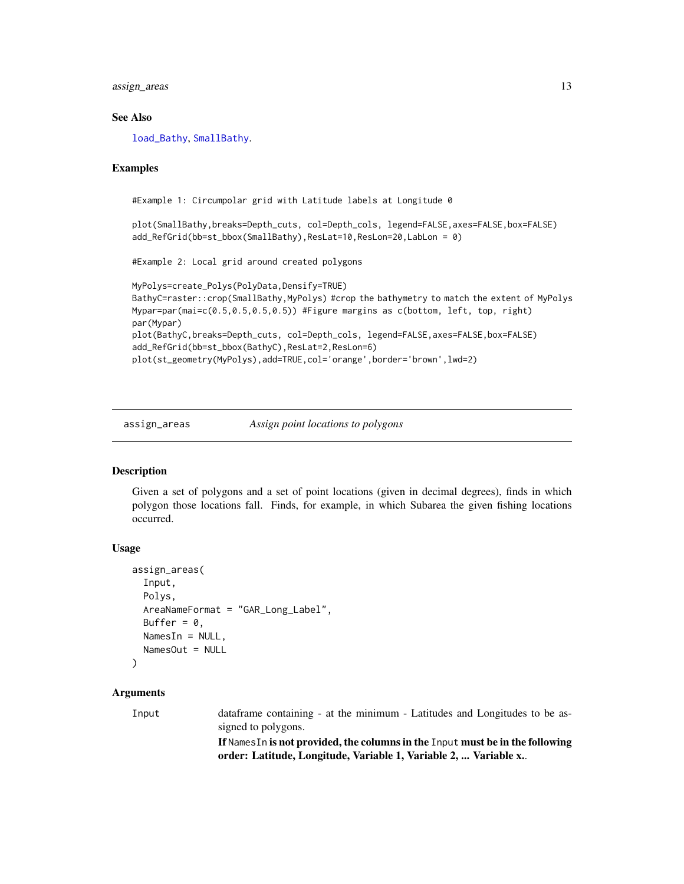## See Also

load_Bathy, SmallBathy.

## Examples

```
#Example 1: Circumpolar grid with Latitude labels at Longitude 0

plot(SmallBathy,breaks=Depth_cuts, col=Depth_cols, legend=FALSE,axes=FALSE,box=FALSE)
add_RefGrid(bb=st_bbox(SmallBathy),ResLat=10,ResLon=20,LabLon = 0)

#Example 2: Local grid around created polygons

MyPolys=create_Polys(PolyData,Densify=TRUE)
BathyC=raster::crop(SmallBathy,MyPolys) #crop the bathymetry to match the extent of MyPolys
Mypar=par(mai=c(0.5,0.5,0.5,0.5)) #Figure margins as c(bottom, left, top, right)
par(Mypar)
plot(BathyC,breaks=Depth_cuts, col=Depth_cols, legend=FALSE,axes=FALSE,box=FALSE)
add_RefGrid(bb=st_bbox(BathyC),ResLat=2,ResLon=6)
plot(st_geometry(MyPolys),add=TRUE,col='orange',border='brown',lwd=2)
```

---

# assign_areas — *Assign point locations to polygons*

## Description

Given a set of polygons and a set of point locations (given in decimal degrees), finds in which polygon those locations fall. Finds, for example, in which Subarea the given fishing locations occurred.

## Usage

```
assign_areas(
  Input,
  Polys,
  AreaNameFormat = "GAR_Long_Label",
  Buffer = 0,
  NamesIn = NULL,
  NamesOut = NULL
)
```

## Arguments

| | |
|---|---|
| Input | dataframe containing - at the minimum - Latitudes and Longitudes to be assigned to polygons.<br>**If `NamesIn` is not provided, the columns in the `Input` must be in the following order: Latitude, Longitude, Variable 1, Variable 2, ... Variable x.** |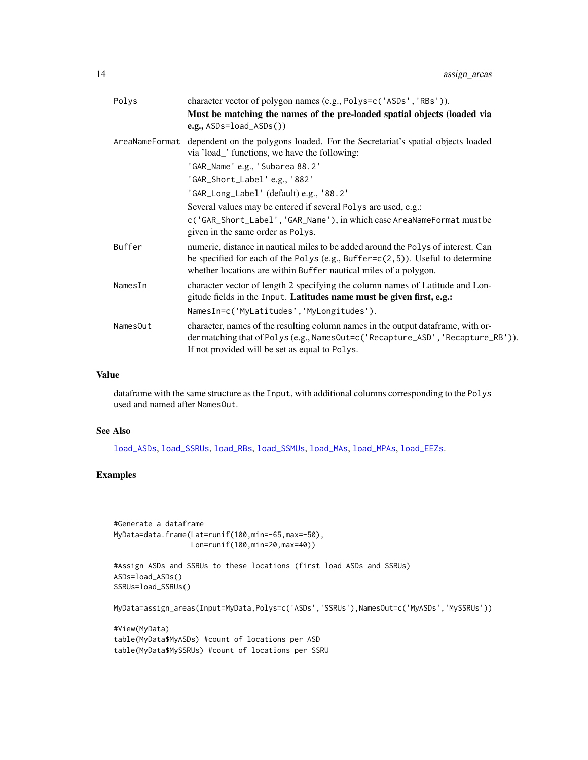| | |
|---|---|
| Polys | character vector of polygon names (e.g., Polys=c('ASDs','RBs')). **Must be matching the names of the pre-loaded spatial objects (loaded via e.g.,** ASDs=load_ASDs()**)** |
| AreaNameFormat | dependent on the polygons loaded. For the Secretariat's spatial objects loaded via 'load_' functions, we have the following: 'GAR_Name' e.g., 'Subarea 88.2' 'GAR_Short_Label' e.g., '882' 'GAR_Long_Label' (default) e.g., '88.2' Several values may be entered if several Polys are used, e.g.: c('GAR_Short_Label','GAR_Name'), in which case AreaNameFormat must be given in the same order as Polys. |
| Buffer | numeric, distance in nautical miles to be added around the Polys of interest. Can be specified for each of the Polys (e.g., Buffer=c(2,5)). Useful to determine whether locations are within Buffer nautical miles of a polygon. |
| NamesIn | character vector of length 2 specifying the column names of Latitude and Longitude fields in the Input. **Latitudes name must be given first, e.g.:** NamesIn=c('MyLatitudes','MyLongitudes'). |
| NamesOut | character, names of the resulting column names in the output dataframe, with order matching that of Polys (e.g., NamesOut=c('Recapture_ASD','Recapture_RB')). If not provided will be set as equal to Polys. |

## Value

dataframe with the same structure as the Input, with additional columns corresponding to the Polys used and named after NamesOut.

## See Also

load_ASDs, load_SSRUs, load_RBs, load_SSMUs, load_MAs, load_MPAs, load_EEZs.

## Examples

```
#Generate a dataframe
MyData=data.frame(Lat=runif(100,min=-65,max=-50),
                  Lon=runif(100,min=20,max=40))

#Assign ASDs and SSRUs to these locations (first load ASDs and SSRUs)
ASDs=load_ASDs()
SSRUs=load_SSRUs()

MyData=assign_areas(Input=MyData,Polys=c('ASDs','SSRUs'),NamesOut=c('MyASDs','MySSRUs'))

#View(MyData)
table(MyData$MyASDs) #count of locations per ASD
table(MyData$MySSRUs) #count of locations per SSRU
```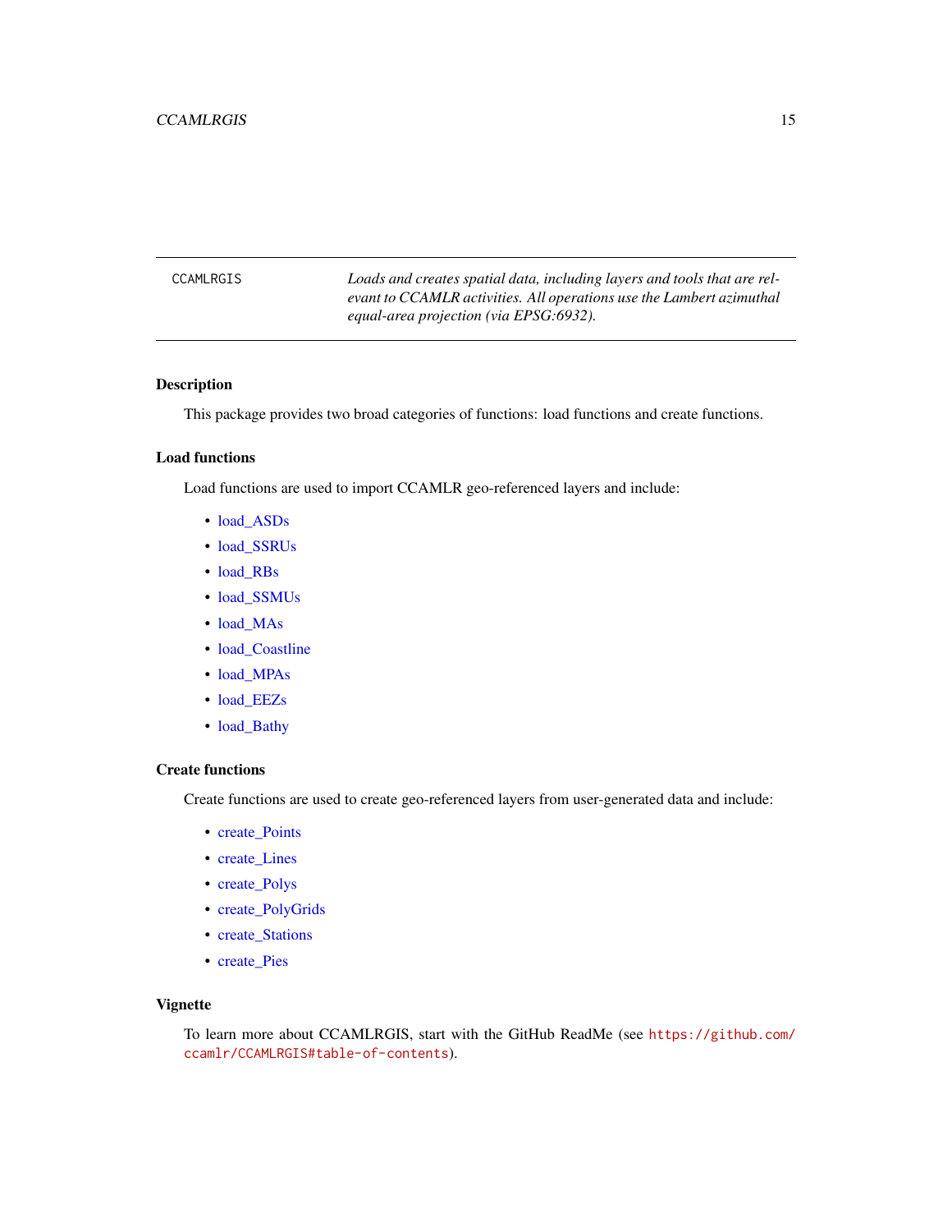CCAMLRGIS — *Loads and creates spatial data, including layers and tools that are relevant to CCAMLR activities. All operations use the Lambert azimuthal equal-area projection (via EPSG:6932).*

### Description

This package provides two broad categories of functions: load functions and create functions.

### Load functions

Load functions are used to import CCAMLR geo-referenced layers and include:

- load_ASDs
- load_SSRUs
- load_RBs
- load_SSMUs
- load_MAs
- load_Coastline
- load_MPAs
- load_EEZs
- load_Bathy

### Create functions

Create functions are used to create geo-referenced layers from user-generated data and include:

- create_Points
- create_Lines
- create_Polys
- create_PolyGrids
- create_Stations
- create_Pies

### Vignette

To learn more about CCAMLRGIS, start with the GitHub ReadMe (see https://github.com/ccamlr/CCAMLRGIS#table-of-contents).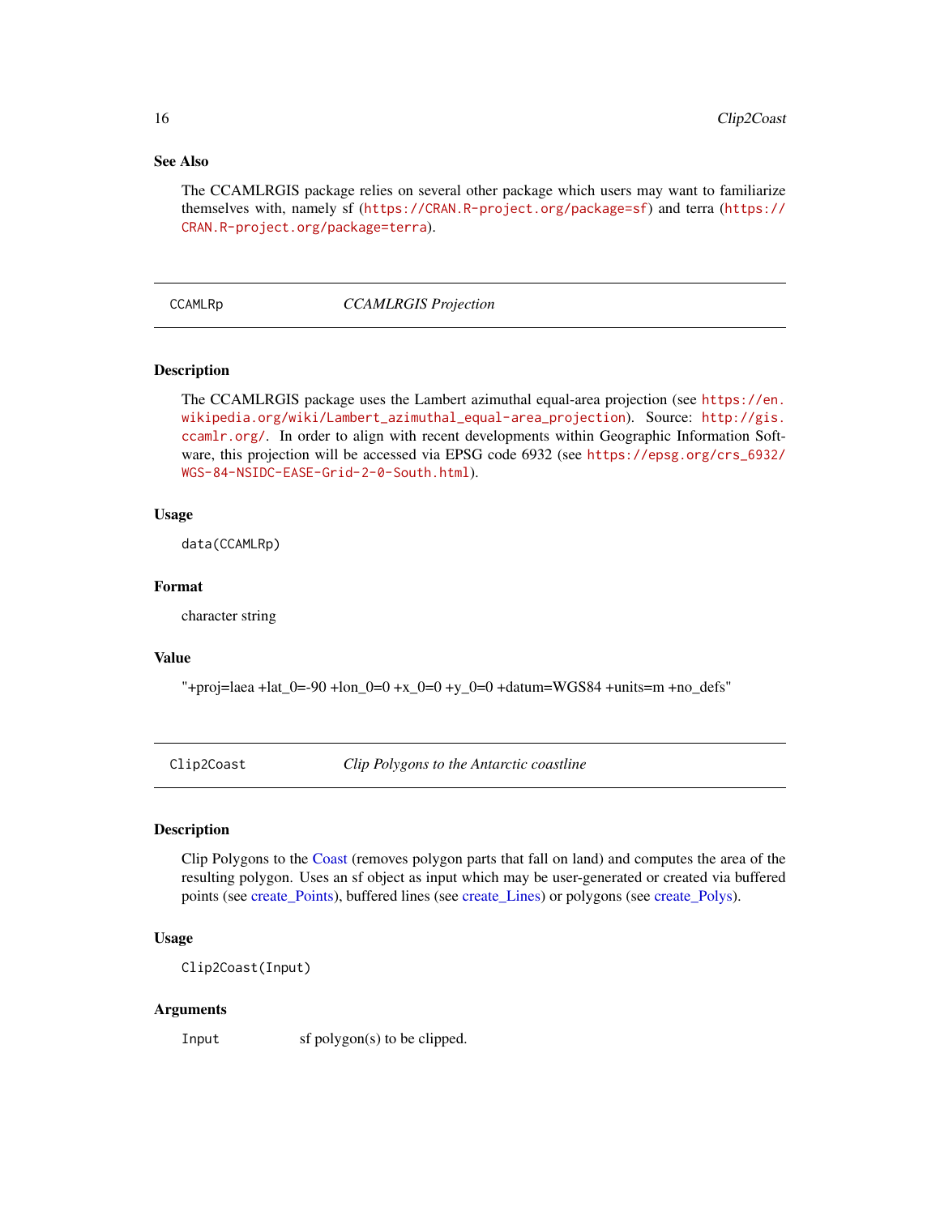## See Also

The CCAMLRGIS package relies on several other package which users may want to familiarize themselves with, namely sf (https://CRAN.R-project.org/package=sf) and terra (https://CRAN.R-project.org/package=terra).

---

CCAMLRp *CCAMLRGIS Projection*

---

### Description

The CCAMLRGIS package uses the Lambert azimuthal equal-area projection (see https://en.wikipedia.org/wiki/Lambert_azimuthal_equal-area_projection). Source: http://gis.ccamlr.org/. In order to align with recent developments within Geographic Information Software, this projection will be accessed via EPSG code 6932 (see https://epsg.org/crs_6932/WGS-84-NSIDC-EASE-Grid-2-0-South.html).

### Usage

```
data(CCAMLRp)
```

### Format

character string

### Value

"+proj=laea +lat_0=-90 +lon_0=0 +x_0=0 +y_0=0 +datum=WGS84 +units=m +no_defs"

---

Clip2Coast *Clip Polygons to the Antarctic coastline*

---

### Description

Clip Polygons to the Coast (removes polygon parts that fall on land) and computes the area of the resulting polygon. Uses an sf object as input which may be user-generated or created via buffered points (see create_Points), buffered lines (see create_Lines) or polygons (see create_Polys).

### Usage

```
Clip2Coast(Input)
```

### Arguments

| | |
|---|---|
| Input | sf polygon(s) to be clipped. |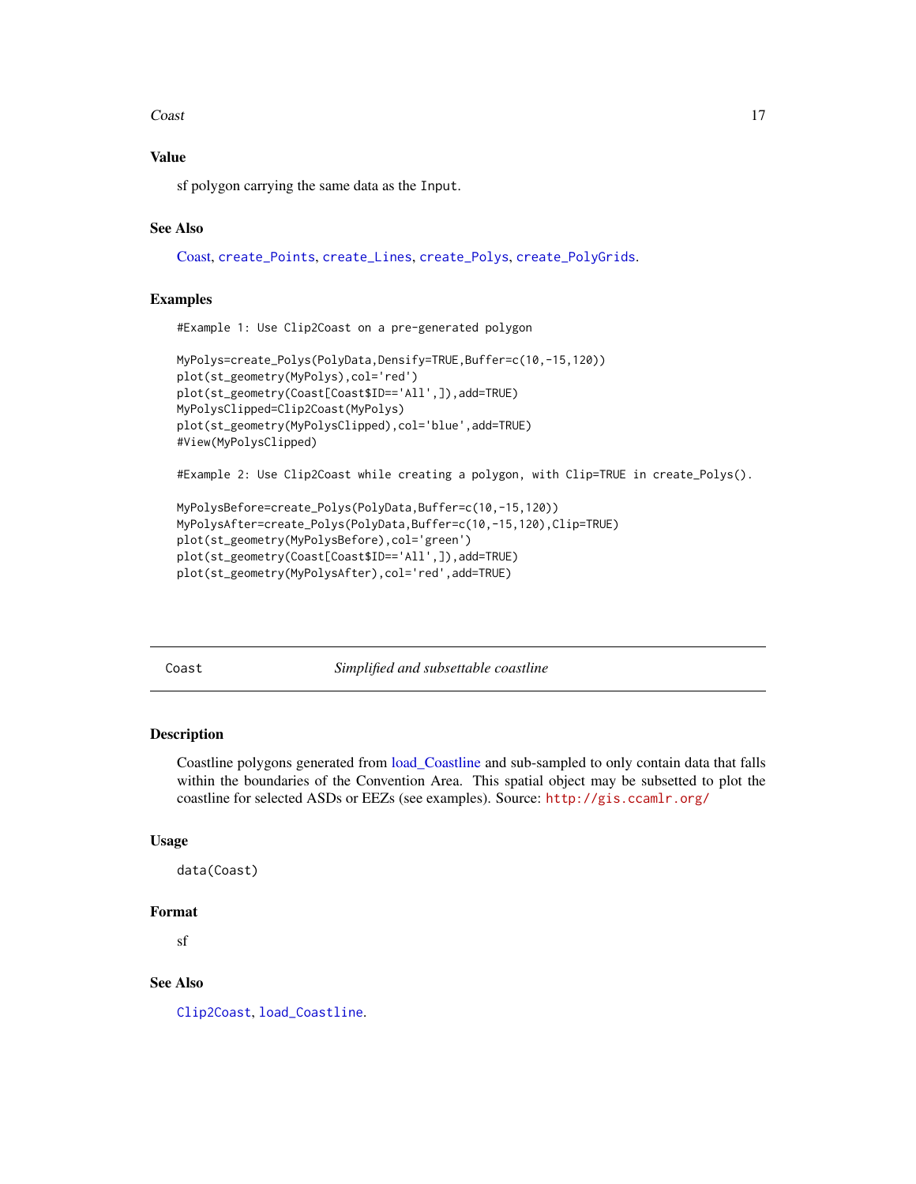### Value

sf polygon carrying the same data as the `Input`.

### See Also

Coast, `create_Points`, `create_Lines`, `create_Polys`, `create_PolyGrids`.

### Examples

```
#Example 1: Use Clip2Coast on a pre-generated polygon

MyPolys=create_Polys(PolyData,Densify=TRUE,Buffer=c(10,-15,120))
plot(st_geometry(MyPolys),col='red')
plot(st_geometry(Coast[Coast$ID=='All',]),add=TRUE)
MyPolysClipped=Clip2Coast(MyPolys)
plot(st_geometry(MyPolysClipped),col='blue',add=TRUE)
#View(MyPolysClipped)

#Example 2: Use Clip2Coast while creating a polygon, with Clip=TRUE in create_Polys().

MyPolysBefore=create_Polys(PolyData,Buffer=c(10,-15,120))
MyPolysAfter=create_Polys(PolyData,Buffer=c(10,-15,120),Clip=TRUE)
plot(st_geometry(MyPolysBefore),col='green')
plot(st_geometry(Coast[Coast$ID=='All',]),add=TRUE)
plot(st_geometry(MyPolysAfter),col='red',add=TRUE)
```

---

## Coast — *Simplified and subsettable coastline*

---

### Description

Coastline polygons generated from load_Coastline and sub-sampled to only contain data that falls within the boundaries of the Convention Area. This spatial object may be subsetted to plot the coastline for selected ASDs or EEZs (see examples). Source: `http://gis.ccamlr.org/`

### Usage

```
data(Coast)
```

### Format

sf

### See Also

`Clip2Coast`, `load_Coastline`.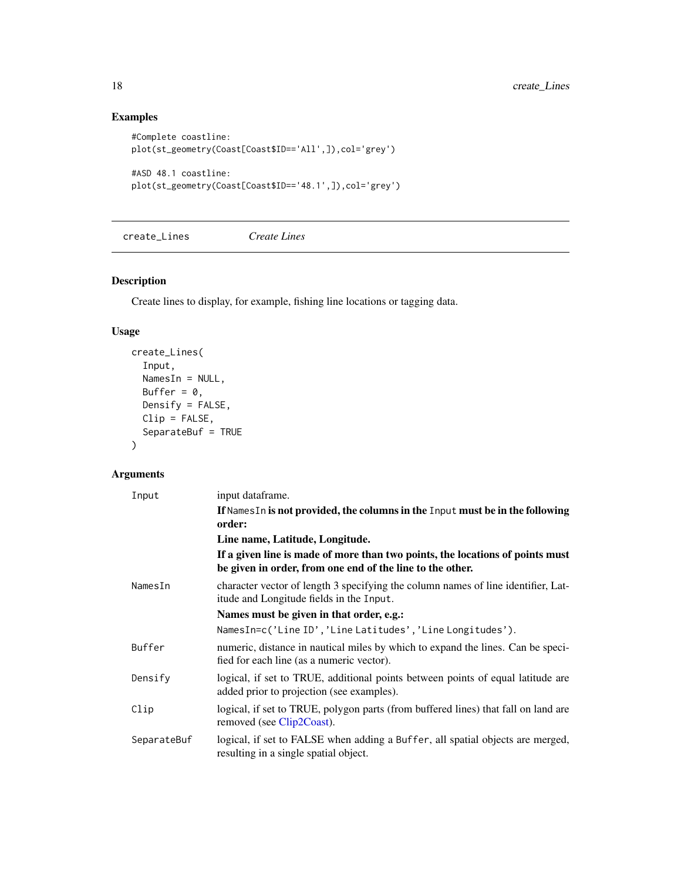## Examples

```
#Complete coastline:
plot(st_geometry(Coast[Coast$ID=='All',]),col='grey')

#ASD 48.1 coastline:
plot(st_geometry(Coast[Coast$ID=='48.1',]),col='grey')
```

---

# create_Lines *Create Lines*

---

## Description

Create lines to display, for example, fishing line locations or tagging data.

## Usage

```
create_Lines(
  Input,
  NamesIn = NULL,
  Buffer = 0,
  Densify = FALSE,
  Clip = FALSE,
  SeparateBuf = TRUE
)
```

## Arguments

| | |
|---|---|
| `Input` | input dataframe.<br>**If `NamesIn` is not provided, the columns in the `Input` must be in the following order:**<br>**Line name, Latitude, Longitude.**<br>**If a given line is made of more than two points, the locations of points must be given in order, from one end of the line to the other.** |
| `NamesIn` | character vector of length 3 specifying the column names of line identifier, Latitude and Longitude fields in the `Input`.<br>**Names must be given in that order, e.g.:**<br>`NamesIn=c('Line ID','Line Latitudes','Line Longitudes')`. |
| `Buffer` | numeric, distance in nautical miles by which to expand the lines. Can be specified for each line (as a numeric vector). |
| `Densify` | logical, if set to TRUE, additional points between points of equal latitude are added prior to projection (see examples). |
| `Clip` | logical, if set to TRUE, polygon parts (from buffered lines) that fall on land are removed (see Clip2Coast). |
| `SeparateBuf` | logical, if set to FALSE when adding a `Buffer`, all spatial objects are merged, resulting in a single spatial object. |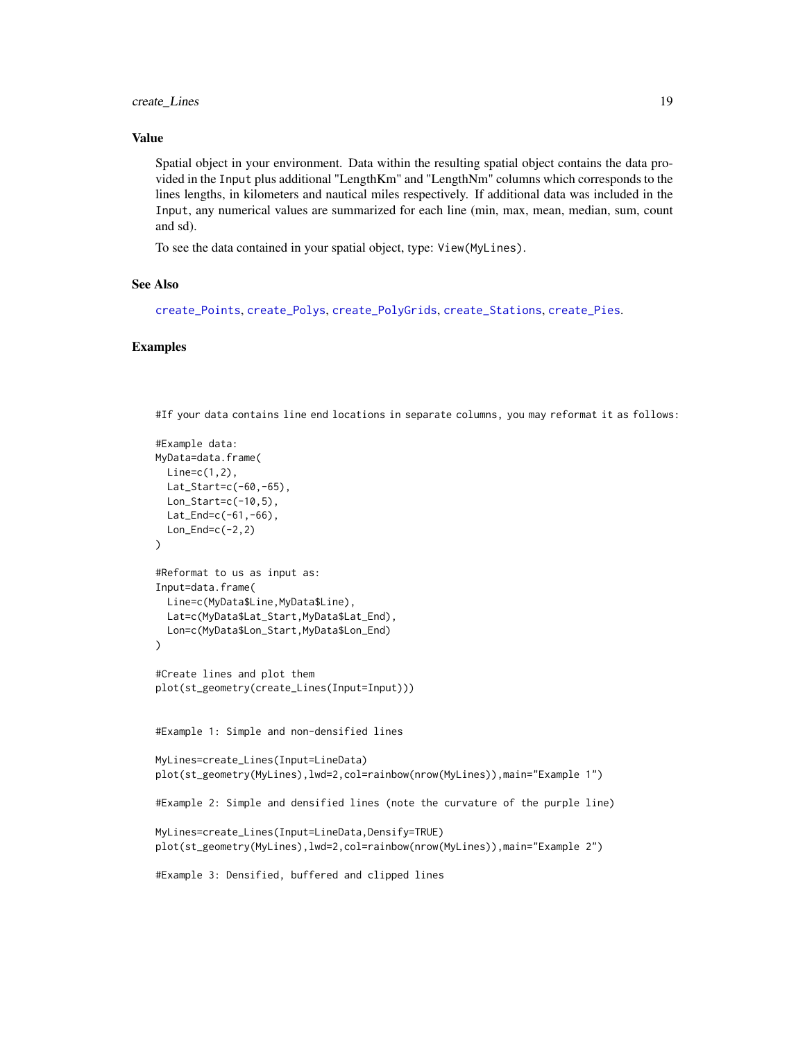## Value

Spatial object in your environment. Data within the resulting spatial object contains the data provided in the `Input` plus additional "LengthKm" and "LengthNm" columns which corresponds to the lines lengths, in kilometers and nautical miles respectively. If additional data was included in the `Input`, any numerical values are summarized for each line (min, max, mean, median, sum, count and sd).

To see the data contained in your spatial object, type: `View(MyLines)`.

## See Also

`create_Points`, `create_Polys`, `create_PolyGrids`, `create_Stations`, `create_Pies`.

## Examples

```
#If your data contains line end locations in separate columns, you may reformat it as follows:

#Example data:
MyData=data.frame(
  Line=c(1,2),
  Lat_Start=c(-60,-65),
  Lon_Start=c(-10,5),
  Lat_End=c(-61,-66),
  Lon_End=c(-2,2)
)

#Reformat to us as input as:
Input=data.frame(
  Line=c(MyData$Line,MyData$Line),
  Lat=c(MyData$Lat_Start,MyData$Lat_End),
  Lon=c(MyData$Lon_Start,MyData$Lon_End)
)

#Create lines and plot them
plot(st_geometry(create_Lines(Input=Input)))


#Example 1: Simple and non-densified lines

MyLines=create_Lines(Input=LineData)
plot(st_geometry(MyLines),lwd=2,col=rainbow(nrow(MyLines)),main="Example 1")

#Example 2: Simple and densified lines (note the curvature of the purple line)

MyLines=create_Lines(Input=LineData,Densify=TRUE)
plot(st_geometry(MyLines),lwd=2,col=rainbow(nrow(MyLines)),main="Example 2")

#Example 3: Densified, buffered and clipped lines
```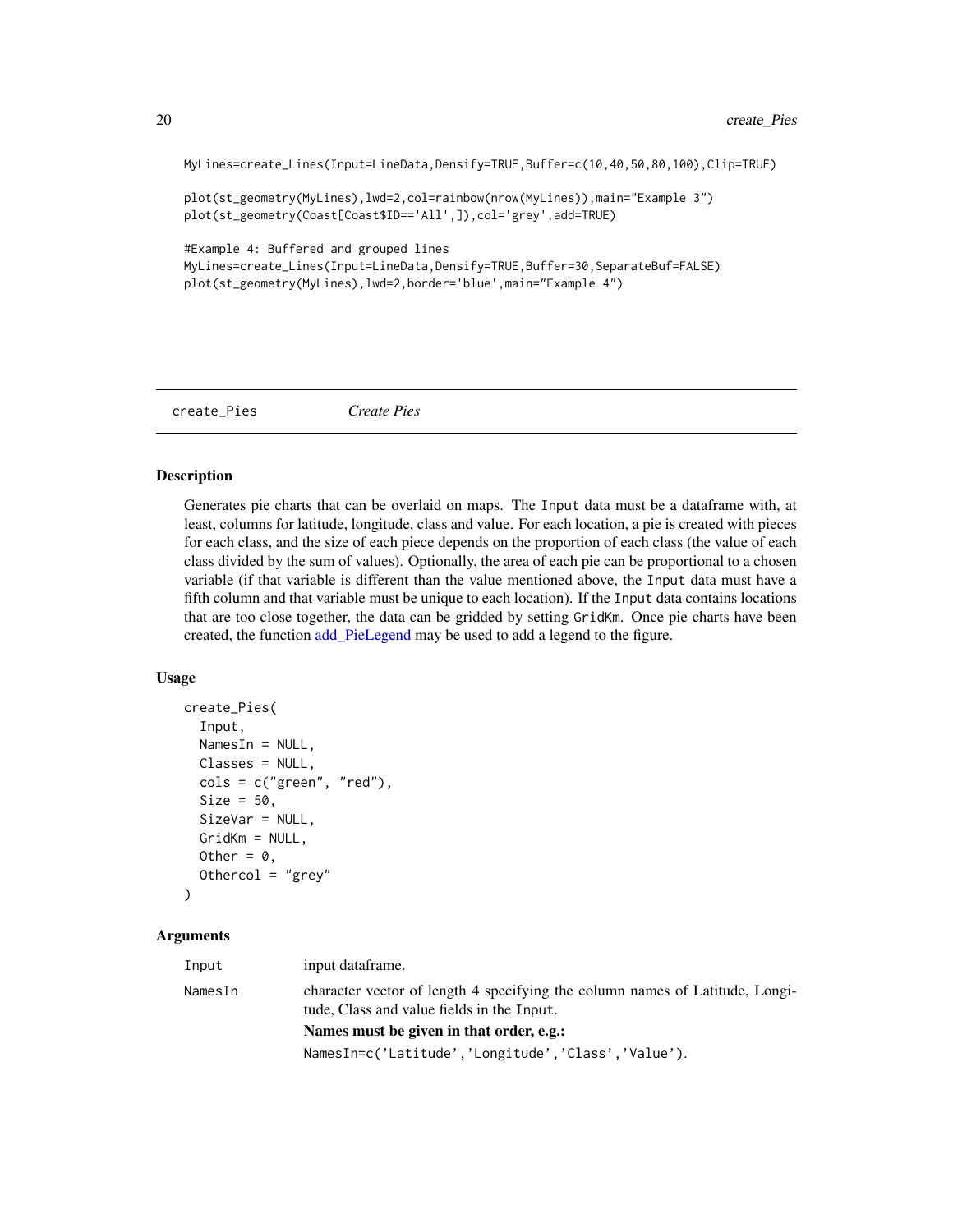```
MyLines=create_Lines(Input=LineData,Densify=TRUE,Buffer=c(10,40,50,80,100),Clip=TRUE)

plot(st_geometry(MyLines),lwd=2,col=rainbow(nrow(MyLines)),main="Example 3")
plot(st_geometry(Coast[Coast$ID=='All',]),col='grey',add=TRUE)

#Example 4: Buffered and grouped lines
MyLines=create_Lines(Input=LineData,Densify=TRUE,Buffer=30,SeparateBuf=FALSE)
plot(st_geometry(MyLines),lwd=2,border='blue',main="Example 4")
```

---

## create_Pies *Create Pies*

### Description

Generates pie charts that can be overlaid on maps. The `Input` data must be a dataframe with, at least, columns for latitude, longitude, class and value. For each location, a pie is created with pieces for each class, and the size of each piece depends on the proportion of each class (the value of each class divided by the sum of values). Optionally, the area of each pie can be proportional to a chosen variable (if that variable is different than the value mentioned above, the `Input` data must have a fifth column and that variable must be unique to each location). If the `Input` data contains locations that are too close together, the data can be gridded by setting `GridKm`. Once pie charts have been created, the function add_PieLegend may be used to add a legend to the figure.

### Usage

```
create_Pies(
  Input,
  NamesIn = NULL,
  Classes = NULL,
  cols = c("green", "red"),
  Size = 50,
  SizeVar = NULL,
  GridKm = NULL,
  Other = 0,
  Othercol = "grey"
)
```

### Arguments

| | |
|---|---|
| `Input` | input dataframe. |
| `NamesIn` | character vector of length 4 specifying the column names of Latitude, Longitude, Class and value fields in the `Input`.<br>**Names must be given in that order, e.g.:**<br>`NamesIn=c('Latitude','Longitude','Class','Value')`. |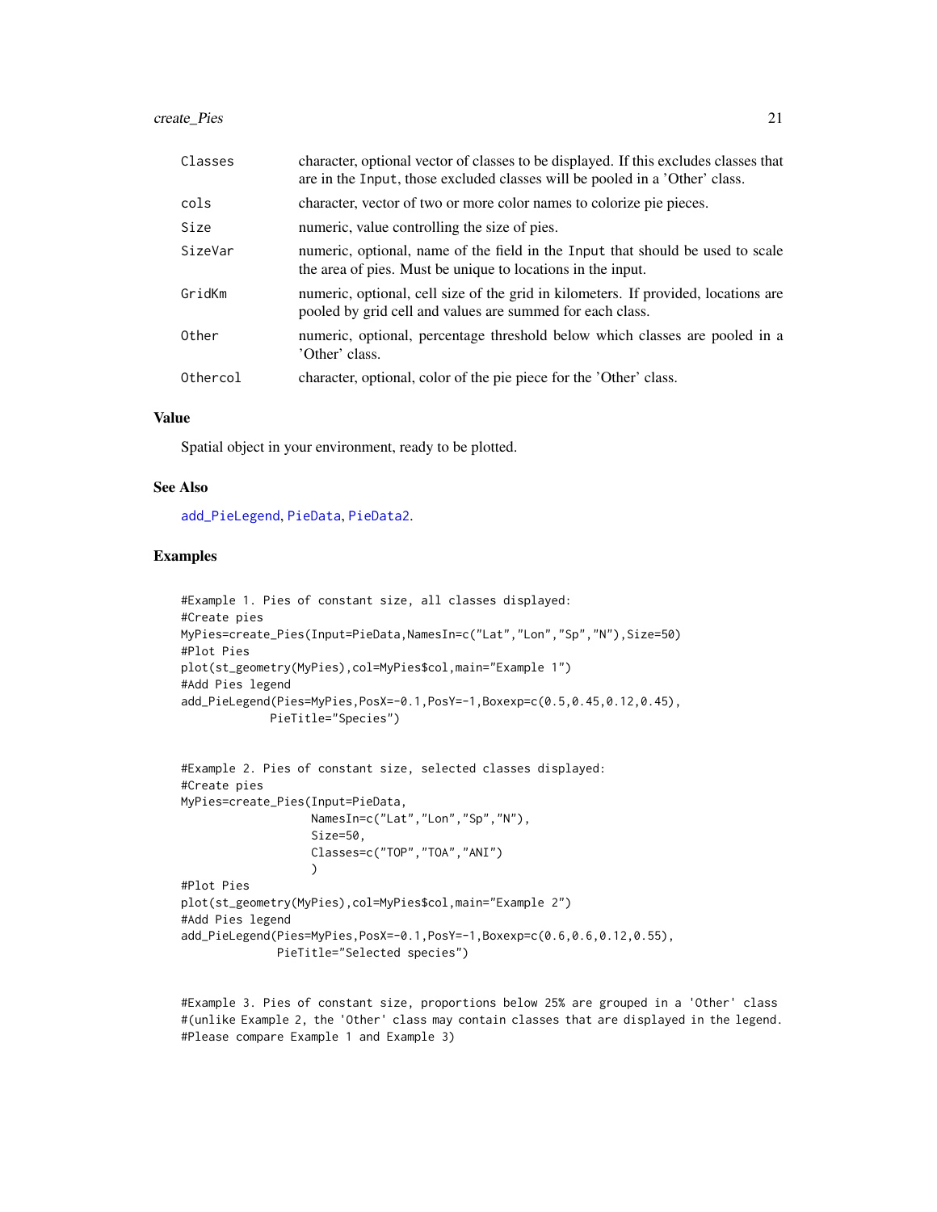| | |
|---|---|
| Classes | character, optional vector of classes to be displayed. If this excludes classes that are in the Input, those excluded classes will be pooled in a 'Other' class. |
| cols | character, vector of two or more color names to colorize pie pieces. |
| Size | numeric, value controlling the size of pies. |
| SizeVar | numeric, optional, name of the field in the Input that should be used to scale the area of pies. Must be unique to locations in the input. |
| GridKm | numeric, optional, cell size of the grid in kilometers. If provided, locations are pooled by grid cell and values are summed for each class. |
| Other | numeric, optional, percentage threshold below which classes are pooled in a 'Other' class. |
| Othercol | character, optional, color of the pie piece for the 'Other' class. |

## Value

Spatial object in your environment, ready to be plotted.

## See Also

add_PieLegend, PieData, PieData2.

## Examples

```
#Example 1. Pies of constant size, all classes displayed:
#Create pies
MyPies=create_Pies(Input=PieData,NamesIn=c("Lat","Lon","Sp","N"),Size=50)
#Plot Pies
plot(st_geometry(MyPies),col=MyPies$col,main="Example 1")
#Add Pies legend
add_PieLegend(Pies=MyPies,PosX=-0.1,PosY=-1,Boxexp=c(0.5,0.45,0.12,0.45),
             PieTitle="Species")


#Example 2. Pies of constant size, selected classes displayed:
#Create pies
MyPies=create_Pies(Input=PieData,
                   NamesIn=c("Lat","Lon","Sp","N"),
                   Size=50,
                   Classes=c("TOP","TOA","ANI")
                   )
#Plot Pies
plot(st_geometry(MyPies),col=MyPies$col,main="Example 2")
#Add Pies legend
add_PieLegend(Pies=MyPies,PosX=-0.1,PosY=-1,Boxexp=c(0.6,0.6,0.12,0.55),
              PieTitle="Selected species")


#Example 3. Pies of constant size, proportions below 25% are grouped in a 'Other' class
#(unlike Example 2, the 'Other' class may contain classes that are displayed in the legend.
#Please compare Example 1 and Example 3)
```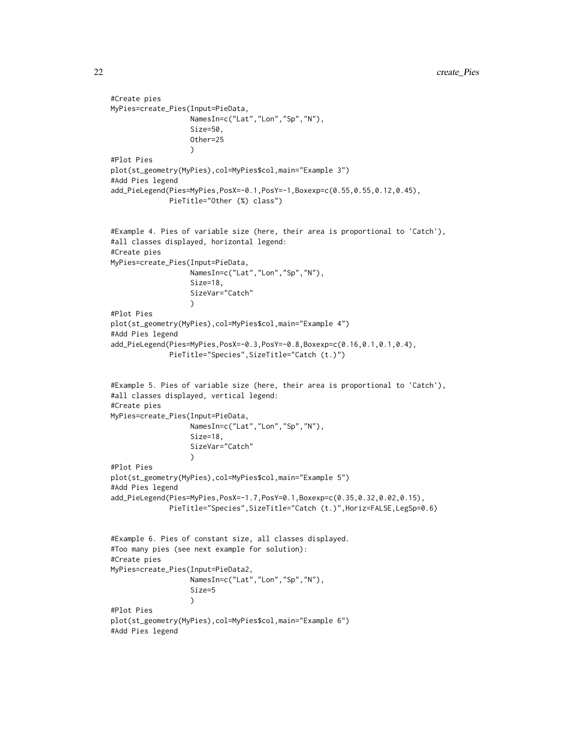```
#Create pies
MyPies=create_Pies(Input=PieData,
                   NamesIn=c("Lat","Lon","Sp","N"),
                   Size=50,
                   Other=25
                   )
#Plot Pies
plot(st_geometry(MyPies),col=MyPies$col,main="Example 3")
#Add Pies legend
add_PieLegend(Pies=MyPies,PosX=-0.1,PosY=-1,Boxexp=c(0.55,0.55,0.12,0.45),
              PieTitle="Other (%) class")


#Example 4. Pies of variable size (here, their area is proportional to 'Catch'),
#all classes displayed, horizontal legend:
#Create pies
MyPies=create_Pies(Input=PieData,
                   NamesIn=c("Lat","Lon","Sp","N"),
                   Size=18,
                   SizeVar="Catch"
                   )
#Plot Pies
plot(st_geometry(MyPies),col=MyPies$col,main="Example 4")
#Add Pies legend
add_PieLegend(Pies=MyPies,PosX=-0.3,PosY=-0.8,Boxexp=c(0.16,0.1,0.1,0.4),
              PieTitle="Species",SizeTitle="Catch (t.)")


#Example 5. Pies of variable size (here, their area is proportional to 'Catch'),
#all classes displayed, vertical legend:
#Create pies
MyPies=create_Pies(Input=PieData,
                   NamesIn=c("Lat","Lon","Sp","N"),
                   Size=18,
                   SizeVar="Catch"
                   )
#Plot Pies
plot(st_geometry(MyPies),col=MyPies$col,main="Example 5")
#Add Pies legend
add_PieLegend(Pies=MyPies,PosX=-1.7,PosY=0.1,Boxexp=c(0.35,0.32,0.02,0.15),
              PieTitle="Species",SizeTitle="Catch (t.)",Horiz=FALSE,LegSp=0.6)


#Example 6. Pies of constant size, all classes displayed.
#Too many pies (see next example for solution):
#Create pies
MyPies=create_Pies(Input=PieData2,
                   NamesIn=c("Lat","Lon","Sp","N"),
                   Size=5
                   )
#Plot Pies
plot(st_geometry(MyPies),col=MyPies$col,main="Example 6")
#Add Pies legend
```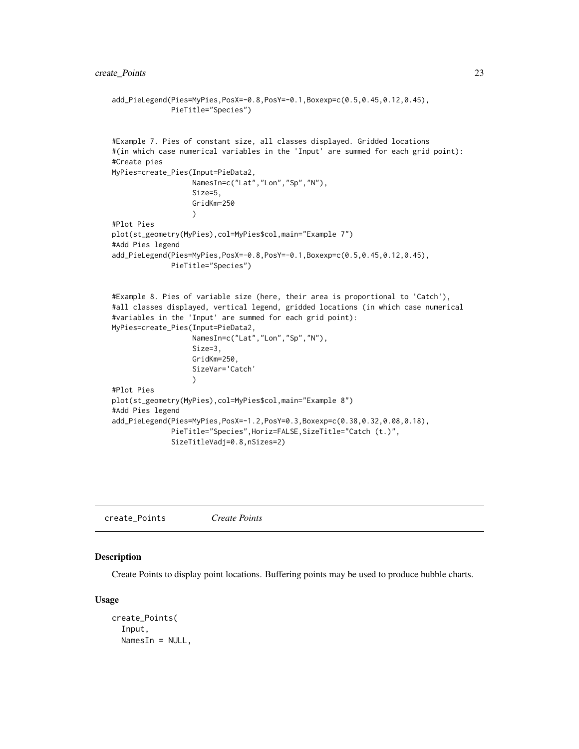```
add_PieLegend(Pies=MyPies,PosX=-0.8,PosY=-0.1,Boxexp=c(0.5,0.45,0.12,0.45),
              PieTitle="Species")


#Example 7. Pies of constant size, all classes displayed. Gridded locations
#(in which case numerical variables in the 'Input' are summed for each grid point):
#Create pies
MyPies=create_Pies(Input=PieData2,
                   NamesIn=c("Lat","Lon","Sp","N"),
                   Size=5,
                   GridKm=250
                   )
#Plot Pies
plot(st_geometry(MyPies),col=MyPies$col,main="Example 7")
#Add Pies legend
add_PieLegend(Pies=MyPies,PosX=-0.8,PosY=-0.1,Boxexp=c(0.5,0.45,0.12,0.45),
              PieTitle="Species")


#Example 8. Pies of variable size (here, their area is proportional to 'Catch'),
#all classes displayed, vertical legend, gridded locations (in which case numerical
#variables in the 'Input' are summed for each grid point):
MyPies=create_Pies(Input=PieData2,
                   NamesIn=c("Lat","Lon","Sp","N"),
                   Size=3,
                   GridKm=250,
                   SizeVar='Catch'
                   )
#Plot Pies
plot(st_geometry(MyPies),col=MyPies$col,main="Example 8")
#Add Pies legend
add_PieLegend(Pies=MyPies,PosX=-1.2,PosY=0.3,Boxexp=c(0.38,0.32,0.08,0.18),
              PieTitle="Species",Horiz=FALSE,SizeTitle="Catch (t.)",
              SizeTitleVadj=0.8,nSizes=2)
```

## create_Points    *Create Points*

### Description

Create Points to display point locations. Buffering points may be used to produce bubble charts.

### Usage

```
create_Points(
  Input,
  NamesIn = NULL,
```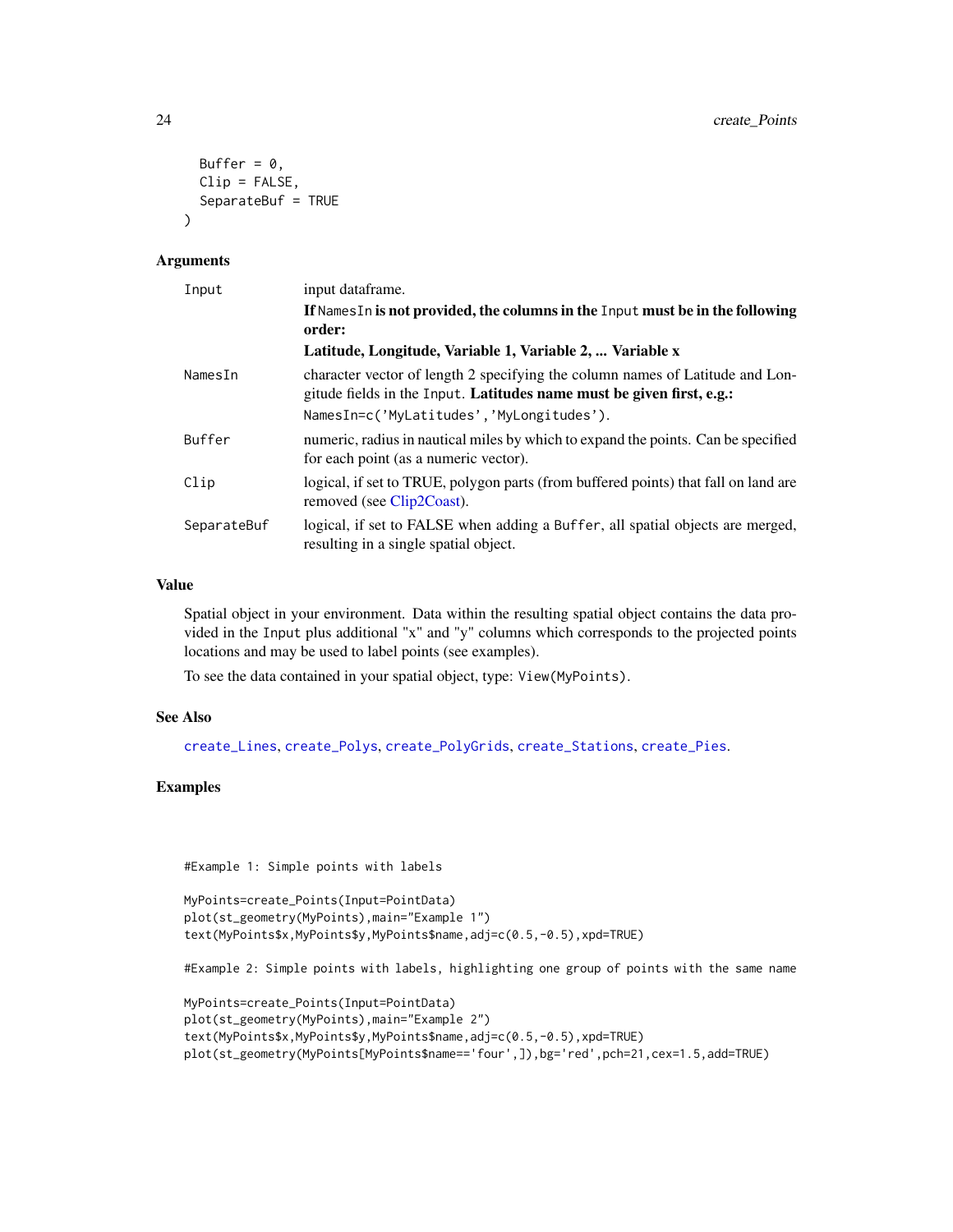```
  Buffer = 0,
  Clip = FALSE,
  SeparateBuf = TRUE
)
```

### Arguments

| Argument | Description |
| --- | --- |
| `Input` | input dataframe. **If `NamesIn` is not provided, the columns in the `Input` must be in the following order:** **Latitude, Longitude, Variable 1, Variable 2, ... Variable x** |
| `NamesIn` | character vector of length 2 specifying the column names of Latitude and Longitude fields in the `Input`. **Latitudes name must be given first, e.g.:** `NamesIn=c('MyLatitudes','MyLongitudes')`. |
| `Buffer` | numeric, radius in nautical miles by which to expand the points. Can be specified for each point (as a numeric vector). |
| `Clip` | logical, if set to TRUE, polygon parts (from buffered points) that fall on land are removed (see Clip2Coast). |
| `SeparateBuf` | logical, if set to FALSE when adding a `Buffer`, all spatial objects are merged, resulting in a single spatial object. |

### Value

Spatial object in your environment. Data within the resulting spatial object contains the data provided in the `Input` plus additional "x" and "y" columns which corresponds to the projected points locations and may be used to label points (see examples).

To see the data contained in your spatial object, type: `View(MyPoints)`.

### See Also

`create_Lines`, `create_Polys`, `create_PolyGrids`, `create_Stations`, `create_Pies`.

### Examples

```
#Example 1: Simple points with labels

MyPoints=create_Points(Input=PointData)
plot(st_geometry(MyPoints),main="Example 1")
text(MyPoints$x,MyPoints$y,MyPoints$name,adj=c(0.5,-0.5),xpd=TRUE)

#Example 2: Simple points with labels, highlighting one group of points with the same name

MyPoints=create_Points(Input=PointData)
plot(st_geometry(MyPoints),main="Example 2")
text(MyPoints$x,MyPoints$y,MyPoints$name,adj=c(0.5,-0.5),xpd=TRUE)
plot(st_geometry(MyPoints[MyPoints$name=='four',]),bg='red',pch=21,cex=1.5,add=TRUE)
```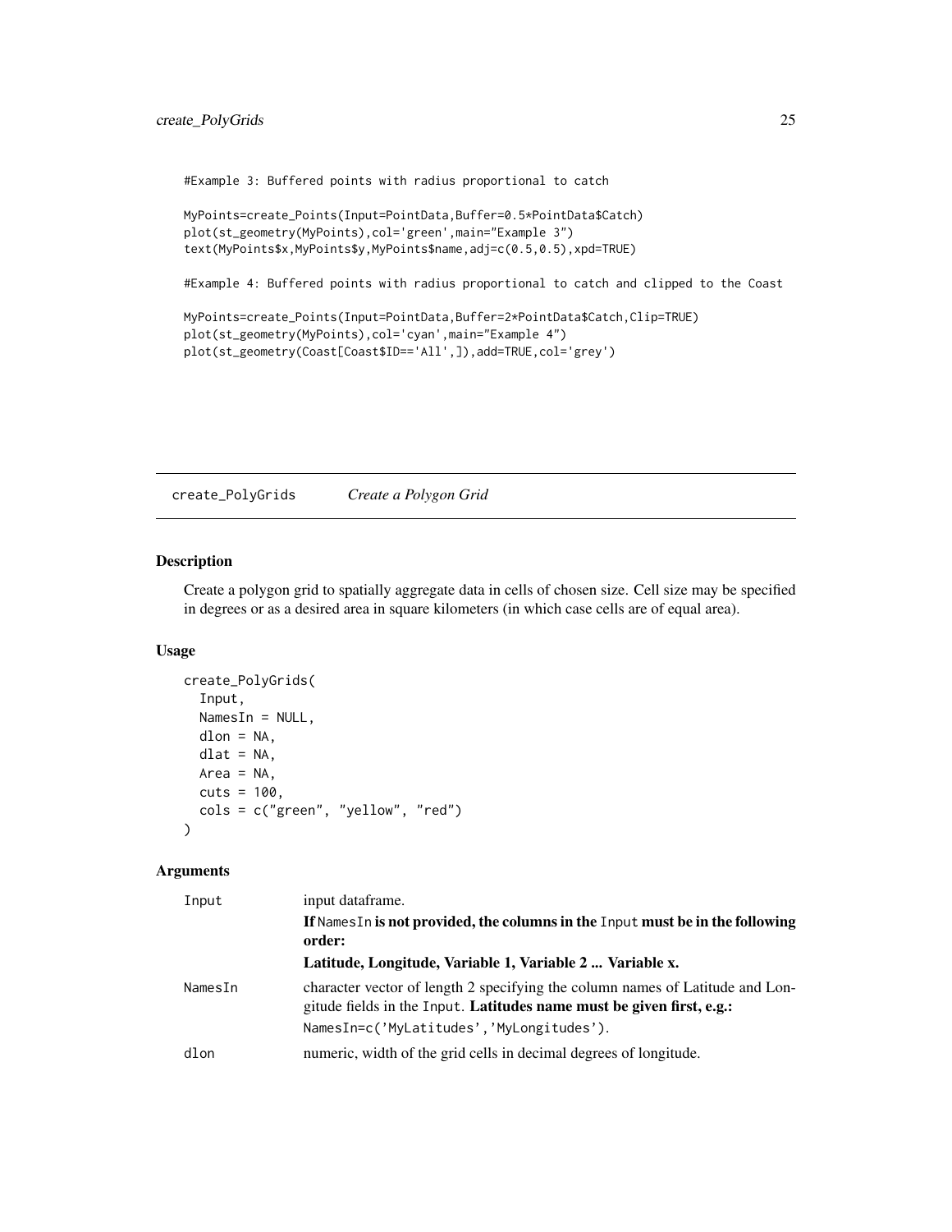```
#Example 3: Buffered points with radius proportional to catch

MyPoints=create_Points(Input=PointData,Buffer=0.5*PointData$Catch)
plot(st_geometry(MyPoints),col='green',main="Example 3")
text(MyPoints$x,MyPoints$y,MyPoints$name,adj=c(0.5,0.5),xpd=TRUE)

#Example 4: Buffered points with radius proportional to catch and clipped to the Coast

MyPoints=create_Points(Input=PointData,Buffer=2*PointData$Catch,Clip=TRUE)
plot(st_geometry(MyPoints),col='cyan',main="Example 4")
plot(st_geometry(Coast[Coast$ID=='All',]),add=TRUE,col='grey')
```

---

## create_PolyGrids *Create a Polygon Grid*

---

### Description

Create a polygon grid to spatially aggregate data in cells of chosen size. Cell size may be specified in degrees or as a desired area in square kilometers (in which case cells are of equal area).

### Usage

```
create_PolyGrids(
  Input,
  NamesIn = NULL,
  dlon = NA,
  dlat = NA,
  Area = NA,
  cuts = 100,
  cols = c("green", "yellow", "red")
)
```

### Arguments

| | |
|---|---|
| `Input` | input dataframe.<br>**If `NamesIn` is not provided, the columns in the `Input` must be in the following order:**<br>**Latitude, Longitude, Variable 1, Variable 2 ... Variable x.** |
| `NamesIn` | character vector of length 2 specifying the column names of Latitude and Longitude fields in the `Input`. **Latitudes name must be given first, e.g.:** `NamesIn=c('MyLatitudes','MyLongitudes')`. |
| `dlon` | numeric, width of the grid cells in decimal degrees of longitude. |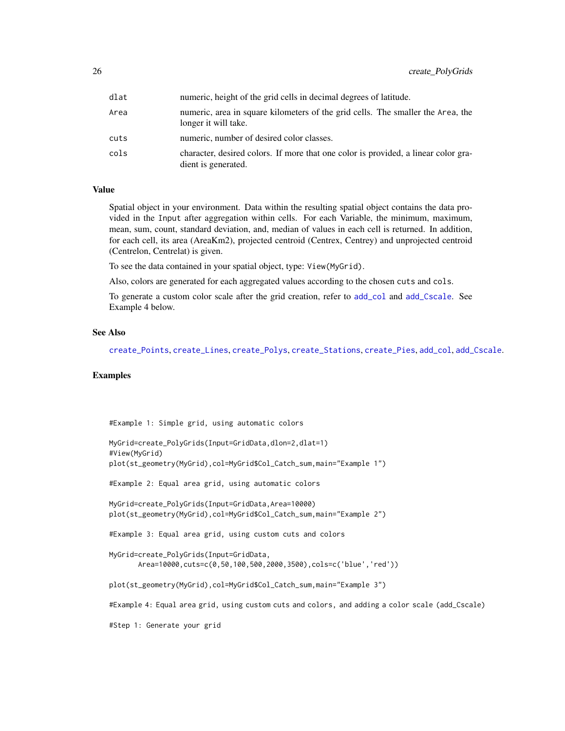| | |
|---|---|
| dlat | numeric, height of the grid cells in decimal degrees of latitude. |
| Area | numeric, area in square kilometers of the grid cells. The smaller the Area, the longer it will take. |
| cuts | numeric, number of desired color classes. |
| cols | character, desired colors. If more that one color is provided, a linear color gradient is generated. |

### Value

Spatial object in your environment. Data within the resulting spatial object contains the data provided in the Input after aggregation within cells. For each Variable, the minimum, maximum, mean, sum, count, standard deviation, and, median of values in each cell is returned. In addition, for each cell, its area (AreaKm2), projected centroid (Centrex, Centrey) and unprojected centroid (Centrelon, Centrelat) is given.

To see the data contained in your spatial object, type: View(MyGrid).

Also, colors are generated for each aggregated values according to the chosen cuts and cols.

To generate a custom color scale after the grid creation, refer to add_col and add_Cscale. See Example 4 below.

### See Also

create_Points, create_Lines, create_Polys, create_Stations, create_Pies, add_col, add_Cscale.

### Examples

```
#Example 1: Simple grid, using automatic colors

MyGrid=create_PolyGrids(Input=GridData,dlon=2,dlat=1)
#View(MyGrid)
plot(st_geometry(MyGrid),col=MyGrid$Col_Catch_sum,main="Example 1")

#Example 2: Equal area grid, using automatic colors

MyGrid=create_PolyGrids(Input=GridData,Area=10000)
plot(st_geometry(MyGrid),col=MyGrid$Col_Catch_sum,main="Example 2")

#Example 3: Equal area grid, using custom cuts and colors

MyGrid=create_PolyGrids(Input=GridData,
       Area=10000,cuts=c(0,50,100,500,2000,3500),cols=c('blue','red'))

plot(st_geometry(MyGrid),col=MyGrid$Col_Catch_sum,main="Example 3")

#Example 4: Equal area grid, using custom cuts and colors, and adding a color scale (add_Cscale)

#Step 1: Generate your grid
```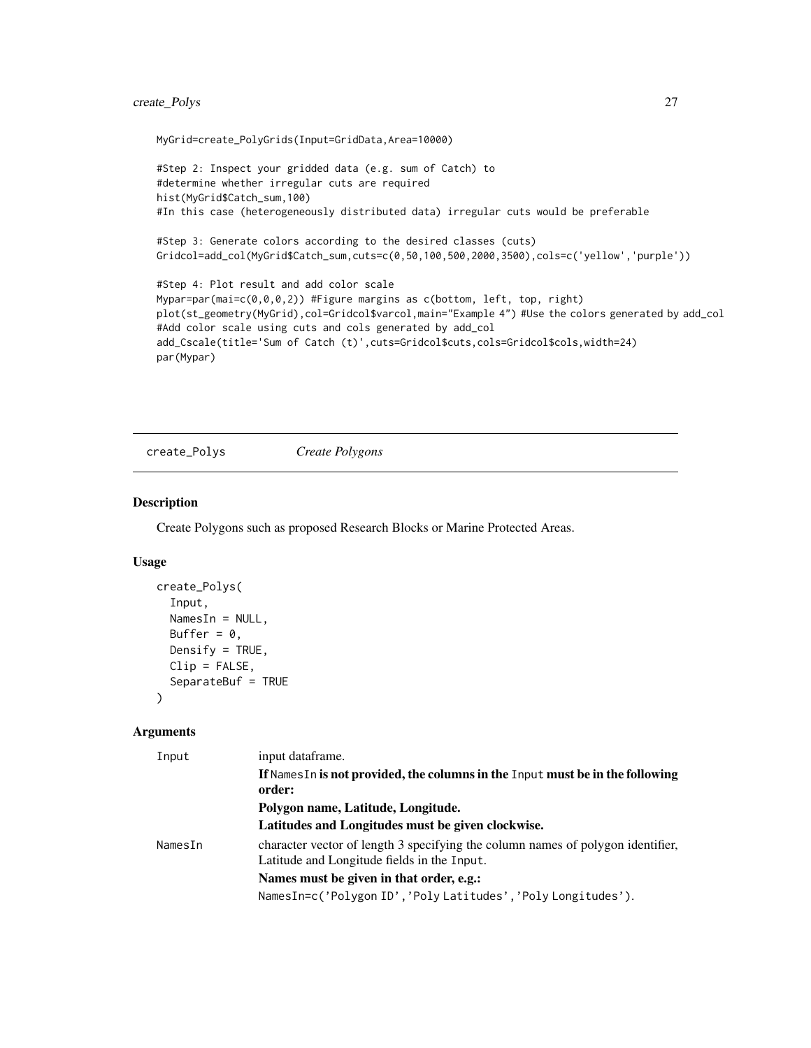```
MyGrid=create_PolyGrids(Input=GridData,Area=10000)

#Step 2: Inspect your gridded data (e.g. sum of Catch) to
#determine whether irregular cuts are required
hist(MyGrid$Catch_sum,100)
#In this case (heterogeneously distributed data) irregular cuts would be preferable

#Step 3: Generate colors according to the desired classes (cuts)
Gridcol=add_col(MyGrid$Catch_sum,cuts=c(0,50,100,500,2000,3500),cols=c('yellow','purple'))

#Step 4: Plot result and add color scale
Mypar=par(mai=c(0,0,0,2)) #Figure margins as c(bottom, left, top, right)
plot(st_geometry(MyGrid),col=Gridcol$varcol,main="Example 4") #Use the colors generated by add_col
#Add color scale using cuts and cols generated by add_col
add_Cscale(title='Sum of Catch (t)',cuts=Gridcol$cuts,cols=Gridcol$cols,width=24)
par(Mypar)
```

## create_Polys *Create Polygons*

### Description

Create Polygons such as proposed Research Blocks or Marine Protected Areas.

### Usage

```
create_Polys(
  Input,
  NamesIn = NULL,
  Buffer = 0,
  Densify = TRUE,
  Clip = FALSE,
  SeparateBuf = TRUE
)
```

### Arguments

| | |
|---|---|
| Input | input dataframe.<br>**If `NamesIn` is not provided, the columns in the `Input` must be in the following order:**<br>**Polygon name, Latitude, Longitude.**<br>**Latitudes and Longitudes must be given clockwise.** |
| NamesIn | character vector of length 3 specifying the column names of polygon identifier, Latitude and Longitude fields in the `Input`.<br>**Names must be given in that order, e.g.:**<br>`NamesIn=c('Polygon ID','Poly Latitudes','Poly Longitudes')`. |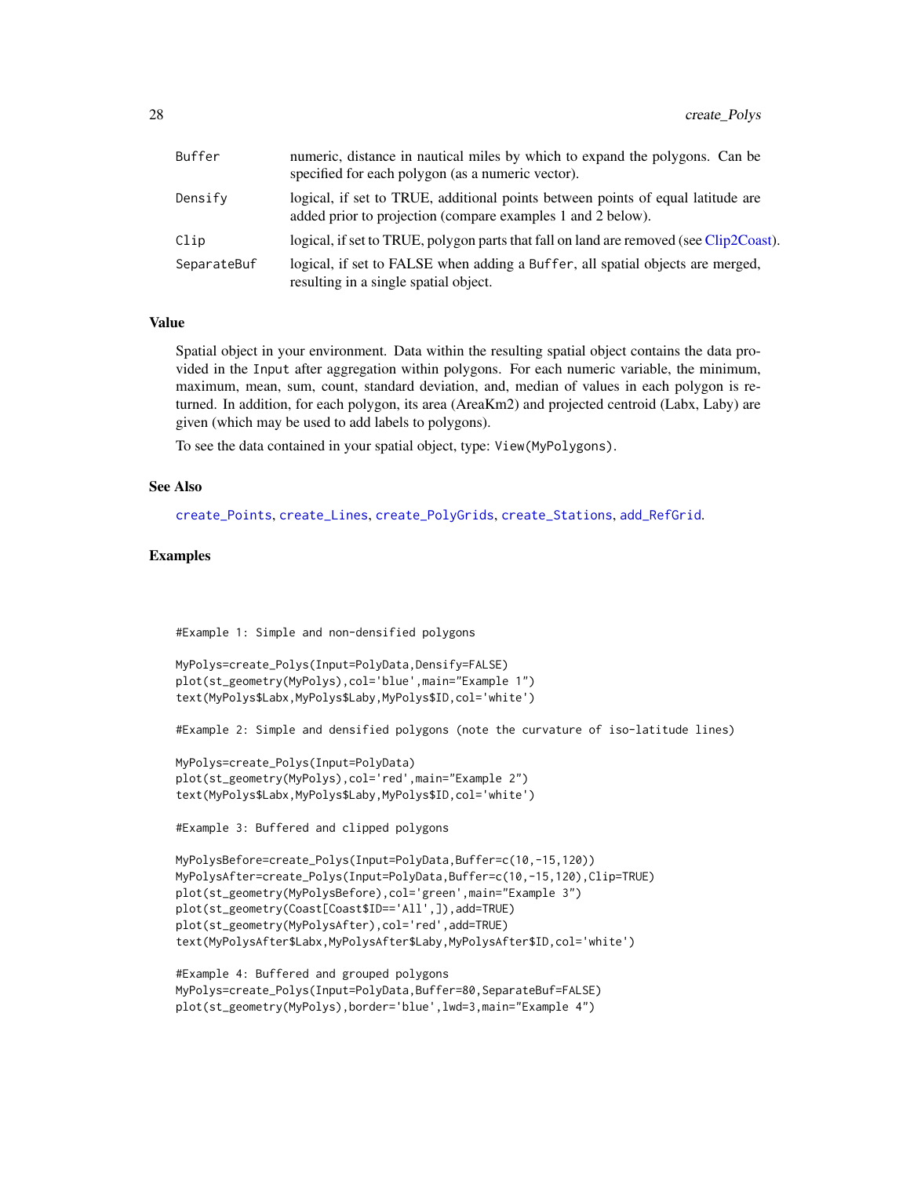| | |
|---|---|
| Buffer | numeric, distance in nautical miles by which to expand the polygons. Can be specified for each polygon (as a numeric vector). |
| Densify | logical, if set to TRUE, additional points between points of equal latitude are added prior to projection (compare examples 1 and 2 below). |
| Clip | logical, if set to TRUE, polygon parts that fall on land are removed (see Clip2Coast). |
| SeparateBuf | logical, if set to FALSE when adding a Buffer, all spatial objects are merged, resulting in a single spatial object. |

### Value

Spatial object in your environment. Data within the resulting spatial object contains the data provided in the Input after aggregation within polygons. For each numeric variable, the minimum, maximum, mean, sum, count, standard deviation, and, median of values in each polygon is returned. In addition, for each polygon, its area (AreaKm2) and projected centroid (Labx, Laby) are given (which may be used to add labels to polygons).

To see the data contained in your spatial object, type: View(MyPolygons).

### See Also

create_Points, create_Lines, create_PolyGrids, create_Stations, add_RefGrid.

### Examples

```
#Example 1: Simple and non-densified polygons

MyPolys=create_Polys(Input=PolyData,Densify=FALSE)
plot(st_geometry(MyPolys),col='blue',main="Example 1")
text(MyPolys$Labx,MyPolys$Laby,MyPolys$ID,col='white')

#Example 2: Simple and densified polygons (note the curvature of iso-latitude lines)

MyPolys=create_Polys(Input=PolyData)
plot(st_geometry(MyPolys),col='red',main="Example 2")
text(MyPolys$Labx,MyPolys$Laby,MyPolys$ID,col='white')

#Example 3: Buffered and clipped polygons

MyPolysBefore=create_Polys(Input=PolyData,Buffer=c(10,-15,120))
MyPolysAfter=create_Polys(Input=PolyData,Buffer=c(10,-15,120),Clip=TRUE)
plot(st_geometry(MyPolysBefore),col='green',main="Example 3")
plot(st_geometry(Coast[Coast$ID=='All',]),add=TRUE)
plot(st_geometry(MyPolysAfter),col='red',add=TRUE)
text(MyPolysAfter$Labx,MyPolysAfter$Laby,MyPolysAfter$ID,col='white')

#Example 4: Buffered and grouped polygons
MyPolys=create_Polys(Input=PolyData,Buffer=80,SeparateBuf=FALSE)
plot(st_geometry(MyPolys),border='blue',lwd=3,main="Example 4")
```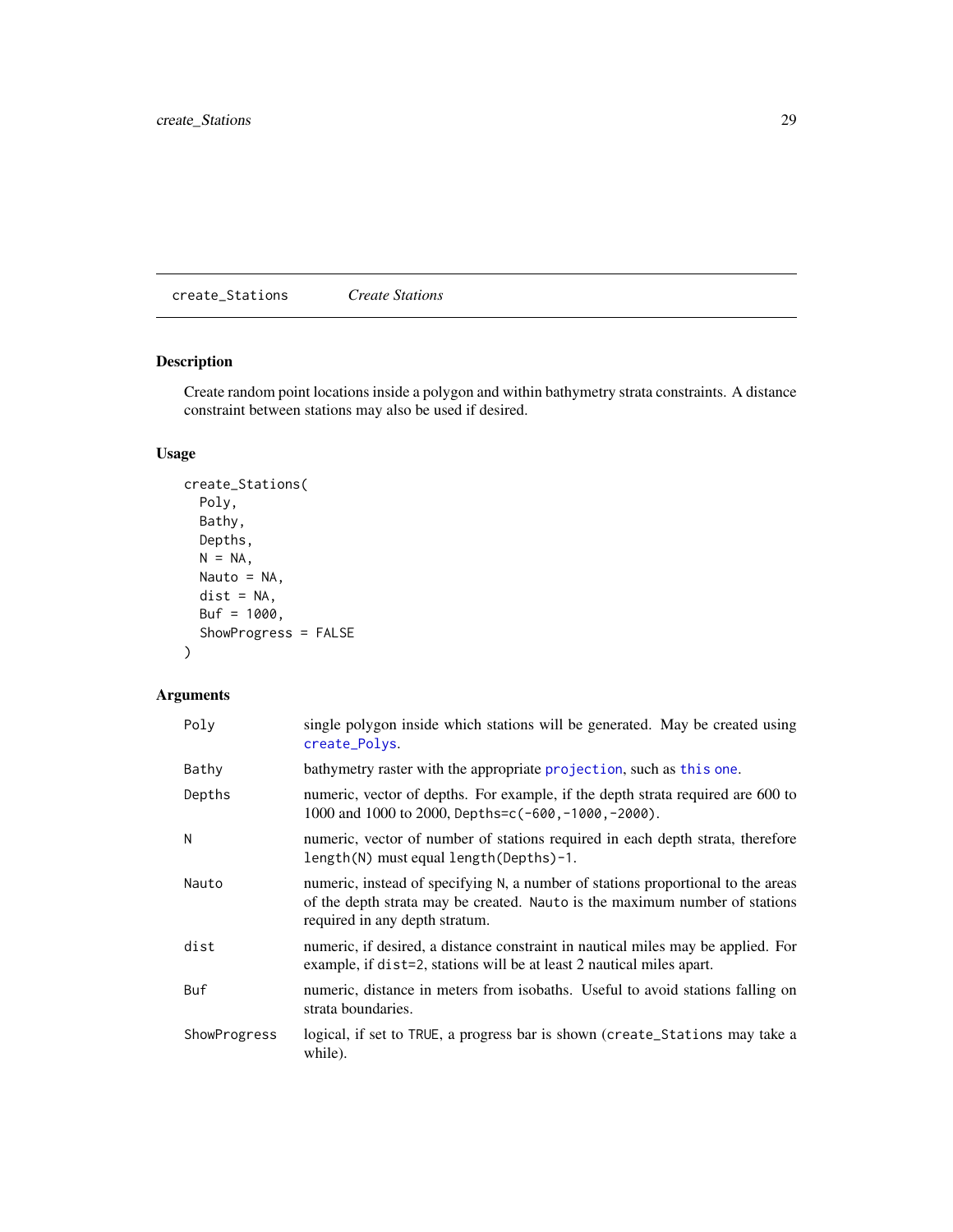## create_Stations *Create Stations*

### Description

Create random point locations inside a polygon and within bathymetry strata constraints. A distance constraint between stations may also be used if desired.

### Usage

```
create_Stations(
  Poly,
  Bathy,
  Depths,
  N = NA,
  Nauto = NA,
  dist = NA,
  Buf = 1000,
  ShowProgress = FALSE
)
```

### Arguments

| | |
|---|---|
| Poly | single polygon inside which stations will be generated. May be created using `create_Polys`. |
| Bathy | bathymetry raster with the appropriate `projection`, such as `this one`. |
| Depths | numeric, vector of depths. For example, if the depth strata required are 600 to 1000 and 1000 to 2000, `Depths=c(-600,-1000,-2000)`. |
| N | numeric, vector of number of stations required in each depth strata, therefore `length(N)` must equal `length(Depths)-1`. |
| Nauto | numeric, instead of specifying `N`, a number of stations proportional to the areas of the depth strata may be created. `Nauto` is the maximum number of stations required in any depth stratum. |
| dist | numeric, if desired, a distance constraint in nautical miles may be applied. For example, if `dist=2`, stations will be at least 2 nautical miles apart. |
| Buf | numeric, distance in meters from isobaths. Useful to avoid stations falling on strata boundaries. |
| ShowProgress | logical, if set to `TRUE`, a progress bar is shown (`create_Stations` may take a while). |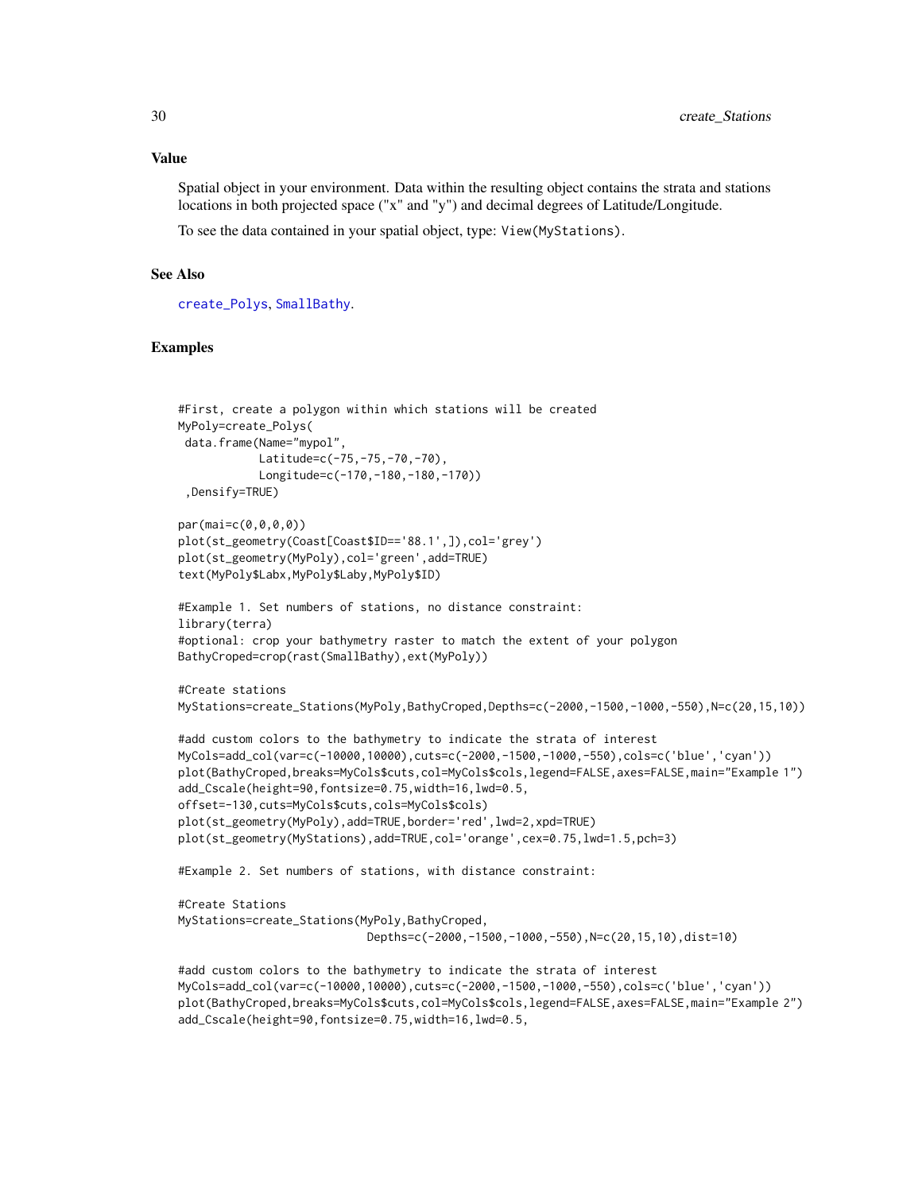## Value

Spatial object in your environment. Data within the resulting object contains the strata and stations locations in both projected space ("x" and "y") and decimal degrees of Latitude/Longitude.

To see the data contained in your spatial object, type: `View(MyStations)`.

## See Also

`create_Polys`, `SmallBathy`.

## Examples

```
#First, create a polygon within which stations will be created
MyPoly=create_Polys(
 data.frame(Name="mypol",
            Latitude=c(-75,-75,-70,-70),
            Longitude=c(-170,-180,-180,-170))
 ,Densify=TRUE)

par(mai=c(0,0,0,0))
plot(st_geometry(Coast[Coast$ID=='88.1',]),col='grey')
plot(st_geometry(MyPoly),col='green',add=TRUE)
text(MyPoly$Labx,MyPoly$Laby,MyPoly$ID)

#Example 1. Set numbers of stations, no distance constraint:
library(terra)
#optional: crop your bathymetry raster to match the extent of your polygon
BathyCroped=crop(rast(SmallBathy),ext(MyPoly))

#Create stations
MyStations=create_Stations(MyPoly,BathyCroped,Depths=c(-2000,-1500,-1000,-550),N=c(20,15,10))

#add custom colors to the bathymetry to indicate the strata of interest
MyCols=add_col(var=c(-10000,10000),cuts=c(-2000,-1500,-1000,-550),cols=c('blue','cyan'))
plot(BathyCroped,breaks=MyCols$cuts,col=MyCols$cols,legend=FALSE,axes=FALSE,main="Example 1")
add_Cscale(height=90,fontsize=0.75,width=16,lwd=0.5,
offset=-130,cuts=MyCols$cuts,cols=MyCols$cols)
plot(st_geometry(MyPoly),add=TRUE,border='red',lwd=2,xpd=TRUE)
plot(st_geometry(MyStations),add=TRUE,col='orange',cex=0.75,lwd=1.5,pch=3)

#Example 2. Set numbers of stations, with distance constraint:

#Create Stations
MyStations=create_Stations(MyPoly,BathyCroped,
                           Depths=c(-2000,-1500,-1000,-550),N=c(20,15,10),dist=10)

#add custom colors to the bathymetry to indicate the strata of interest
MyCols=add_col(var=c(-10000,10000),cuts=c(-2000,-1500,-1000,-550),cols=c('blue','cyan'))
plot(BathyCroped,breaks=MyCols$cuts,col=MyCols$cols,legend=FALSE,axes=FALSE,main="Example 2")
add_Cscale(height=90,fontsize=0.75,width=16,lwd=0.5,
```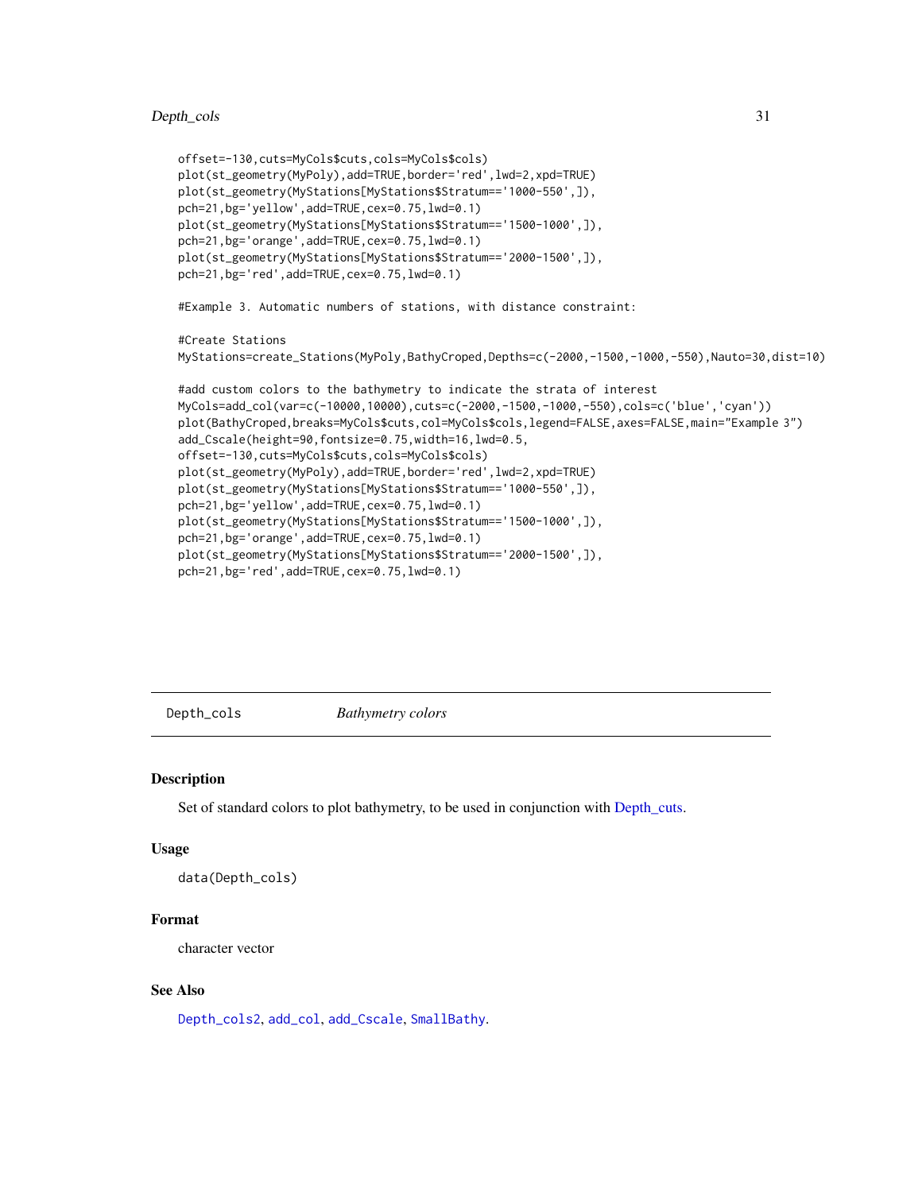```
offset=-130,cuts=MyCols$cuts,cols=MyCols$cols)
plot(st_geometry(MyPoly),add=TRUE,border='red',lwd=2,xpd=TRUE)
plot(st_geometry(MyStations[MyStations$Stratum=='1000-550',]),
pch=21,bg='yellow',add=TRUE,cex=0.75,lwd=0.1)
plot(st_geometry(MyStations[MyStations$Stratum=='1500-1000',]),
pch=21,bg='orange',add=TRUE,cex=0.75,lwd=0.1)
plot(st_geometry(MyStations[MyStations$Stratum=='2000-1500',]),
pch=21,bg='red',add=TRUE,cex=0.75,lwd=0.1)

#Example 3. Automatic numbers of stations, with distance constraint:

#Create Stations
MyStations=create_Stations(MyPoly,BathyCroped,Depths=c(-2000,-1500,-1000,-550),Nauto=30,dist=10)

#add custom colors to the bathymetry to indicate the strata of interest
MyCols=add_col(var=c(-10000,10000),cuts=c(-2000,-1500,-1000,-550),cols=c('blue','cyan'))
plot(BathyCroped,breaks=MyCols$cuts,col=MyCols$cols,legend=FALSE,axes=FALSE,main="Example 3")
add_Cscale(height=90,fontsize=0.75,width=16,lwd=0.5,
offset=-130,cuts=MyCols$cuts,cols=MyCols$cols)
plot(st_geometry(MyPoly),add=TRUE,border='red',lwd=2,xpd=TRUE)
plot(st_geometry(MyStations[MyStations$Stratum=='1000-550',]),
pch=21,bg='yellow',add=TRUE,cex=0.75,lwd=0.1)
plot(st_geometry(MyStations[MyStations$Stratum=='1500-1000',]),
pch=21,bg='orange',add=TRUE,cex=0.75,lwd=0.1)
plot(st_geometry(MyStations[MyStations$Stratum=='2000-1500',]),
pch=21,bg='red',add=TRUE,cex=0.75,lwd=0.1)
```

---

## Depth_cols — *Bathymetry colors*

### Description

Set of standard colors to plot bathymetry, to be used in conjunction with Depth_cuts.

### Usage

```
data(Depth_cols)
```

### Format

character vector

### See Also

Depth_cols2, add_col, add_Cscale, SmallBathy.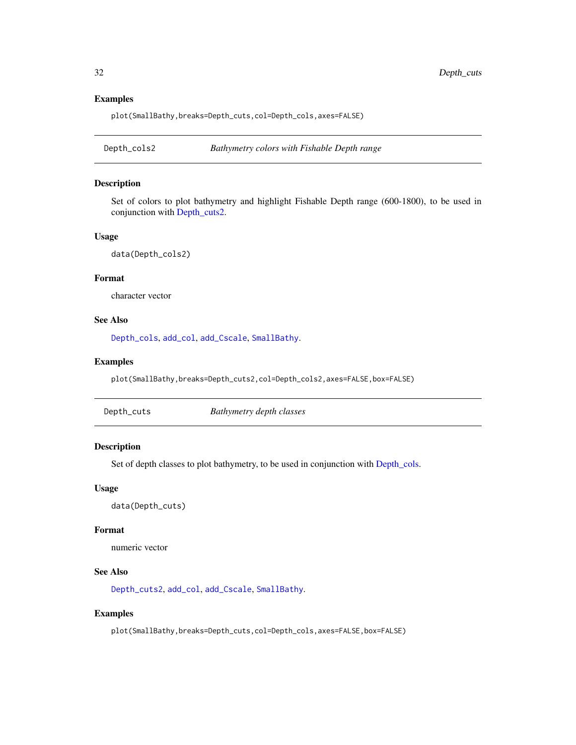### Examples

```
plot(SmallBathy,breaks=Depth_cuts,col=Depth_cols,axes=FALSE)
```

## Depth_cols2 — *Bathymetry colors with Fishable Depth range*

### Description

Set of colors to plot bathymetry and highlight Fishable Depth range (600-1800), to be used in conjunction with Depth_cuts2.

### Usage

```
data(Depth_cols2)
```

### Format

character vector

### See Also

Depth_cols, add_col, add_Cscale, SmallBathy.

### Examples

```
plot(SmallBathy,breaks=Depth_cuts2,col=Depth_cols2,axes=FALSE,box=FALSE)
```

## Depth_cuts — *Bathymetry depth classes*

### Description

Set of depth classes to plot bathymetry, to be used in conjunction with Depth_cols.

### Usage

```
data(Depth_cuts)
```

### Format

numeric vector

### See Also

Depth_cuts2, add_col, add_Cscale, SmallBathy.

### Examples

```
plot(SmallBathy,breaks=Depth_cuts,col=Depth_cols,axes=FALSE,box=FALSE)
```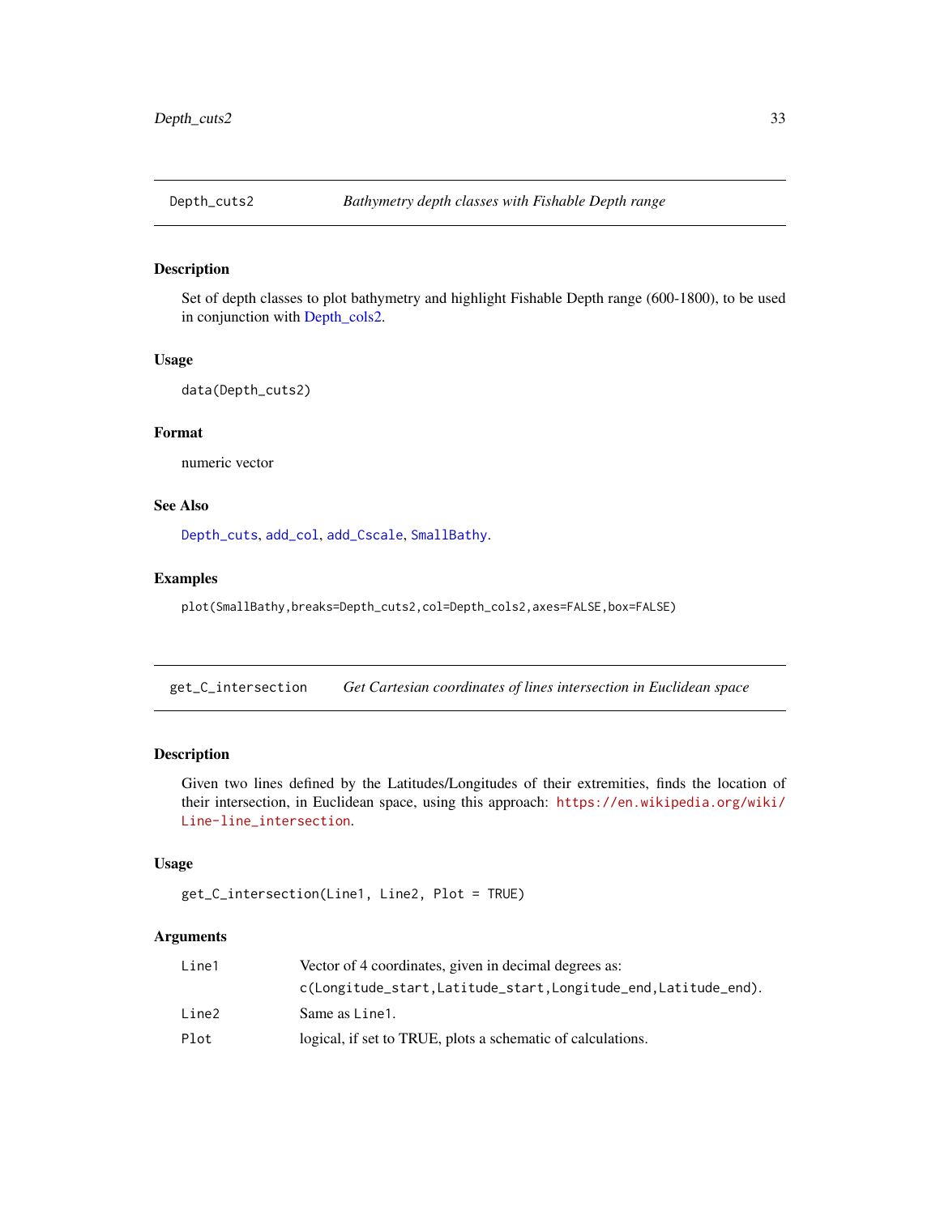## Depth_cuts2 — *Bathymetry depth classes with Fishable Depth range*

### Description

Set of depth classes to plot bathymetry and highlight Fishable Depth range (600-1800), to be used in conjunction with Depth_cols2.

### Usage

```
data(Depth_cuts2)
```

### Format

numeric vector

### See Also

`Depth_cuts`, `add_col`, `add_Cscale`, `SmallBathy`.

### Examples

```
plot(SmallBathy,breaks=Depth_cuts2,col=Depth_cols2,axes=FALSE,box=FALSE)
```

## get_C_intersection — *Get Cartesian coordinates of lines intersection in Euclidean space*

### Description

Given two lines defined by the Latitudes/Longitudes of their extremities, finds the location of their intersection, in Euclidean space, using this approach: https://en.wikipedia.org/wiki/Line-line_intersection.

### Usage

```
get_C_intersection(Line1, Line2, Plot = TRUE)
```

### Arguments

| | |
|---|---|
| `Line1` | Vector of 4 coordinates, given in decimal degrees as: `c(Longitude_start,Latitude_start,Longitude_end,Latitude_end)`. |
| `Line2` | Same as `Line1`. |
| `Plot` | logical, if set to TRUE, plots a schematic of calculations. |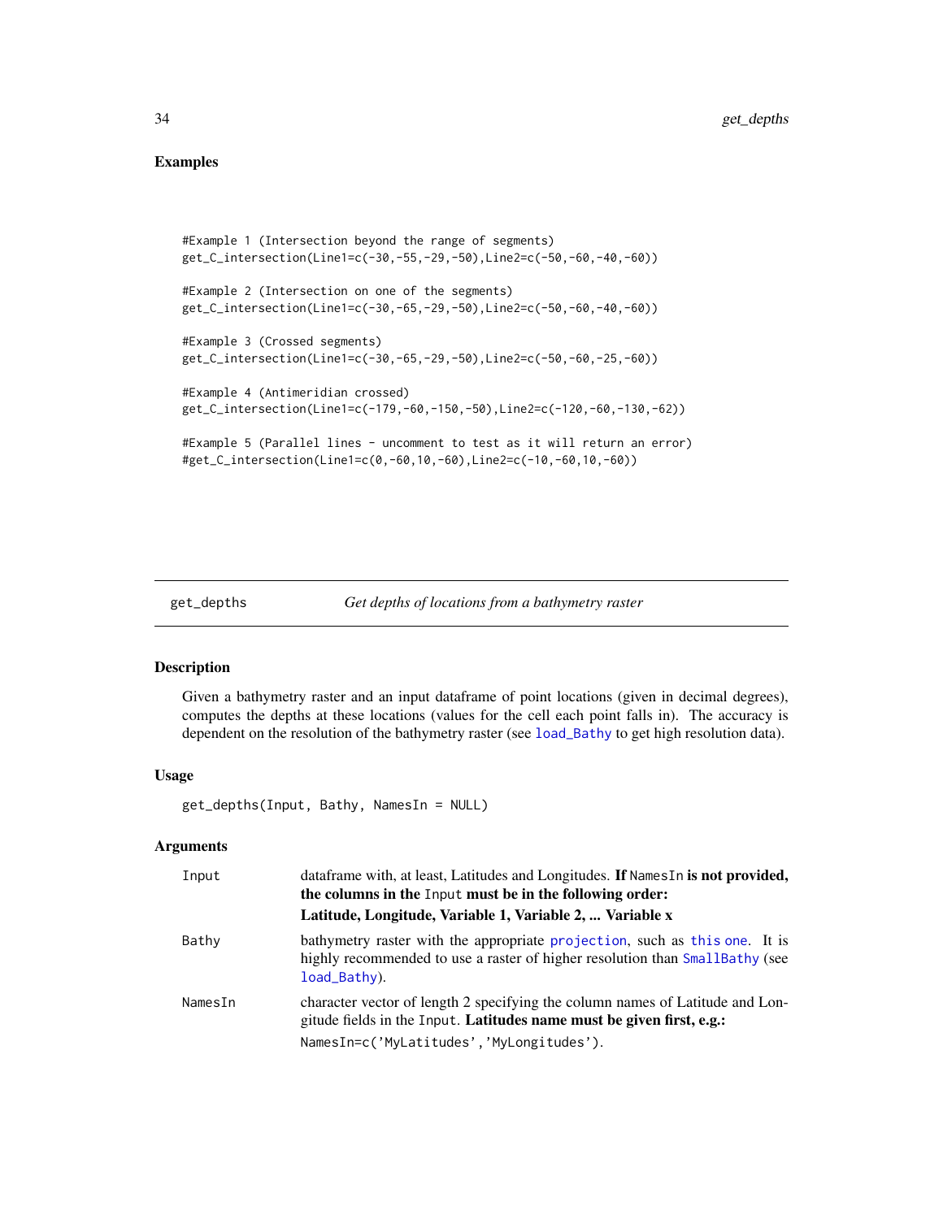## Examples

```
#Example 1 (Intersection beyond the range of segments)
get_C_intersection(Line1=c(-30,-55,-29,-50),Line2=c(-50,-60,-40,-60))

#Example 2 (Intersection on one of the segments)
get_C_intersection(Line1=c(-30,-65,-29,-50),Line2=c(-50,-60,-40,-60))

#Example 3 (Crossed segments)
get_C_intersection(Line1=c(-30,-65,-29,-50),Line2=c(-50,-60,-25,-60))

#Example 4 (Antimeridian crossed)
get_C_intersection(Line1=c(-179,-60,-150,-50),Line2=c(-120,-60,-130,-62))

#Example 5 (Parallel lines - uncomment to test as it will return an error)
#get_C_intersection(Line1=c(0,-60,10,-60),Line2=c(-10,-60,10,-60))
```

---

# get_depths — *Get depths of locations from a bathymetry raster*

## Description

Given a bathymetry raster and an input dataframe of point locations (given in decimal degrees), computes the depths at these locations (values for the cell each point falls in). The accuracy is dependent on the resolution of the bathymetry raster (see `load_Bathy` to get high resolution data).

## Usage

```
get_depths(Input, Bathy, NamesIn = NULL)
```

## Arguments

| | |
|---|---|
| `Input` | dataframe with, at least, Latitudes and Longitudes. **If** `NamesIn` **is not provided, the columns in the** `Input` **must be in the following order: Latitude, Longitude, Variable 1, Variable 2, ... Variable x** |
| `Bathy` | bathymetry raster with the appropriate `projection`, such as `this one`. It is highly recommended to use a raster of higher resolution than `SmallBathy` (see `load_Bathy`). |
| `NamesIn` | character vector of length 2 specifying the column names of Latitude and Longitude fields in the `Input`. **Latitudes name must be given first, e.g.:** `NamesIn=c('MyLatitudes','MyLongitudes')`. |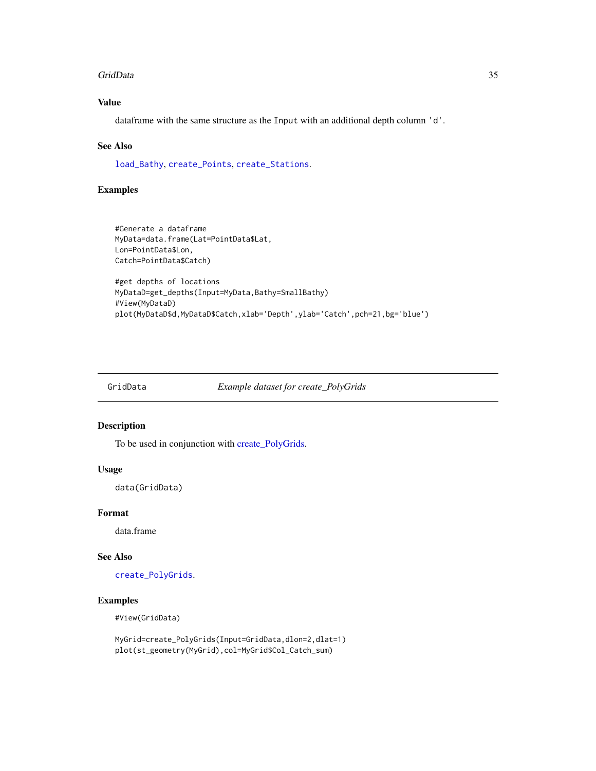### Value

dataframe with the same structure as the `Input` with an additional depth column `'d'`.

### See Also

`load_Bathy`, `create_Points`, `create_Stations`.

### Examples

```
#Generate a dataframe
MyData=data.frame(Lat=PointData$Lat,
Lon=PointData$Lon,
Catch=PointData$Catch)

#get depths of locations
MyDataD=get_depths(Input=MyData,Bathy=SmallBathy)
#View(MyDataD)
plot(MyDataD$d,MyDataD$Catch,xlab='Depth',ylab='Catch',pch=21,bg='blue')
```

---

## GridData — *Example dataset for create_PolyGrids*

### Description

To be used in conjunction with create_PolyGrids.

### Usage

```
data(GridData)
```

### Format

data.frame

### See Also

`create_PolyGrids`.

### Examples

```
#View(GridData)

MyGrid=create_PolyGrids(Input=GridData,dlon=2,dlat=1)
plot(st_geometry(MyGrid),col=MyGrid$Col_Catch_sum)
```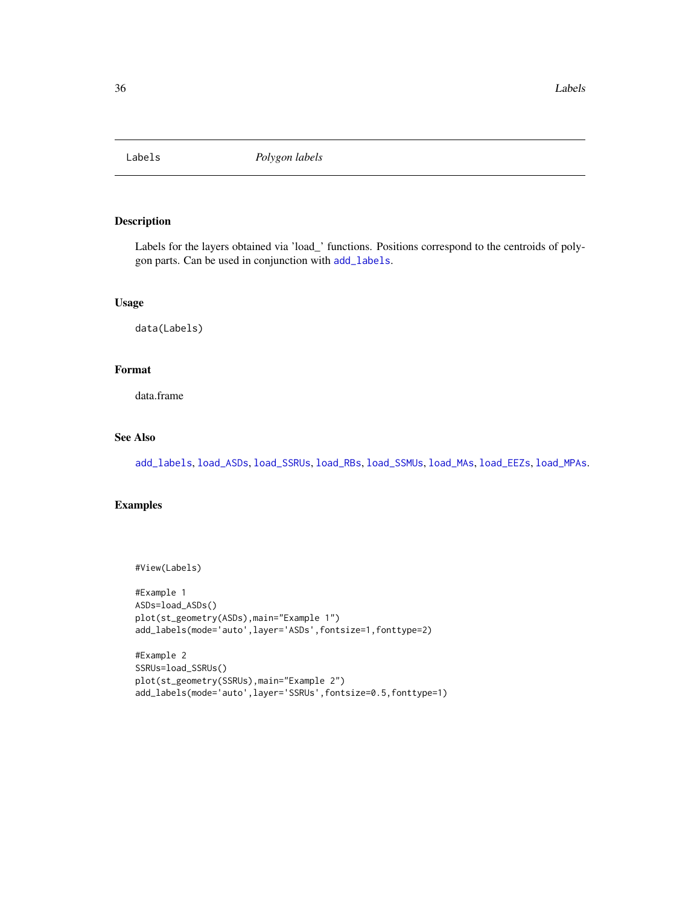# Labels    *Polygon labels*

## Description

Labels for the layers obtained via 'load_' functions. Positions correspond to the centroids of polygon parts. Can be used in conjunction with add_labels.

## Usage

```
data(Labels)
```

## Format

data.frame

## See Also

add_labels, load_ASDs, load_SSRUs, load_RBs, load_SSMUs, load_MAs, load_EEZs, load_MPAs.

## Examples

```
#View(Labels)

#Example 1
ASDs=load_ASDs()
plot(st_geometry(ASDs),main="Example 1")
add_labels(mode='auto',layer='ASDs',fontsize=1,fonttype=2)

#Example 2
SSRUs=load_SSRUs()
plot(st_geometry(SSRUs),main="Example 2")
add_labels(mode='auto',layer='SSRUs',fontsize=0.5,fonttype=1)
```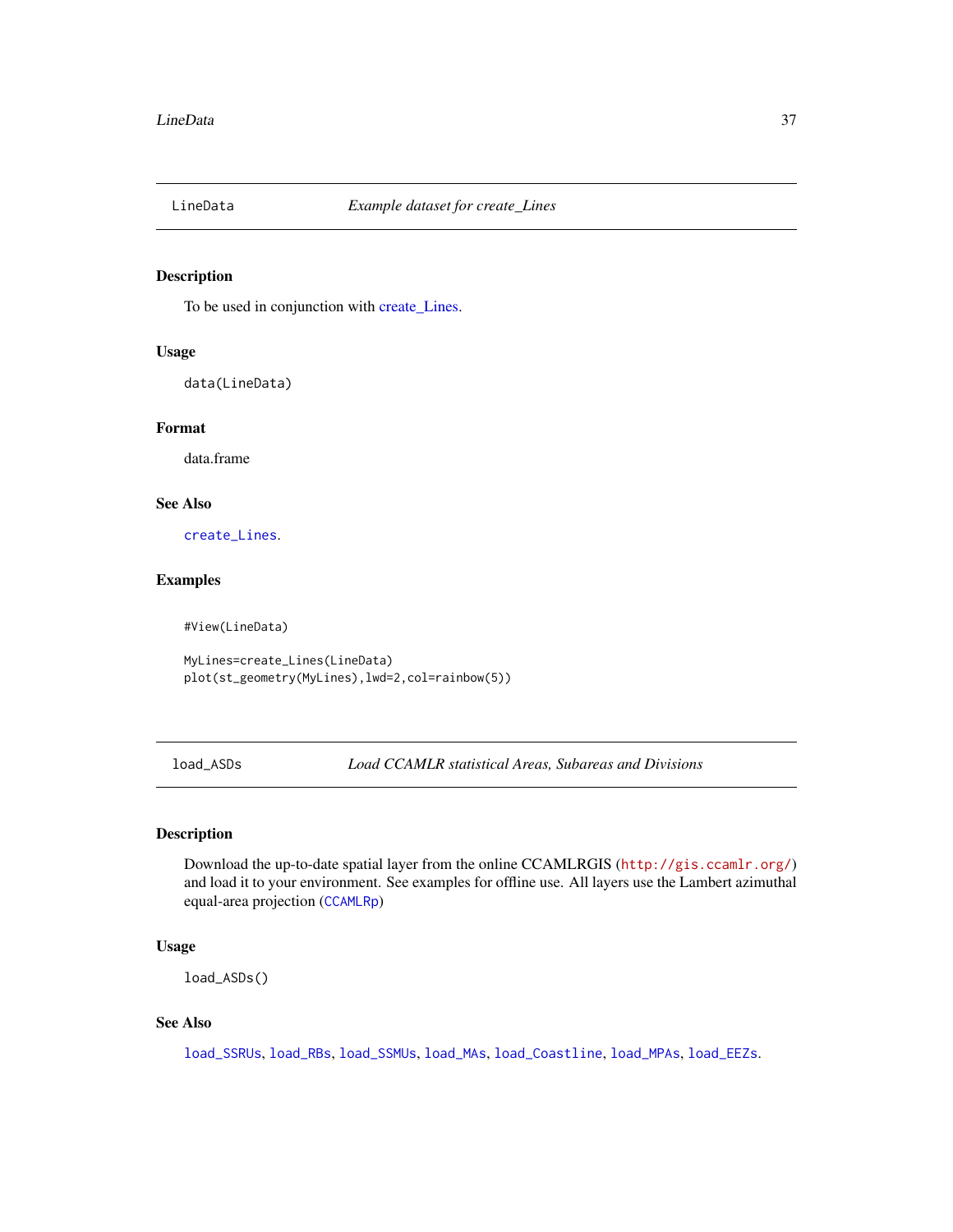## LineData *Example dataset for create_Lines*

### Description

To be used in conjunction with create_Lines.

### Usage

```
data(LineData)
```

### Format

data.frame

### See Also

create_Lines.

### Examples

```
#View(LineData)

MyLines=create_Lines(LineData)
plot(st_geometry(MyLines),lwd=2,col=rainbow(5))
```

## load_ASDs *Load CCAMLR statistical Areas, Subareas and Divisions*

### Description

Download the up-to-date spatial layer from the online CCAMLRGIS (http://gis.ccamlr.org/) and load it to your environment. See examples for offline use. All layers use the Lambert azimuthal equal-area projection (CCAMLRp)

### Usage

```
load_ASDs()
```

### See Also

load_SSRUs, load_RBs, load_SSMUs, load_MAs, load_Coastline, load_MPAs, load_EEZs.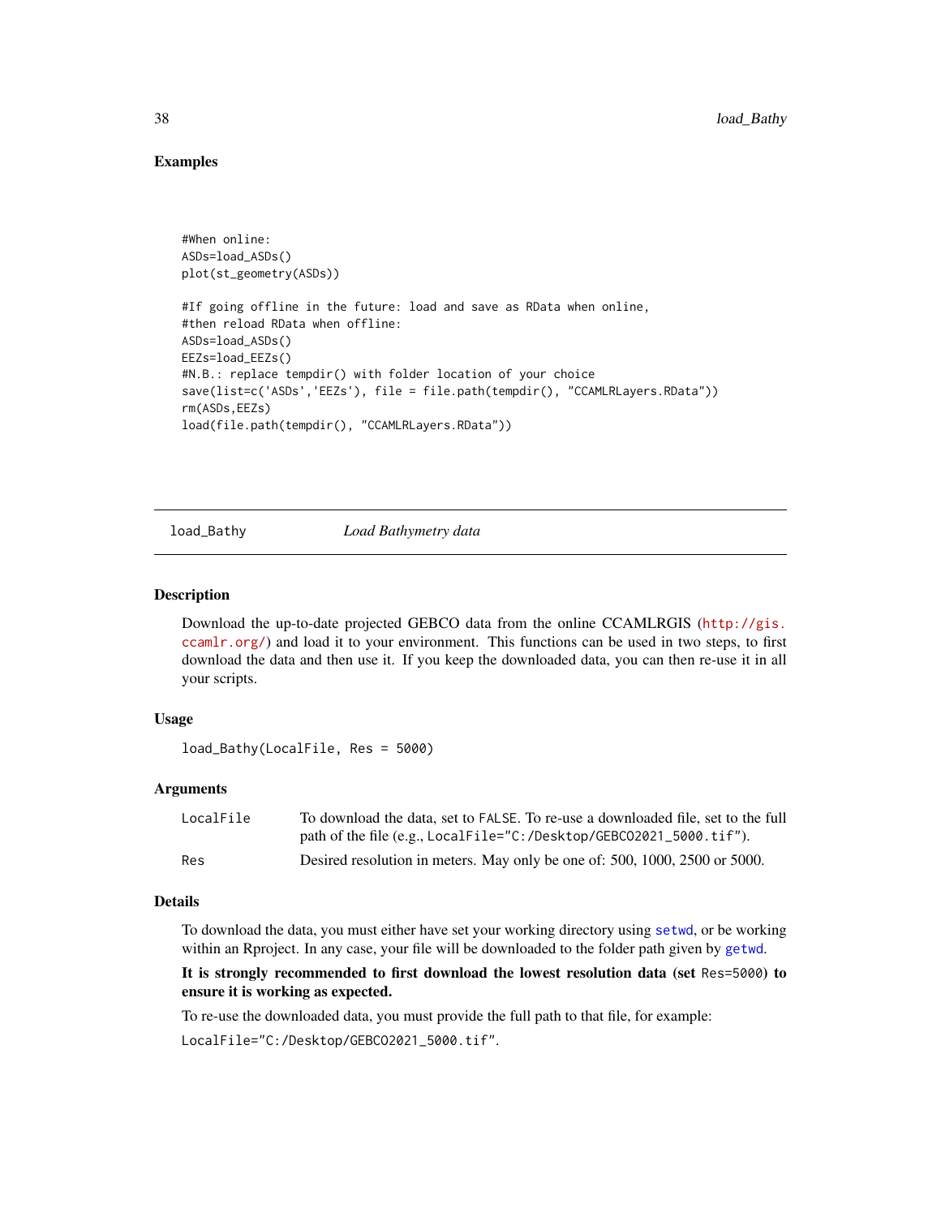## Examples

```
#When online:
ASDs=load_ASDs()
plot(st_geometry(ASDs))

#If going offline in the future: load and save as RData when online,
#then reload RData when offline:
ASDs=load_ASDs()
EEZs=load_EEZs()
#N.B.: replace tempdir() with folder location of your choice
save(list=c('ASDs','EEZs'), file = file.path(tempdir(), "CCAMLRLayers.RData"))
rm(ASDs,EEZs)
load(file.path(tempdir(), "CCAMLRLayers.RData"))
```

---

# load_Bathy *Load Bathymetry data*

---

### Description

Download the up-to-date projected GEBCO data from the online CCAMLRGIS (http://gis.ccamlr.org/) and load it to your environment. This functions can be used in two steps, to first download the data and then use it. If you keep the downloaded data, you can then re-use it in all your scripts.

### Usage

```
load_Bathy(LocalFile, Res = 5000)
```

### Arguments

| | |
|---|---|
| LocalFile | To download the data, set to `FALSE`. To re-use a downloaded file, set to the full path of the file (e.g., `LocalFile="C:/Desktop/GEBCO2021_5000.tif"`). |
| Res | Desired resolution in meters. May only be one of: 500, 1000, 2500 or 5000. |

### Details

To download the data, you must either have set your working directory using setwd, or be working within an Rproject. In any case, your file will be downloaded to the folder path given by getwd.

**It is strongly recommended to first download the lowest resolution data (set `Res=5000`) to ensure it is working as expected.**

To re-use the downloaded data, you must provide the full path to that file, for example:

`LocalFile="C:/Desktop/GEBCO2021_5000.tif"`.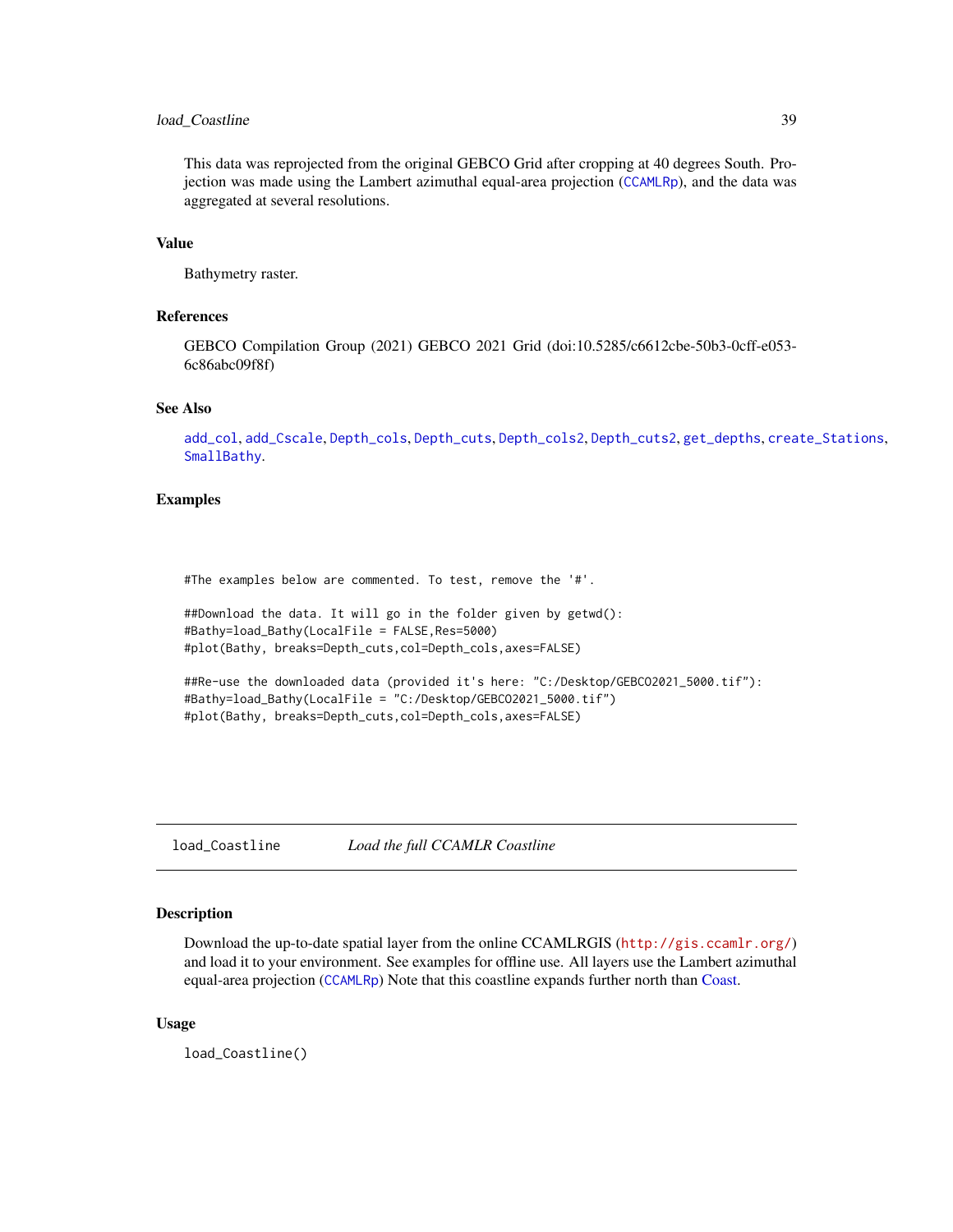This data was reprojected from the original GEBCO Grid after cropping at 40 degrees South. Projection was made using the Lambert azimuthal equal-area projection (CCAMLRp), and the data was aggregated at several resolutions.

### Value

Bathymetry raster.

### References

GEBCO Compilation Group (2021) GEBCO 2021 Grid (doi:10.5285/c6612cbe-50b3-0cff-e053-6c86abc09f8f)

### See Also

add_col, add_Cscale, Depth_cols, Depth_cuts, Depth_cols2, Depth_cuts2, get_depths, create_Stations, SmallBathy.

### Examples

```
#The examples below are commented. To test, remove the '#'.

##Download the data. It will go in the folder given by getwd():
#Bathy=load_Bathy(LocalFile = FALSE,Res=5000)
#plot(Bathy, breaks=Depth_cuts,col=Depth_cols,axes=FALSE)

##Re-use the downloaded data (provided it's here: "C:/Desktop/GEBCO2021_5000.tif"):
#Bathy=load_Bathy(LocalFile = "C:/Desktop/GEBCO2021_5000.tif")
#plot(Bathy, breaks=Depth_cuts,col=Depth_cols,axes=FALSE)
```

---

## load_Coastline &emsp; *Load the full CCAMLR Coastline*

---

### Description

Download the up-to-date spatial layer from the online CCAMLRGIS (http://gis.ccamlr.org/) and load it to your environment. See examples for offline use. All layers use the Lambert azimuthal equal-area projection (CCAMLRp) Note that this coastline expands further north than Coast.

### Usage

```
load_Coastline()
```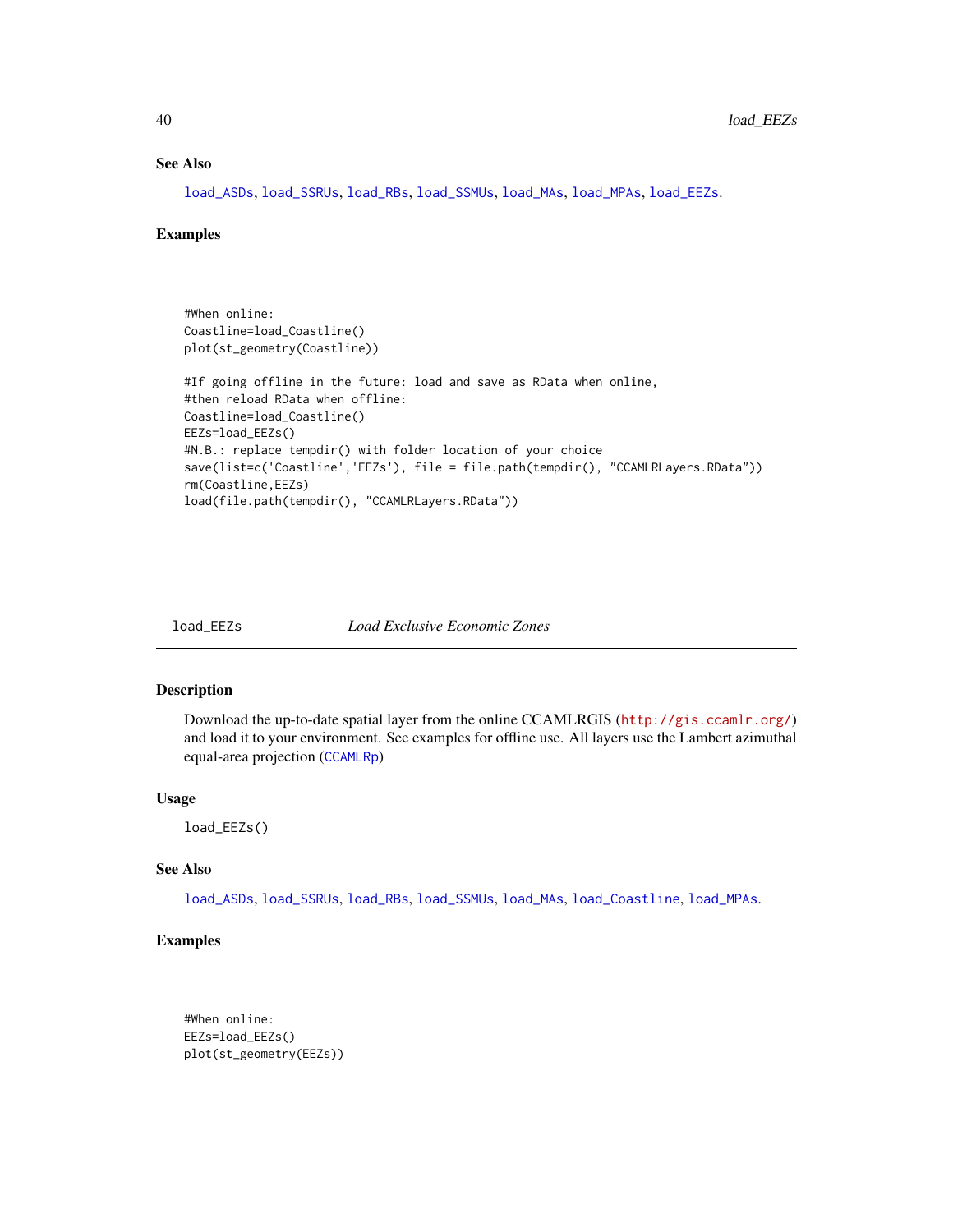### See Also

load_ASDs, load_SSRUs, load_RBs, load_SSMUs, load_MAs, load_MPAs, load_EEZs.

### Examples

```
#When online:
Coastline=load_Coastline()
plot(st_geometry(Coastline))

#If going offline in the future: load and save as RData when online,
#then reload RData when offline:
Coastline=load_Coastline()
EEZs=load_EEZs()
#N.B.: replace tempdir() with folder location of your choice
save(list=c('Coastline','EEZs'), file = file.path(tempdir(), "CCAMLRLayers.RData"))
rm(Coastline,EEZs)
load(file.path(tempdir(), "CCAMLRLayers.RData"))
```

---

## load_EEZs — *Load Exclusive Economic Zones*

### Description

Download the up-to-date spatial layer from the online CCAMLRGIS (http://gis.ccamlr.org/) and load it to your environment. See examples for offline use. All layers use the Lambert azimuthal equal-area projection (CCAMLRp)

### Usage

```
load_EEZs()
```

### See Also

load_ASDs, load_SSRUs, load_RBs, load_SSMUs, load_MAs, load_Coastline, load_MPAs.

### Examples

```
#When online:
EEZs=load_EEZs()
plot(st_geometry(EEZs))
```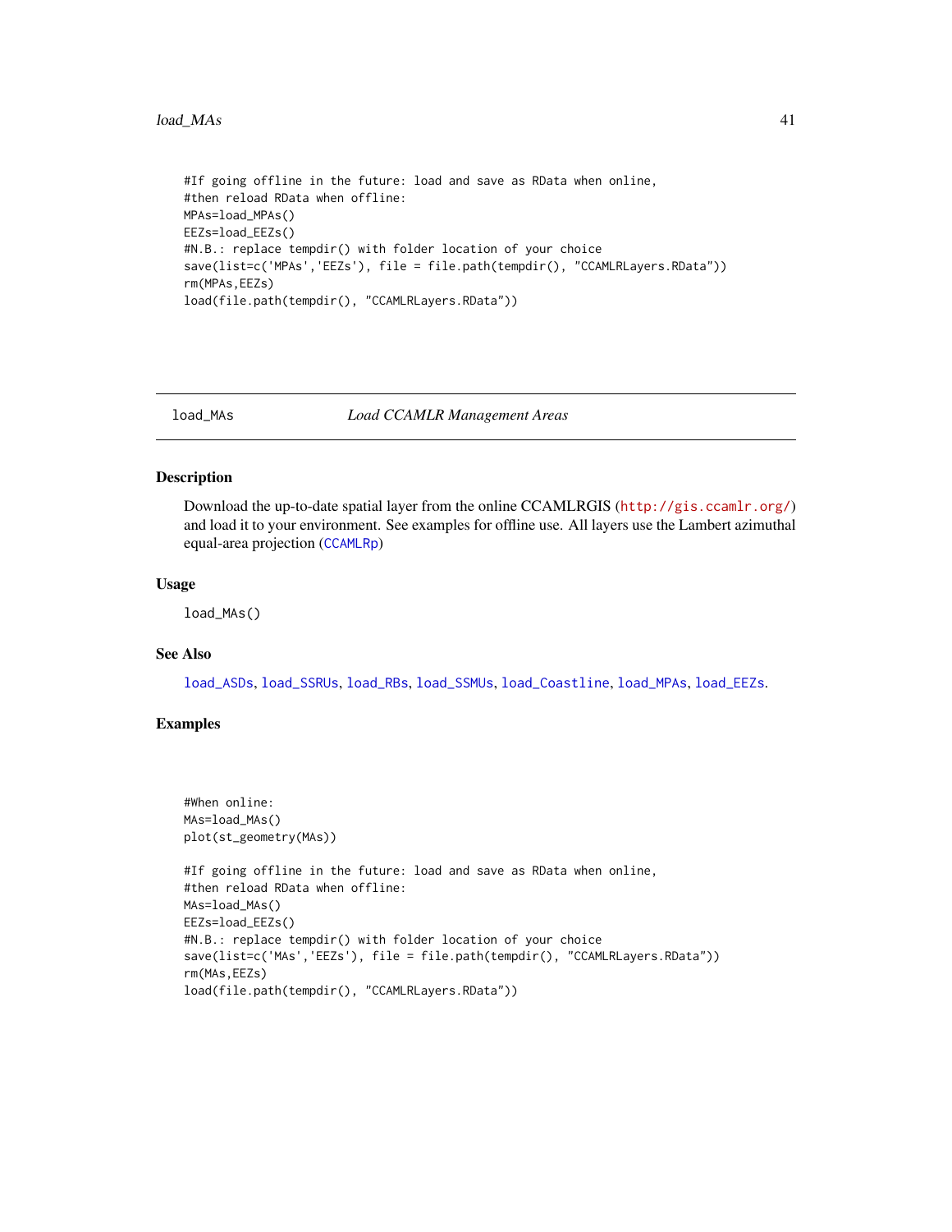```
#If going offline in the future: load and save as RData when online,
#then reload RData when offline:
MPAs=load_MPAs()
EEZs=load_EEZs()
#N.B.: replace tempdir() with folder location of your choice
save(list=c('MPAs','EEZs'), file = file.path(tempdir(), "CCAMLRLayers.RData"))
rm(MPAs,EEZs)
load(file.path(tempdir(), "CCAMLRLayers.RData"))
```

---

## load_MAs — *Load CCAMLR Management Areas*

### Description

Download the up-to-date spatial layer from the online CCAMLRGIS (http://gis.ccamlr.org/) and load it to your environment. See examples for offline use. All layers use the Lambert azimuthal equal-area projection (CCAMLRp)

### Usage

```
load_MAs()
```

### See Also

load_ASDs, load_SSRUs, load_RBs, load_SSMUs, load_Coastline, load_MPAs, load_EEZs.

### Examples

```
#When online:
MAs=load_MAs()
plot(st_geometry(MAs))

#If going offline in the future: load and save as RData when online,
#then reload RData when offline:
MAs=load_MAs()
EEZs=load_EEZs()
#N.B.: replace tempdir() with folder location of your choice
save(list=c('MAs','EEZs'), file = file.path(tempdir(), "CCAMLRLayers.RData"))
rm(MAs,EEZs)
load(file.path(tempdir(), "CCAMLRLayers.RData"))
```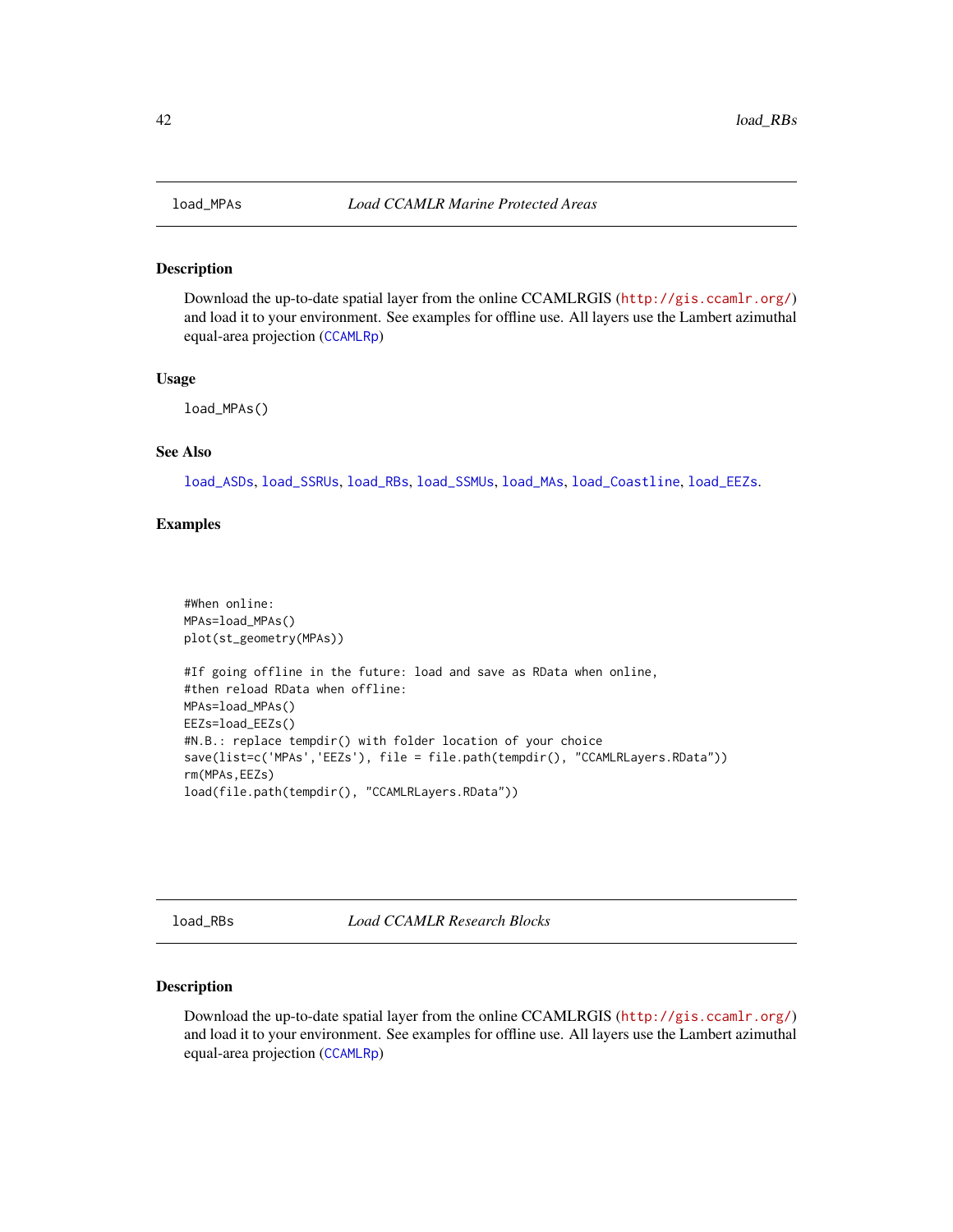## load_MPAs — *Load CCAMLR Marine Protected Areas*

### Description

Download the up-to-date spatial layer from the online CCAMLRGIS (http://gis.ccamlr.org/) and load it to your environment. See examples for offline use. All layers use the Lambert azimuthal equal-area projection (CCAMLRp)

### Usage

```
load_MPAs()
```

### See Also

load_ASDs, load_SSRUs, load_RBs, load_SSMUs, load_MAs, load_Coastline, load_EEZs.

### Examples

```
#When online:
MPAs=load_MPAs()
plot(st_geometry(MPAs))

#If going offline in the future: load and save as RData when online,
#then reload RData when offline:
MPAs=load_MPAs()
EEZs=load_EEZs()
#N.B.: replace tempdir() with folder location of your choice
save(list=c('MPAs','EEZs'), file = file.path(tempdir(), "CCAMLRLayers.RData"))
rm(MPAs,EEZs)
load(file.path(tempdir(), "CCAMLRLayers.RData"))
```

## load_RBs — *Load CCAMLR Research Blocks*

### Description

Download the up-to-date spatial layer from the online CCAMLRGIS (http://gis.ccamlr.org/) and load it to your environment. See examples for offline use. All layers use the Lambert azimuthal equal-area projection (CCAMLRp)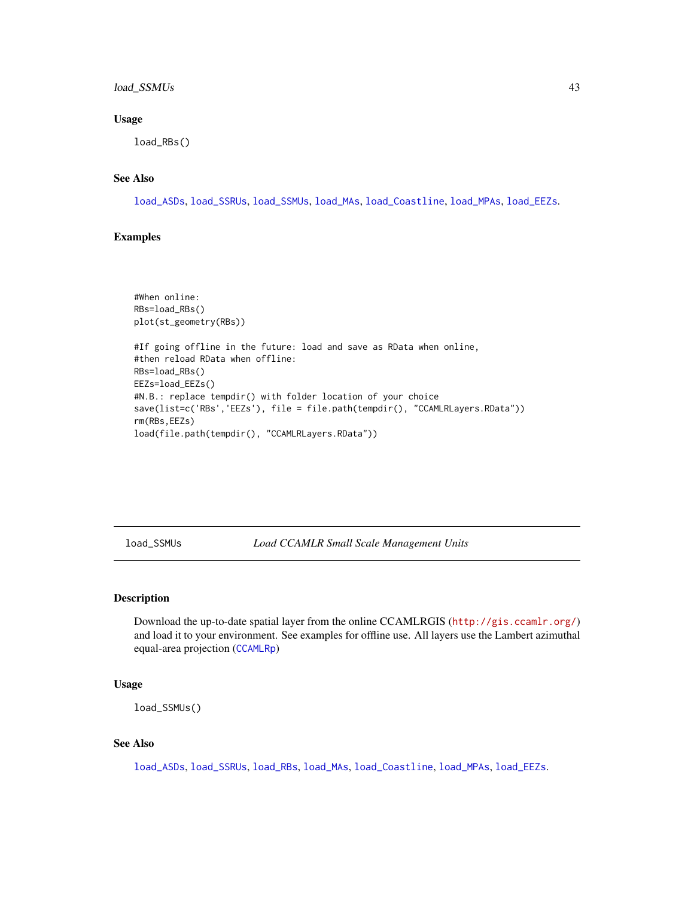### Usage

```
load_RBs()
```

### See Also

load_ASDs, load_SSRUs, load_SSMUs, load_MAs, load_Coastline, load_MPAs, load_EEZs.

### Examples

```
#When online:
RBs=load_RBs()
plot(st_geometry(RBs))

#If going offline in the future: load and save as RData when online,
#then reload RData when offline:
RBs=load_RBs()
EEZs=load_EEZs()
#N.B.: replace tempdir() with folder location of your choice
save(list=c('RBs','EEZs'), file = file.path(tempdir(), "CCAMLRLayers.RData"))
rm(RBs,EEZs)
load(file.path(tempdir(), "CCAMLRLayers.RData"))
```

---

## load_SSMUs — *Load CCAMLR Small Scale Management Units*

### Description

Download the up-to-date spatial layer from the online CCAMLRGIS (http://gis.ccamlr.org/) and load it to your environment. See examples for offline use. All layers use the Lambert azimuthal equal-area projection (CCAMLRp)

### Usage

```
load_SSMUs()
```

### See Also

load_ASDs, load_SSRUs, load_RBs, load_MAs, load_Coastline, load_MPAs, load_EEZs.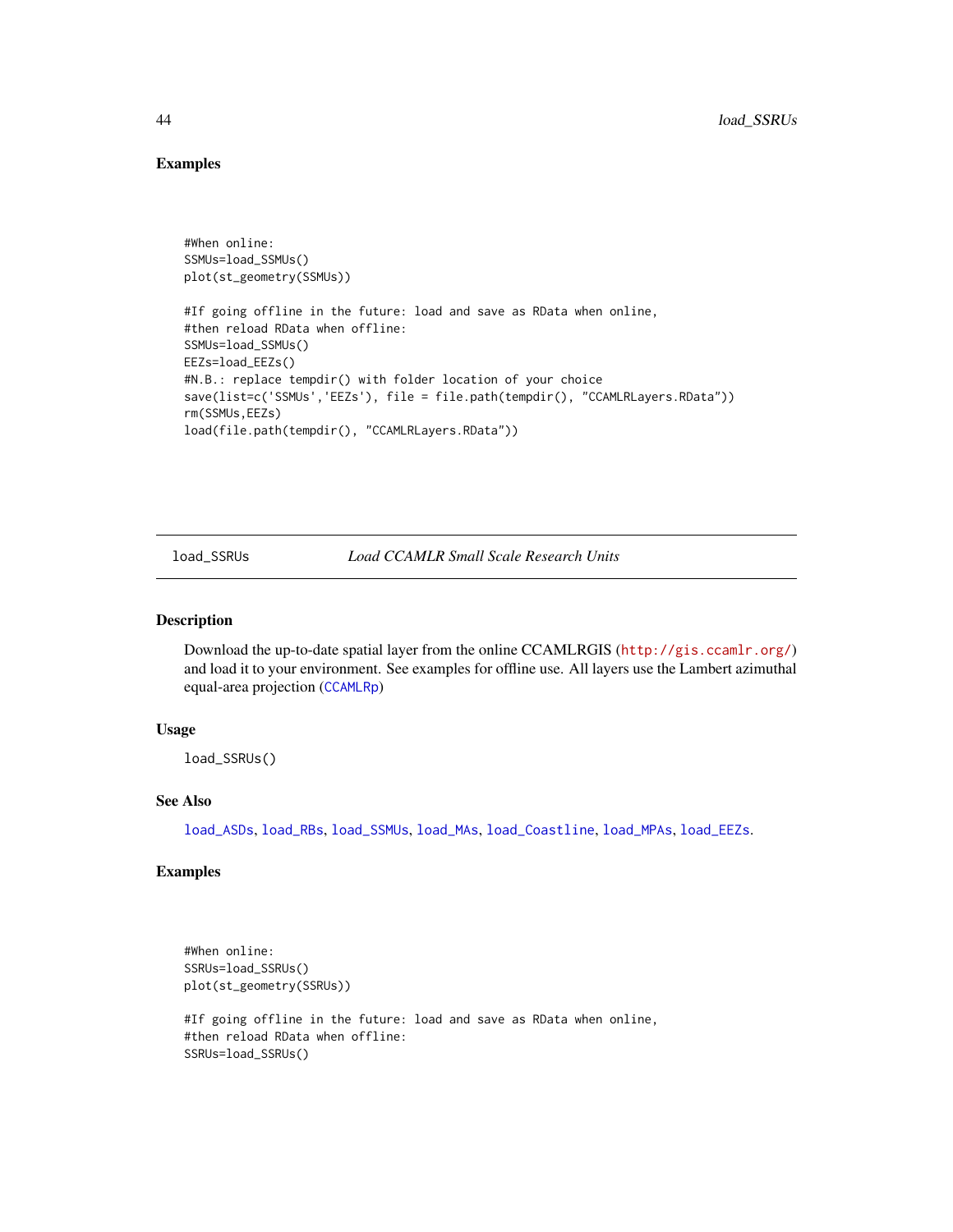## Examples

```
#When online:
SSMUs=load_SSMUs()
plot(st_geometry(SSMUs))

#If going offline in the future: load and save as RData when online,
#then reload RData when offline:
SSMUs=load_SSMUs()
EEZs=load_EEZs()
#N.B.: replace tempdir() with folder location of your choice
save(list=c('SSMUs','EEZs'), file = file.path(tempdir(), "CCAMLRLayers.RData"))
rm(SSMUs,EEZs)
load(file.path(tempdir(), "CCAMLRLayers.RData"))
```

---

# load_SSRUs *Load CCAMLR Small Scale Research Units*

---

## Description

Download the up-to-date spatial layer from the online CCAMLRGIS (http://gis.ccamlr.org/) and load it to your environment. See examples for offline use. All layers use the Lambert azimuthal equal-area projection (CCAMLRp)

## Usage

```
load_SSRUs()
```

## See Also

load_ASDs, load_RBs, load_SSMUs, load_MAs, load_Coastline, load_MPAs, load_EEZs.

## Examples

```
#When online:
SSRUs=load_SSRUs()
plot(st_geometry(SSRUs))

#If going offline in the future: load and save as RData when online,
#then reload RData when offline:
SSRUs=load_SSRUs()
```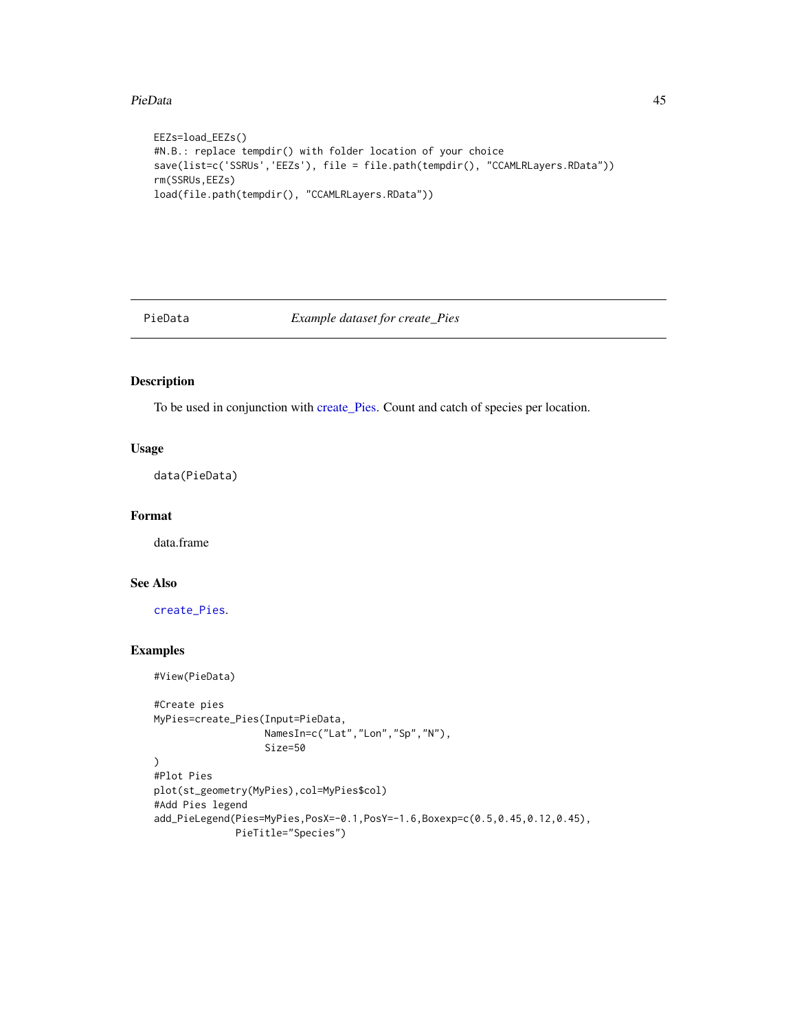```
EEZs=load_EEZs()
#N.B.: replace tempdir() with folder location of your choice
save(list=c('SSRUs','EEZs'), file = file.path(tempdir(), "CCAMLRLayers.RData"))
rm(SSRUs,EEZs)
load(file.path(tempdir(), "CCAMLRLayers.RData"))
```

## PieData *Example dataset for create_Pies*

### Description

To be used in conjunction with create_Pies. Count and catch of species per location.

### Usage

```
data(PieData)
```

### Format

data.frame

### See Also

create_Pies.

### Examples

```
#View(PieData)

#Create pies
MyPies=create_Pies(Input=PieData,
                   NamesIn=c("Lat","Lon","Sp","N"),
                   Size=50
)
#Plot Pies
plot(st_geometry(MyPies),col=MyPies$col)
#Add Pies legend
add_PieLegend(Pies=MyPies,PosX=-0.1,PosY=-1.6,Boxexp=c(0.5,0.45,0.12,0.45),
              PieTitle="Species")
```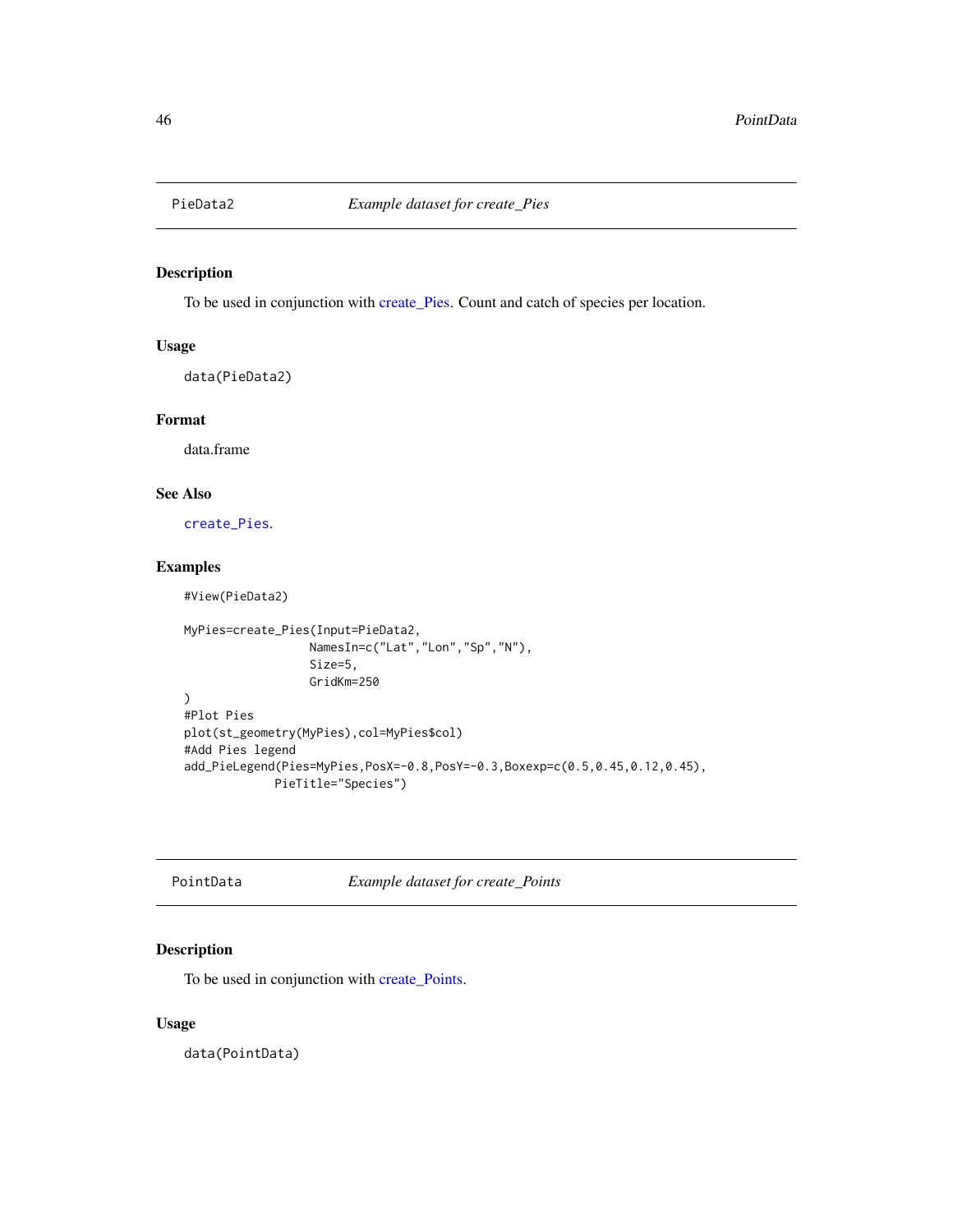## PieData2 — *Example dataset for create_Pies*

### Description

To be used in conjunction with create_Pies. Count and catch of species per location.

### Usage

```
data(PieData2)
```

### Format

data.frame

### See Also

`create_Pies`.

### Examples

```
#View(PieData2)

MyPies=create_Pies(Input=PieData2,
                   NamesIn=c("Lat","Lon","Sp","N"),
                   Size=5,
                   GridKm=250
)
#Plot Pies
plot(st_geometry(MyPies),col=MyPies$col)
#Add Pies legend
add_PieLegend(Pies=MyPies,PosX=-0.8,PosY=-0.3,Boxexp=c(0.5,0.45,0.12,0.45),
              PieTitle="Species")
```

## PointData — *Example dataset for create_Points*

### Description

To be used in conjunction with create_Points.

### Usage

```
data(PointData)
```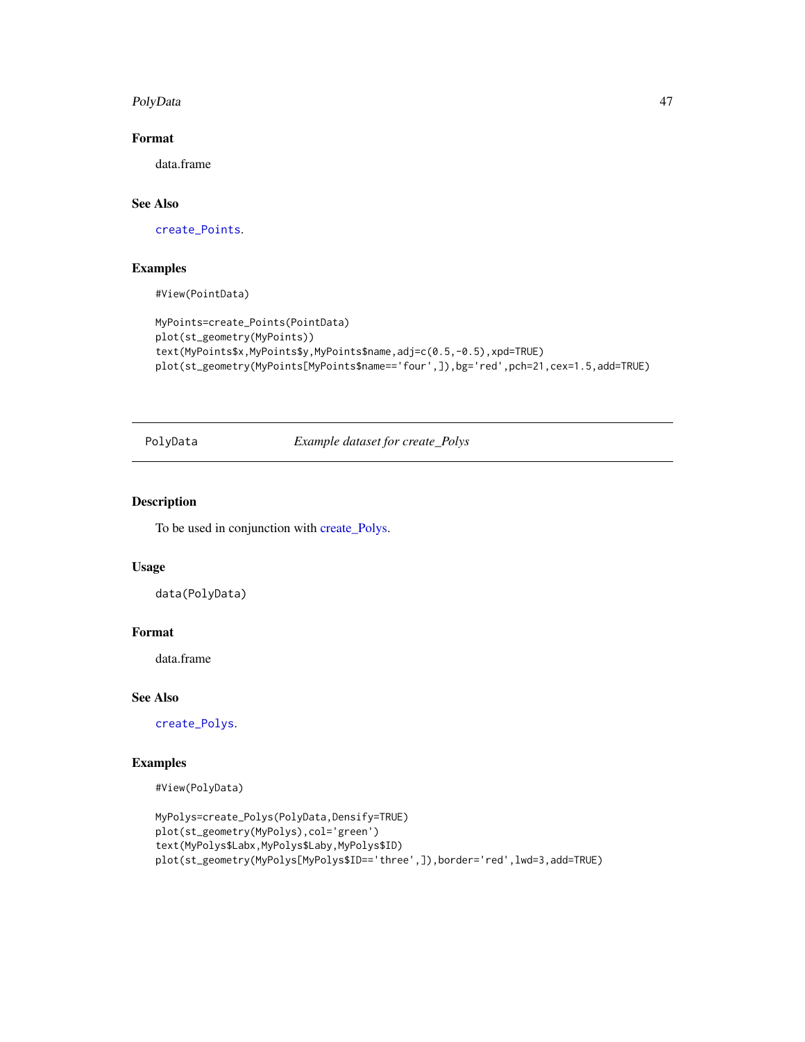### Format

data.frame

### See Also

create_Points.

### Examples

```
#View(PointData)

MyPoints=create_Points(PointData)
plot(st_geometry(MyPoints))
text(MyPoints$x,MyPoints$y,MyPoints$name,adj=c(0.5,-0.5),xpd=TRUE)
plot(st_geometry(MyPoints[MyPoints$name=='four',]),bg='red',pch=21,cex=1.5,add=TRUE)
```

---

## PolyData *Example dataset for create_Polys*

### Description

To be used in conjunction with create_Polys.

### Usage

```
data(PolyData)
```

### Format

data.frame

### See Also

create_Polys.

### Examples

```
#View(PolyData)

MyPolys=create_Polys(PolyData,Densify=TRUE)
plot(st_geometry(MyPolys),col='green')
text(MyPolys$Labx,MyPolys$Laby,MyPolys$ID)
plot(st_geometry(MyPolys[MyPolys$ID=='three',]),border='red',lwd=3,add=TRUE)
```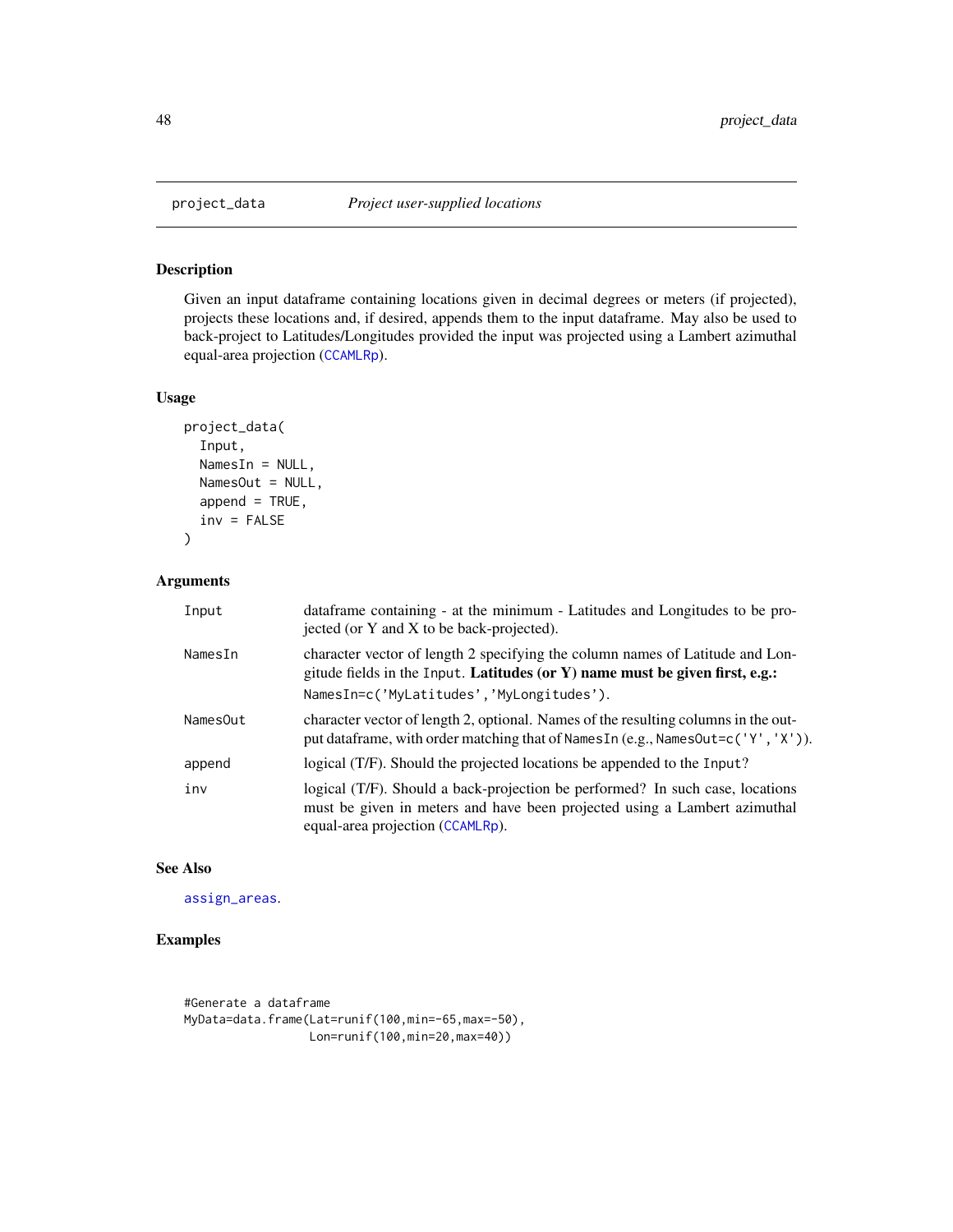## project_data *Project user-supplied locations*

### Description

Given an input dataframe containing locations given in decimal degrees or meters (if projected), projects these locations and, if desired, appends them to the input dataframe. May also be used to back-project to Latitudes/Longitudes provided the input was projected using a Lambert azimuthal equal-area projection (CCAMLRp).

### Usage

```
project_data(
  Input,
  NamesIn = NULL,
  NamesOut = NULL,
  append = TRUE,
  inv = FALSE
)
```

### Arguments

| | |
|---|---|
| Input | dataframe containing - at the minimum - Latitudes and Longitudes to be projected (or Y and X to be back-projected). |
| NamesIn | character vector of length 2 specifying the column names of Latitude and Longitude fields in the Input. **Latitudes (or Y) name must be given first, e.g.:** NamesIn=c('MyLatitudes','MyLongitudes'). |
| NamesOut | character vector of length 2, optional. Names of the resulting columns in the output dataframe, with order matching that of NamesIn (e.g., NamesOut=c('Y','X')). |
| append | logical (T/F). Should the projected locations be appended to the Input? |
| inv | logical (T/F). Should a back-projection be performed? In such case, locations must be given in meters and have been projected using a Lambert azimuthal equal-area projection (CCAMLRp). |

### See Also

assign_areas.

### Examples

```
#Generate a dataframe
MyData=data.frame(Lat=runif(100,min=-65,max=-50),
                  Lon=runif(100,min=20,max=40))
```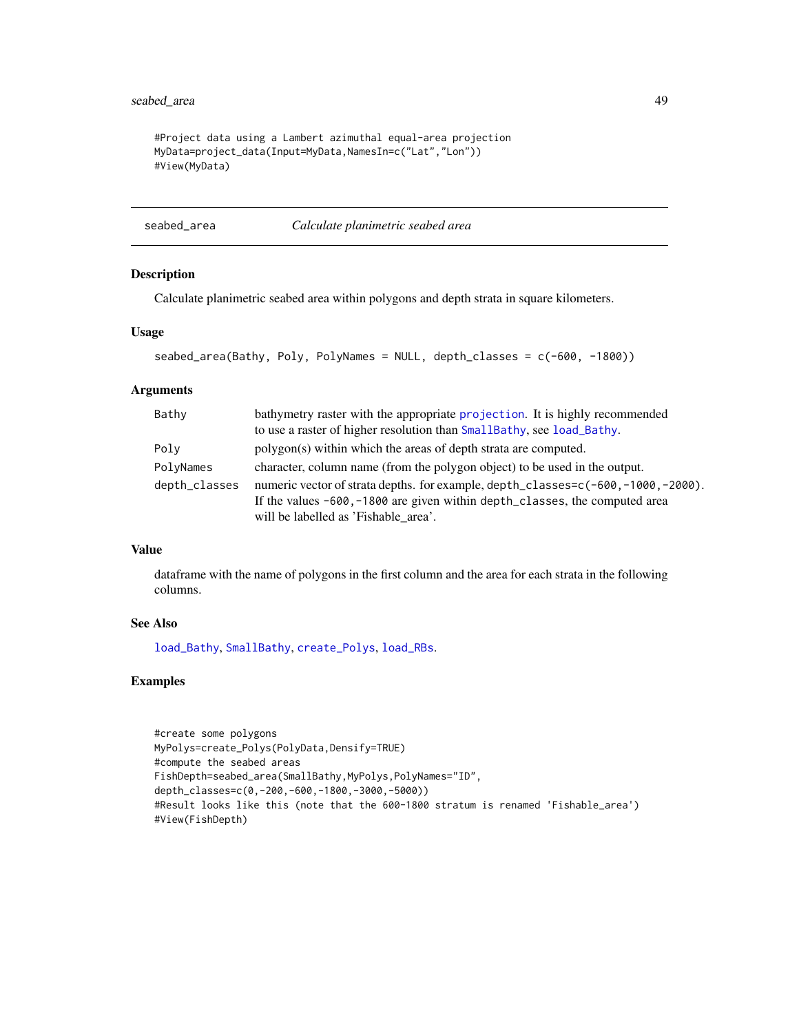```
#Project data using a Lambert azimuthal equal-area projection
MyData=project_data(Input=MyData,NamesIn=c("Lat","Lon"))
#View(MyData)
```

## seabed_area    *Calculate planimetric seabed area*

### Description

Calculate planimetric seabed area within polygons and depth strata in square kilometers.

### Usage

```
seabed_area(Bathy, Poly, PolyNames = NULL, depth_classes = c(-600, -1800))
```

### Arguments

| | |
|---|---|
| Bathy | bathymetry raster with the appropriate projection. It is highly recommended to use a raster of higher resolution than SmallBathy, see load_Bathy. |
| Poly | polygon(s) within which the areas of depth strata are computed. |
| PolyNames | character, column name (from the polygon object) to be used in the output. |
| depth_classes | numeric vector of strata depths. for example, depth_classes=c(-600,-1000,-2000). If the values -600,-1800 are given within depth_classes, the computed area will be labelled as 'Fishable_area'. |

### Value

dataframe with the name of polygons in the first column and the area for each strata in the following columns.

### See Also

load_Bathy, SmallBathy, create_Polys, load_RBs.

### Examples

```
#create some polygons
MyPolys=create_Polys(PolyData,Densify=TRUE)
#compute the seabed areas
FishDepth=seabed_area(SmallBathy,MyPolys,PolyNames="ID",
depth_classes=c(0,-200,-600,-1800,-3000,-5000))
#Result looks like this (note that the 600-1800 stratum is renamed 'Fishable_area')
#View(FishDepth)
```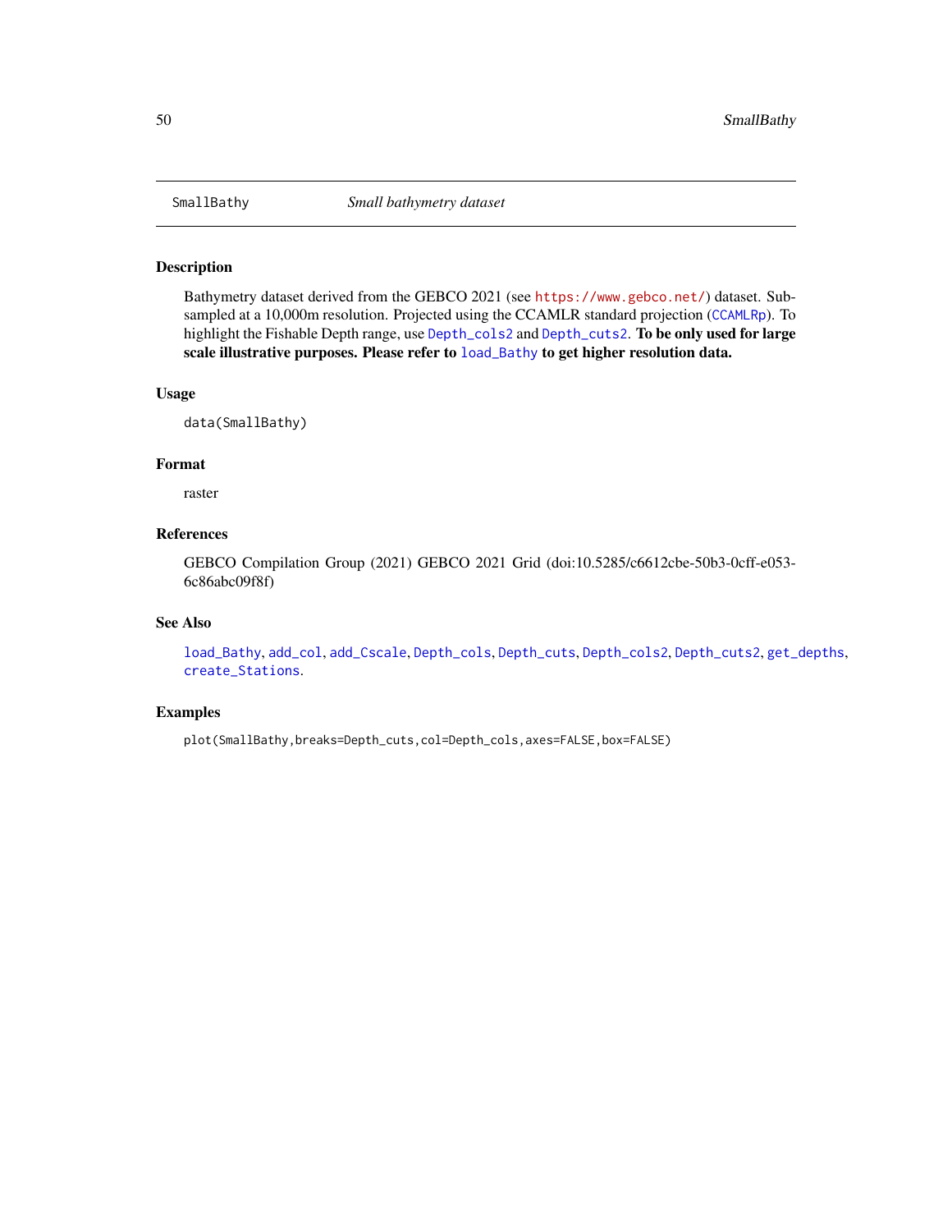SmallBathy *Small bathymetry dataset*

## Description

Bathymetry dataset derived from the GEBCO 2021 (see https://www.gebco.net/) dataset. Subsampled at a 10,000m resolution. Projected using the CCAMLR standard projection (CCAMLRp). To highlight the Fishable Depth range, use Depth_cols2 and Depth_cuts2. **To be only used for large scale illustrative purposes. Please refer to** load_Bathy **to get higher resolution data.**

## Usage

```
data(SmallBathy)
```

## Format

raster

## References

GEBCO Compilation Group (2021) GEBCO 2021 Grid (doi:10.5285/c6612cbe-50b3-0cff-e053-6c86abc09f8f)

## See Also

load_Bathy, add_col, add_Cscale, Depth_cols, Depth_cuts, Depth_cols2, Depth_cuts2, get_depths, create_Stations.

## Examples

```
plot(SmallBathy,breaks=Depth_cuts,col=Depth_cols,axes=FALSE,box=FALSE)
```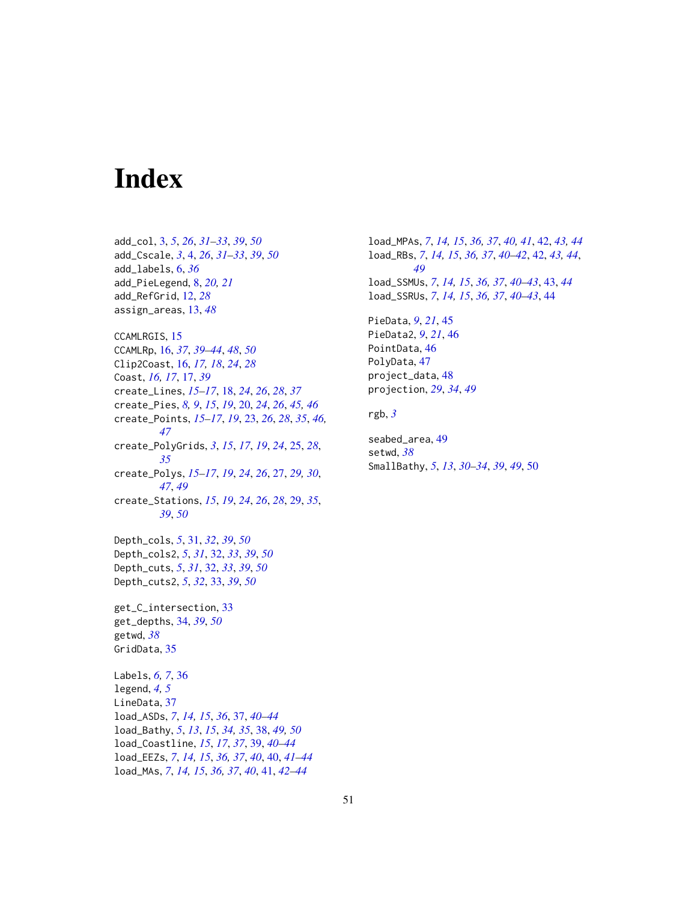# Index

add_col, 3, 5, 26, 31–33, 39, 50
add_Cscale, 3, 4, 26, 31–33, 39, 50
add_labels, 6, 36
add_PieLegend, 8, 20, 21
add_RefGrid, 12, 28
assign_areas, 13, 48

CCAMLRGIS, 15
CCAMLRp, 16, 37, 39–44, 48, 50
Clip2Coast, 16, 17, 18, 24, 28
Coast, 16, 17, 17, 39
create_Lines, 15–17, 18, 24, 26, 28, 37
create_Pies, 8, 9, 15, 19, 20, 24, 26, 45, 46
create_Points, 15–17, 19, 23, 26, 28, 35, 46, 47
create_PolyGrids, 3, 15, 17, 19, 24, 25, 28, 35
create_Polys, 15–17, 19, 24, 26, 27, 29, 30, 47, 49
create_Stations, 15, 19, 24, 26, 28, 29, 35, 39, 50

Depth_cols, 5, 31, 32, 39, 50
Depth_cols2, 5, 31, 32, 33, 39, 50
Depth_cuts, 5, 31, 32, 33, 39, 50
Depth_cuts2, 5, 32, 33, 39, 50

get_C_intersection, 33
get_depths, 34, 39, 50
getwd, 38
GridData, 35

Labels, 6, 7, 36
legend, 4, 5
LineData, 37
load_ASDs, 7, 14, 15, 36, 37, 40–44
load_Bathy, 5, 13, 15, 34, 35, 38, 49, 50
load_Coastline, 15, 17, 37, 39, 40–44
load_EEZs, 7, 14, 15, 36, 37, 40, 40, 41–44
load_MAs, 7, 14, 15, 36, 37, 40, 41, 42–44
load_MPAs, 7, 14, 15, 36, 37, 40, 41, 42, 43, 44
load_RBs, 7, 14, 15, 36, 37, 40–42, 42, 43, 44, 49
load_SSMUs, 7, 14, 15, 36, 37, 40–43, 43, 44
load_SSRUs, 7, 14, 15, 36, 37, 40–43, 44

PieData, 9, 21, 45
PieData2, 9, 21, 46
PointData, 46
PolyData, 47
project_data, 48
projection, 29, 34, 49

rgb, 3

seabed_area, 49
setwd, 38
SmallBathy, 5, 13, 30–34, 39, 49, 50